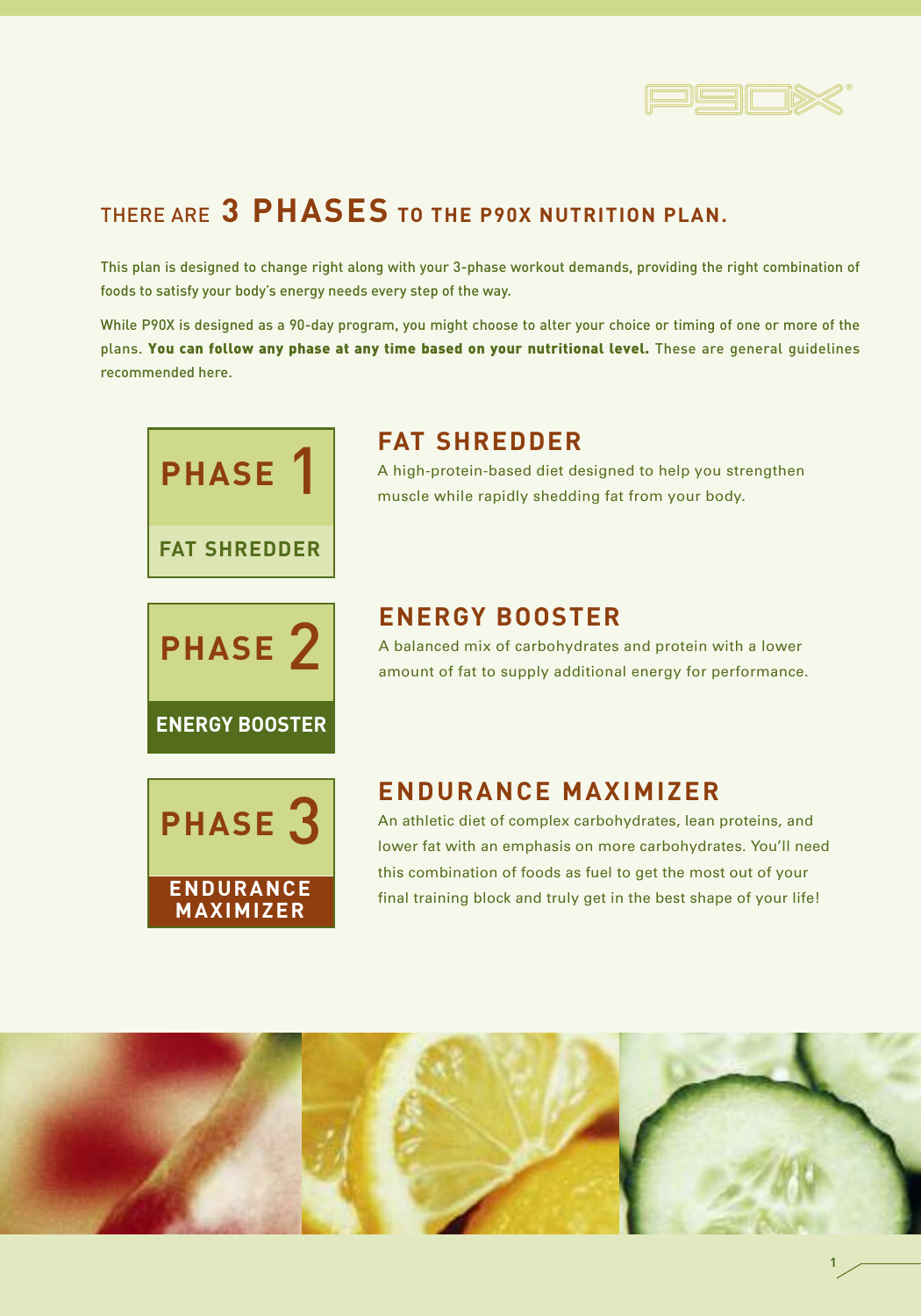# THERE ARE 3 PHASES TO THE P90X NUTRITION PLAN.

This plan is designed to change right along with your 3-phase workout demands, providing the right combination of foods to satisfy your body's energy needs every step of the way.

While P90X is designed as a 90-day program, you might choose to alter your choice or timing of one or more of the plans. **You can follow any phase at any time based on your nutritional level.** These are general guidelines recommended here.

**PHASE 1**
**FAT SHREDDER**

## FAT SHREDDER

A high-protein-based diet designed to help you strengthen muscle while rapidly shedding fat from your body.

**PHASE 2**
**ENERGY BOOSTER**

## ENERGY BOOSTER

A balanced mix of carbohydrates and protein with a lower amount of fat to supply additional energy for performance.

**PHASE 3**
**ENDURANCE MAXIMIZER**

## ENDURANCE MAXIMIZER

An athletic diet of complex carbohydrates, lean proteins, and lower fat with an emphasis on more carbohydrates. You'll need this combination of foods as fuel to get the most out of your final training block and truly get in the best shape of your life!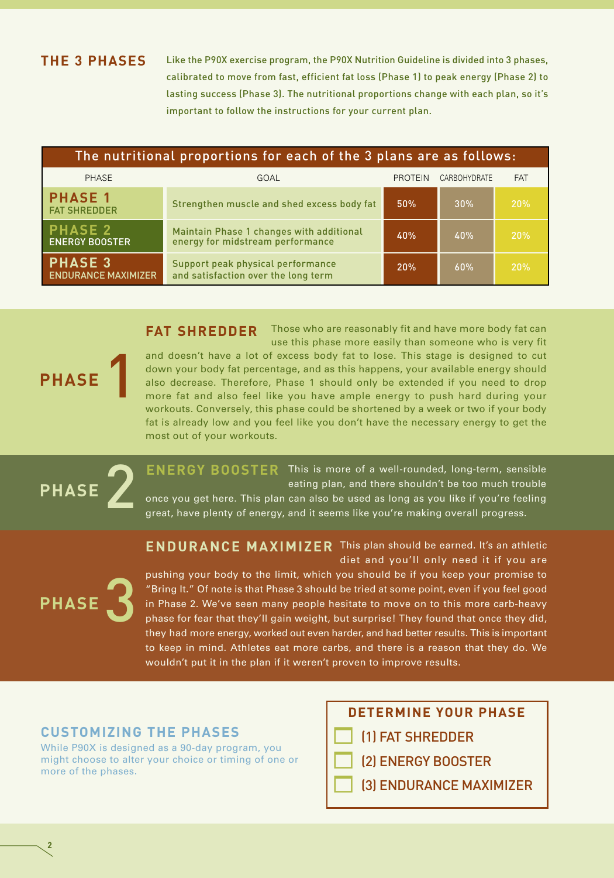## THE 3 PHASES

Like the P90X exercise program, the P90X Nutrition Guideline is divided into 3 phases, calibrated to move from fast, efficient fat loss (Phase 1) to peak energy (Phase 2) to lasting success (Phase 3). The nutritional proportions change with each plan, so it's important to follow the instructions for your current plan.

**The nutritional proportions for each of the 3 plans are as follows:**

| PHASE | GOAL | PROTEIN | CARBOHYDRATE | FAT |
|---|---|---|---|---|
| **PHASE 1** FAT SHREDDER | Strengthen muscle and shed excess body fat | 50% | 30% | 20% |
| **PHASE 2** ENERGY BOOSTER | Maintain Phase 1 changes with additional energy for midstream performance | 40% | 40% | 20% |
| **PHASE 3** ENDURANCE MAXIMIZER | Support peak physical performance and satisfaction over the long term | 20% | 60% | 20% |

### PHASE 1 — FAT SHREDDER

Those who are reasonably fit and have more body fat can use this phase more easily than someone who is very fit and doesn't have a lot of excess body fat to lose. This stage is designed to cut down your body fat percentage, and as this happens, your available energy should also decrease. Therefore, Phase 1 should only be extended if you need to drop more fat and also feel like you have ample energy to push hard during your workouts. Conversely, this phase could be shortened by a week or two if your body fat is already low and you feel like you don't have the necessary energy to get the most out of your workouts.

### PHASE 2 — ENERGY BOOSTER

This is more of a well-rounded, long-term, sensible eating plan, and there shouldn't be too much trouble once you get here. This plan can also be used as long as you like if you're feeling great, have plenty of energy, and it seems like you're making overall progress.

### PHASE 3 — ENDURANCE MAXIMIZER

This plan should be earned. It's an athletic diet and you'll only need it if you are pushing your body to the limit, which you should be if you keep your promise to "Bring It." Of note is that Phase 3 should be tried at some point, even if you feel good in Phase 2. We've seen many people hesitate to move on to this more carb-heavy phase for fear that they'll gain weight, but surprise! They found that once they did, they had more energy, worked out even harder, and had better results. This is important to keep in mind. Athletes eat more carbs, and there is a reason that they do. We wouldn't put it in the plan if it weren't proven to improve results.

### CUSTOMIZING THE PHASES

While P90X is designed as a 90-day program, you might choose to alter your choice or timing of one or more of the phases.

**DETERMINE YOUR PHASE**

- ☐ (1) FAT SHREDDER
- ☐ (2) ENERGY BOOSTER
- ☐ (3) ENDURANCE MAXIMIZER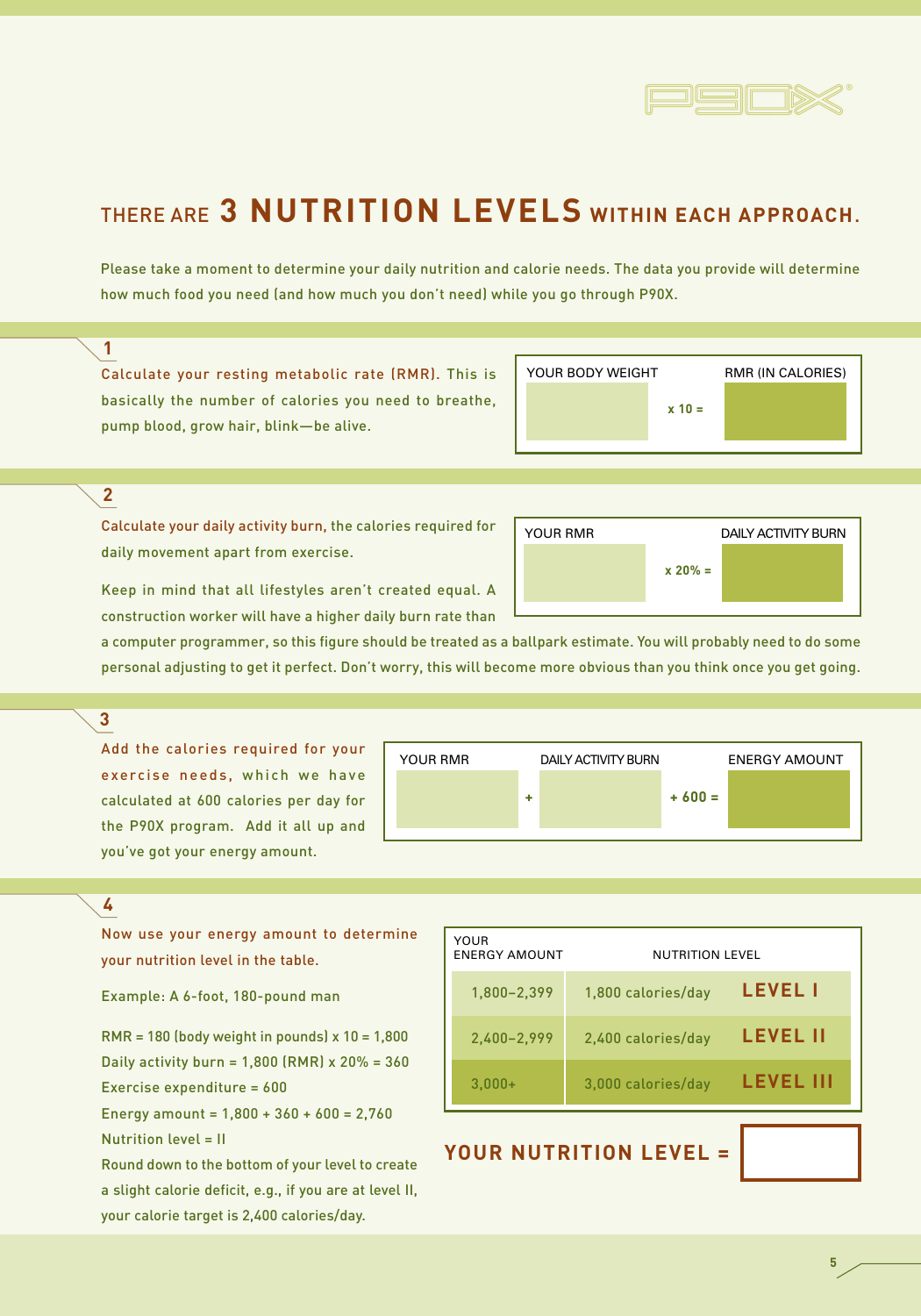# THERE ARE **3 NUTRITION LEVELS** WITHIN EACH APPROACH.

Please take a moment to determine your daily nutrition and calorie needs. The data you provide will determine how much food you need (and how much you don't need) while you go through P90X.

## 1

Calculate your resting metabolic rate (RMR). This is basically the number of calories you need to breathe, pump blood, grow hair, blink—be alive.

| YOUR BODY WEIGHT | | RMR (IN CALORIES) |
|---|---|---|
| | x 10 = | |

## 2

Calculate your daily activity burn, the calories required for daily movement apart from exercise.

| YOUR RMR | | DAILY ACTIVITY BURN |
|---|---|---|
| | x 20% = | |

Keep in mind that all lifestyles aren't created equal. A construction worker will have a higher daily burn rate than a computer programmer, so this figure should be treated as a ballpark estimate. You will probably need to do some personal adjusting to get it perfect. Don't worry, this will become more obvious than you think once you get going.

## 3

Add the calories required for your exercise needs, which we have calculated at 600 calories per day for the P90X program. Add it all up and you've got your energy amount.

| YOUR RMR | | DAILY ACTIVITY BURN | | ENERGY AMOUNT |
|---|---|---|---|---|
| | + | | + 600 = | |

## 4

Now use your energy amount to determine your nutrition level in the table.

Example: A 6-foot, 180-pound man

RMR = 180 (body weight in pounds) x 10 = 1,800
Daily activity burn = 1,800 (RMR) x 20% = 360
Exercise expenditure = 600
Energy amount = 1,800 + 360 + 600 = 2,760
Nutrition level = II
Round down to the bottom of your level to create a slight calorie deficit, e.g., if you are at level II, your calorie target is 2,400 calories/day.

| YOUR ENERGY AMOUNT | NUTRITION LEVEL | |
|---|---|---|
| 1,800–2,399 | 1,800 calories/day | **LEVEL I** |
| 2,400–2,999 | 2,400 calories/day | **LEVEL II** |
| 3,000+ | 3,000 calories/day | **LEVEL III** |

**YOUR NUTRITION LEVEL =**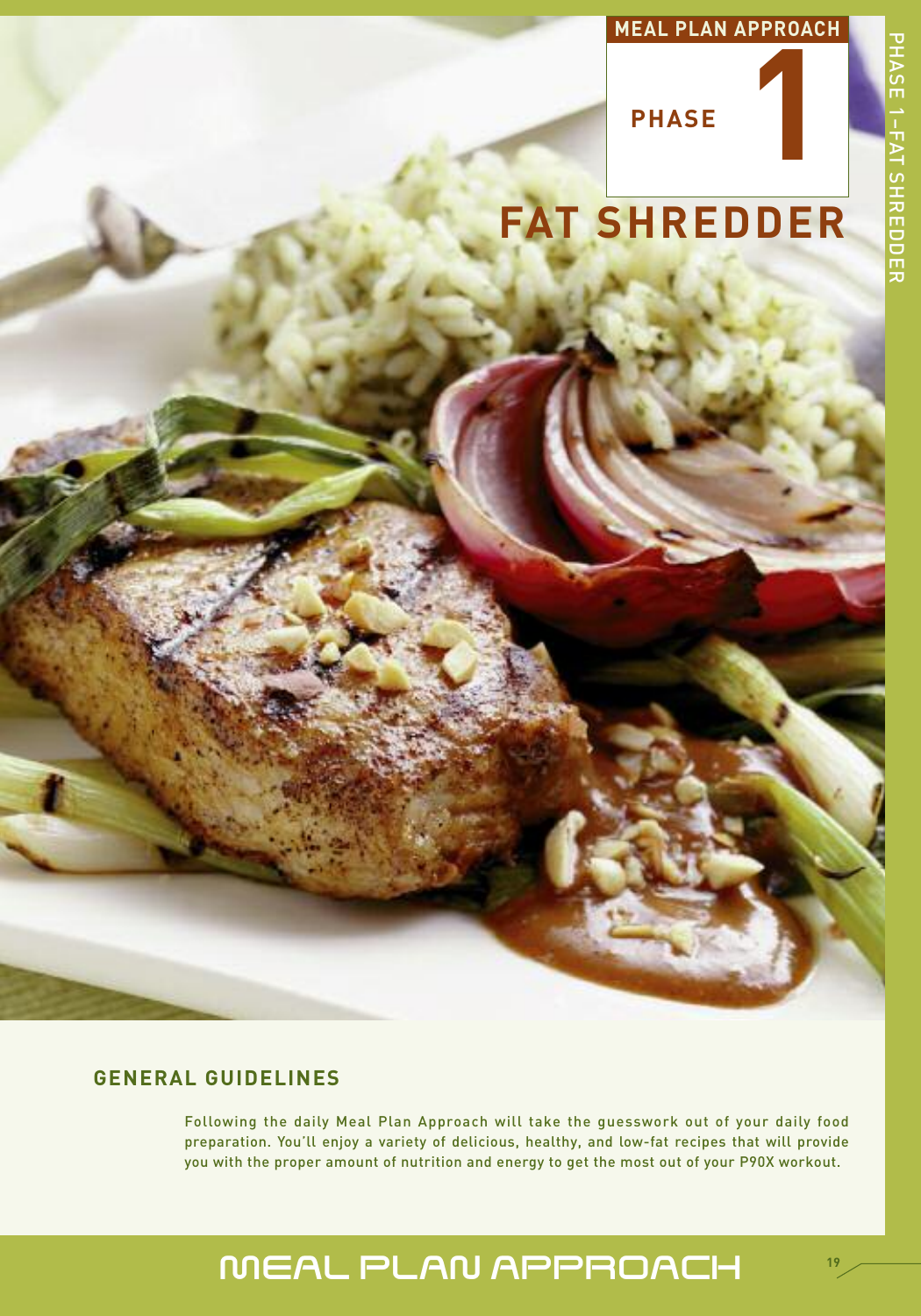MEAL PLAN APPROACH

PHASE 1

# FAT SHREDDER

## GENERAL GUIDELINES

Following the daily Meal Plan Approach will take the guesswork out of your daily food preparation. You'll enjoy a variety of delicious, healthy, and low-fat recipes that will provide you with the proper amount of nutrition and energy to get the most out of your P90X workout.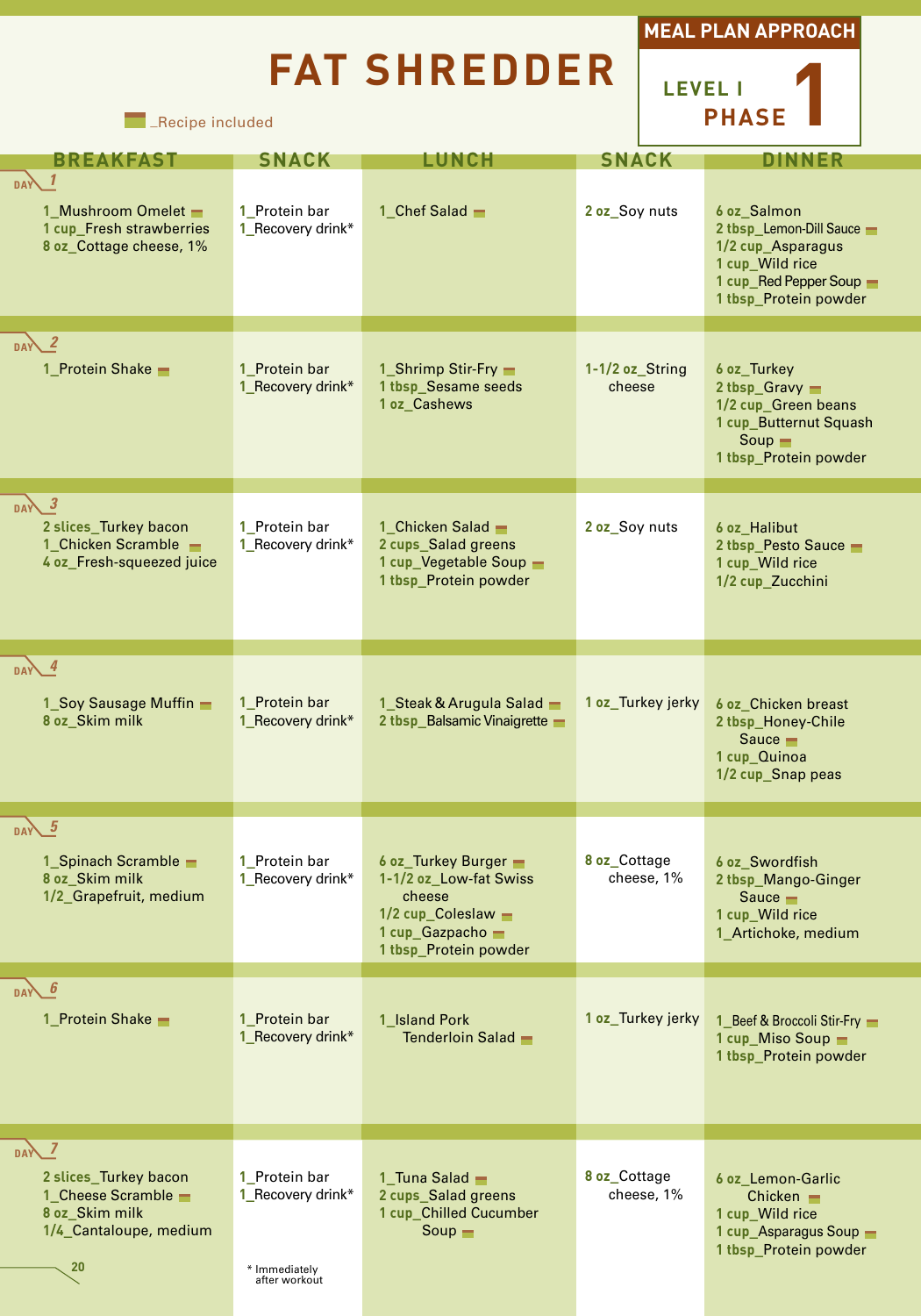# FAT SHREDDER

**MEAL PLAN APPROACH**

**LEVEL I**
**PHASE 1**

▬ _Recipe included

| DAY | BREAKFAST | SNACK | LUNCH | SNACK | DINNER |
|---|---|---|---|---|---|
| 1 | 1_Mushroom Omelet ▬<br>1 cup_Fresh strawberries<br>8 oz_Cottage cheese, 1% | 1_Protein bar<br>1_Recovery drink* | 1_Chef Salad ▬ | 2 oz_Soy nuts | 6 oz_Salmon<br>2 tbsp_Lemon-Dill Sauce ▬<br>1/2 cup_Asparagus<br>1 cup_Wild rice<br>1 cup_Red Pepper Soup ▬<br>1 tbsp_Protein powder |
| 2 | 1_Protein Shake ▬ | 1_Protein bar<br>1_Recovery drink* | 1_Shrimp Stir-Fry ▬<br>1 tbsp_Sesame seeds<br>1 oz_Cashews | 1-1/2 oz_String cheese | 6 oz_Turkey<br>2 tbsp_Gravy ▬<br>1/2 cup_Green beans<br>1 cup_Butternut Squash Soup ▬<br>1 tbsp_Protein powder |
| 3 | 2 slices_Turkey bacon<br>1_Chicken Scramble ▬<br>4 oz_Fresh-squeezed juice | 1_Protein bar<br>1_Recovery drink* | 1_Chicken Salad ▬<br>2 cups_Salad greens<br>1 cup_Vegetable Soup ▬<br>1 tbsp_Protein powder | 2 oz_Soy nuts | 6 oz_Halibut<br>2 tbsp_Pesto Sauce ▬<br>1 cup_Wild rice<br>1/2 cup_Zucchini |
| 4 | 1_Soy Sausage Muffin ▬<br>8 oz_Skim milk | 1_Protein bar<br>1_Recovery drink* | 1_Steak & Arugula Salad ▬<br>2 tbsp_Balsamic Vinaigrette ▬ | 1 oz_Turkey jerky | 6 oz_Chicken breast<br>2 tbsp_Honey-Chile Sauce ▬<br>1 cup_Quinoa<br>1/2 cup_Snap peas |
| 5 | 1_Spinach Scramble ▬<br>8 oz_Skim milk<br>1/2_Grapefruit, medium | 1_Protein bar<br>1_Recovery drink* | 6 oz_Turkey Burger ▬<br>1-1/2 oz_Low-fat Swiss cheese<br>1/2 cup_Coleslaw ▬<br>1 cup_Gazpacho ▬<br>1 tbsp_Protein powder | 8 oz_Cottage cheese, 1% | 6 oz_Swordfish<br>2 tbsp_Mango-Ginger Sauce ▬<br>1 cup_Wild rice<br>1_Artichoke, medium |
| 6 | 1_Protein Shake ▬ | 1_Protein bar<br>1_Recovery drink* | 1_Island Pork Tenderloin Salad ▬ | 1 oz_Turkey jerky | 1_Beef & Broccoli Stir-Fry ▬<br>1 cup_Miso Soup ▬<br>1 tbsp_Protein powder |
| 7 | 2 slices_Turkey bacon<br>1_Cheese Scramble ▬<br>8 oz_Skim milk<br>1/4_Cantaloupe, medium | 1_Protein bar<br>1_Recovery drink* | 1_Tuna Salad ▬<br>2 cups_Salad greens<br>1 cup_Chilled Cucumber Soup ▬ | 8 oz_Cottage cheese, 1% | 6 oz_Lemon-Garlic Chicken ▬<br>1 cup_Wild rice<br>1 cup_Asparagus Soup ▬<br>1 tbsp_Protein powder |

\* Immediately after workout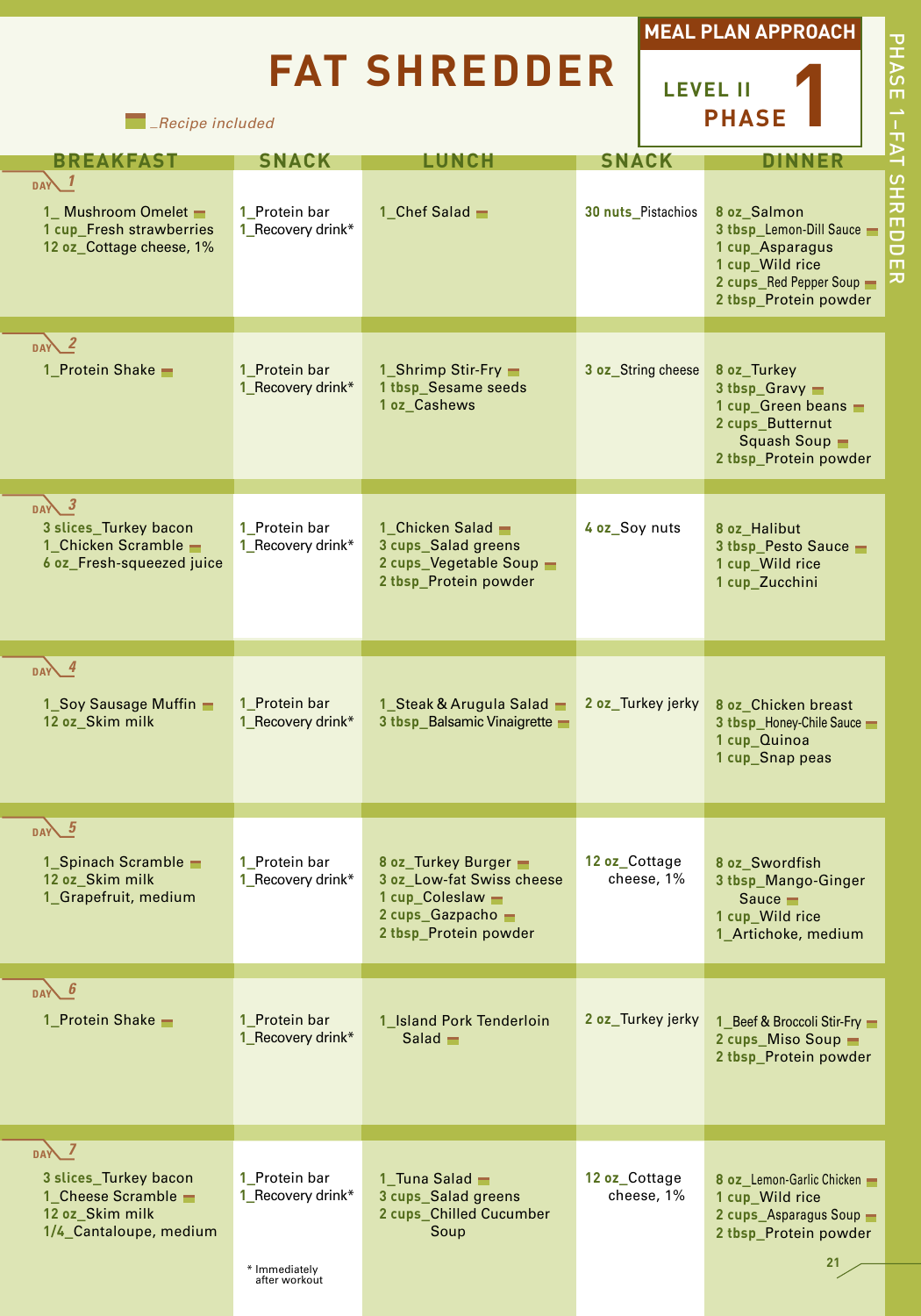# FAT SHREDDER

**MEAL PLAN APPROACH**

**LEVEL II PHASE 1**

▬ _Recipe included

| DAY | BREAKFAST | SNACK | LUNCH | SNACK | DINNER |
|---|---|---|---|---|---|
| 1 | 1_ Mushroom Omelet ▬<br>1 cup_Fresh strawberries<br>12 oz_Cottage cheese, 1% | 1_Protein bar<br>1_Recovery drink* | 1_Chef Salad ▬ | 30 nuts_Pistachios | 8 oz_Salmon<br>3 tbsp_Lemon-Dill Sauce ▬<br>1 cup_Asparagus<br>1 cup_Wild rice<br>2 cups_Red Pepper Soup ▬<br>2 tbsp_Protein powder |
| 2 | 1_Protein Shake ▬ | 1_Protein bar<br>1_Recovery drink* | 1_Shrimp Stir-Fry ▬<br>1 tbsp_Sesame seeds<br>1 oz_Cashews | 3 oz_String cheese | 8 oz_Turkey<br>3 tbsp_Gravy ▬<br>1 cup_Green beans ▬<br>2 cups_Butternut Squash Soup ▬<br>2 tbsp_Protein powder |
| 3 | 3 slices_Turkey bacon<br>1_Chicken Scramble ▬<br>6 oz_Fresh-squeezed juice | 1_Protein bar<br>1_Recovery drink* | 1_Chicken Salad ▬<br>3 cups_Salad greens<br>2 cups_Vegetable Soup ▬<br>2 tbsp_Protein powder | 4 oz_Soy nuts | 8 oz_Halibut<br>3 tbsp_Pesto Sauce ▬<br>1 cup_Wild rice<br>1 cup_Zucchini |
| 4 | 1_Soy Sausage Muffin ▬<br>12 oz_Skim milk | 1_Protein bar<br>1_Recovery drink* | 1_Steak & Arugula Salad ▬<br>3 tbsp_Balsamic Vinaigrette ▬ | 2 oz_Turkey jerky | 8 oz_Chicken breast<br>3 tbsp_Honey-Chile Sauce ▬<br>1 cup_Quinoa<br>1 cup_Snap peas |
| 5 | 1_Spinach Scramble ▬<br>12 oz_Skim milk<br>1_Grapefruit, medium | 1_Protein bar<br>1_Recovery drink* | 8 oz_Turkey Burger ▬<br>3 oz_Low-fat Swiss cheese<br>1 cup_Coleslaw ▬<br>2 cups_Gazpacho ▬<br>2 tbsp_Protein powder | 12 oz_Cottage cheese, 1% | 8 oz_Swordfish<br>3 tbsp_Mango-Ginger Sauce ▬<br>1 cup_Wild rice<br>1_Artichoke, medium |
| 6 | 1_Protein Shake ▬ | 1_Protein bar<br>1_Recovery drink* | 1_Island Pork Tenderloin Salad ▬ | 2 oz_Turkey jerky | 1_Beef & Broccoli Stir-Fry ▬<br>2 cups_Miso Soup ▬<br>2 tbsp_Protein powder |
| 7 | 3 slices_Turkey bacon<br>1_Cheese Scramble ▬<br>12 oz_Skim milk<br>1/4_Cantaloupe, medium | 1_Protein bar<br>1_Recovery drink* | 1_Tuna Salad ▬<br>3 cups_Salad greens<br>2 cups_Chilled Cucumber Soup | 12 oz_Cottage cheese, 1% | 8 oz_Lemon-Garlic Chicken ▬<br>1 cup_Wild rice<br>2 cups_Asparagus Soup ▬<br>2 tbsp_Protein powder |

* Immediately after workout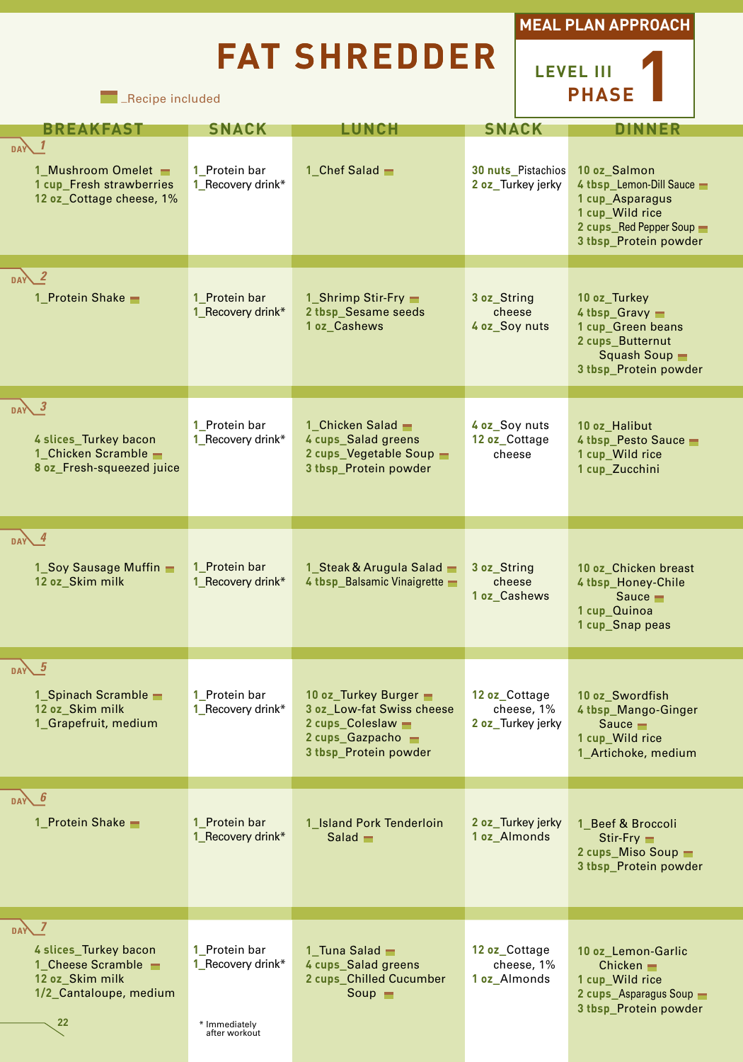# FAT SHREDDER

**MEAL PLAN APPROACH**

**LEVEL III PHASE 1**

▬ _Recipe included

| DAY | BREAKFAST | SNACK | LUNCH | SNACK | DINNER |
|---|---|---|---|---|---|
| 1 | 1_Mushroom Omelet ▬<br>1 cup_Fresh strawberries<br>12 oz_Cottage cheese, 1% | 1_Protein bar<br>1_Recovery drink* | 1_Chef Salad ▬ | 30 nuts_Pistachios<br>2 oz_Turkey jerky | 10 oz_Salmon<br>4 tbsp_Lemon-Dill Sauce ▬<br>1 cup_Asparagus<br>1 cup_Wild rice<br>2 cups_Red Pepper Soup ▬<br>3 tbsp_Protein powder |
| 2 | 1_Protein Shake ▬ | 1_Protein bar<br>1_Recovery drink* | 1_Shrimp Stir-Fry ▬<br>2 tbsp_Sesame seeds<br>1 oz_Cashews | 3 oz_String cheese<br>4 oz_Soy nuts | 10 oz_Turkey<br>4 tbsp_Gravy ▬<br>1 cup_Green beans<br>2 cups_Butternut Squash Soup ▬<br>3 tbsp_Protein powder |
| 3 | 4 slices_Turkey bacon<br>1_Chicken Scramble ▬<br>8 oz_Fresh-squeezed juice | 1_Protein bar<br>1_Recovery drink* | 1_Chicken Salad ▬<br>4 cups_Salad greens<br>2 cups_Vegetable Soup ▬<br>3 tbsp_Protein powder | 4 oz_Soy nuts<br>12 oz_Cottage cheese | 10 oz_Halibut<br>4 tbsp_Pesto Sauce ▬<br>1 cup_Wild rice<br>1 cup_Zucchini |
| 4 | 1_Soy Sausage Muffin ▬<br>12 oz_Skim milk | 1_Protein bar<br>1_Recovery drink* | 1_Steak & Arugula Salad ▬<br>4 tbsp_Balsamic Vinaigrette ▬ | 3 oz_String cheese<br>1 oz_Cashews | 10 oz_Chicken breast<br>4 tbsp_Honey-Chile Sauce ▬<br>1 cup_Quinoa<br>1 cup_Snap peas |
| 5 | 1_Spinach Scramble ▬<br>12 oz_Skim milk<br>1_Grapefruit, medium | 1_Protein bar<br>1_Recovery drink* | 10 oz_Turkey Burger ▬<br>3 oz_Low-fat Swiss cheese<br>2 cups_Coleslaw ▬<br>2 cups_Gazpacho ▬<br>3 tbsp_Protein powder | 12 oz_Cottage cheese, 1%<br>2 oz_Turkey jerky | 10 oz_Swordfish<br>4 tbsp_Mango-Ginger Sauce ▬<br>1 cup_Wild rice<br>1_Artichoke, medium |
| 6 | 1_Protein Shake ▬ | 1_Protein bar<br>1_Recovery drink* | 1_Island Pork Tenderloin Salad ▬ | 2 oz_Turkey jerky<br>1 oz_Almonds | 1_Beef & Broccoli Stir-Fry ▬<br>2 cups_Miso Soup ▬<br>3 tbsp_Protein powder |
| 7 | 4 slices_Turkey bacon<br>1_Cheese Scramble ▬<br>12 oz_Skim milk<br>1/2_Cantaloupe, medium | 1_Protein bar<br>1_Recovery drink* | 1_Tuna Salad ▬<br>4 cups_Salad greens<br>2 cups_Chilled Cucumber Soup ▬ | 12 oz_Cottage cheese, 1%<br>1 oz_Almonds | 10 oz_Lemon-Garlic Chicken ▬<br>1 cup_Wild rice<br>2 cups_Asparagus Soup ▬<br>3 tbsp_Protein powder |

\* Immediately after workout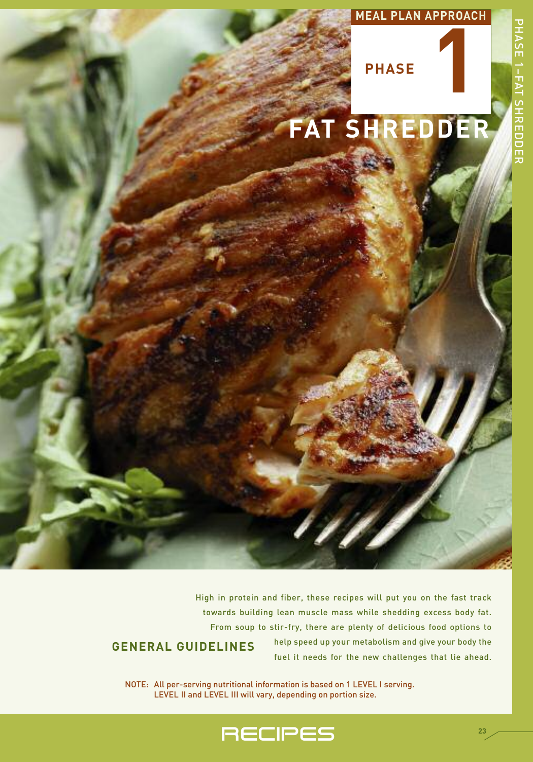MEAL PLAN APPROACH

# PHASE 1

# FAT SHREDDER

## GENERAL GUIDELINES

High in protein and fiber, these recipes will put you on the fast track towards building lean muscle mass while shedding excess body fat. From soup to stir-fry, there are plenty of delicious food options to help speed up your metabolism and give your body the fuel it needs for the new challenges that lie ahead.

NOTE: All per-serving nutritional information is based on 1 LEVEL I serving. LEVEL II and LEVEL III will vary, depending on portion size.

RECIPES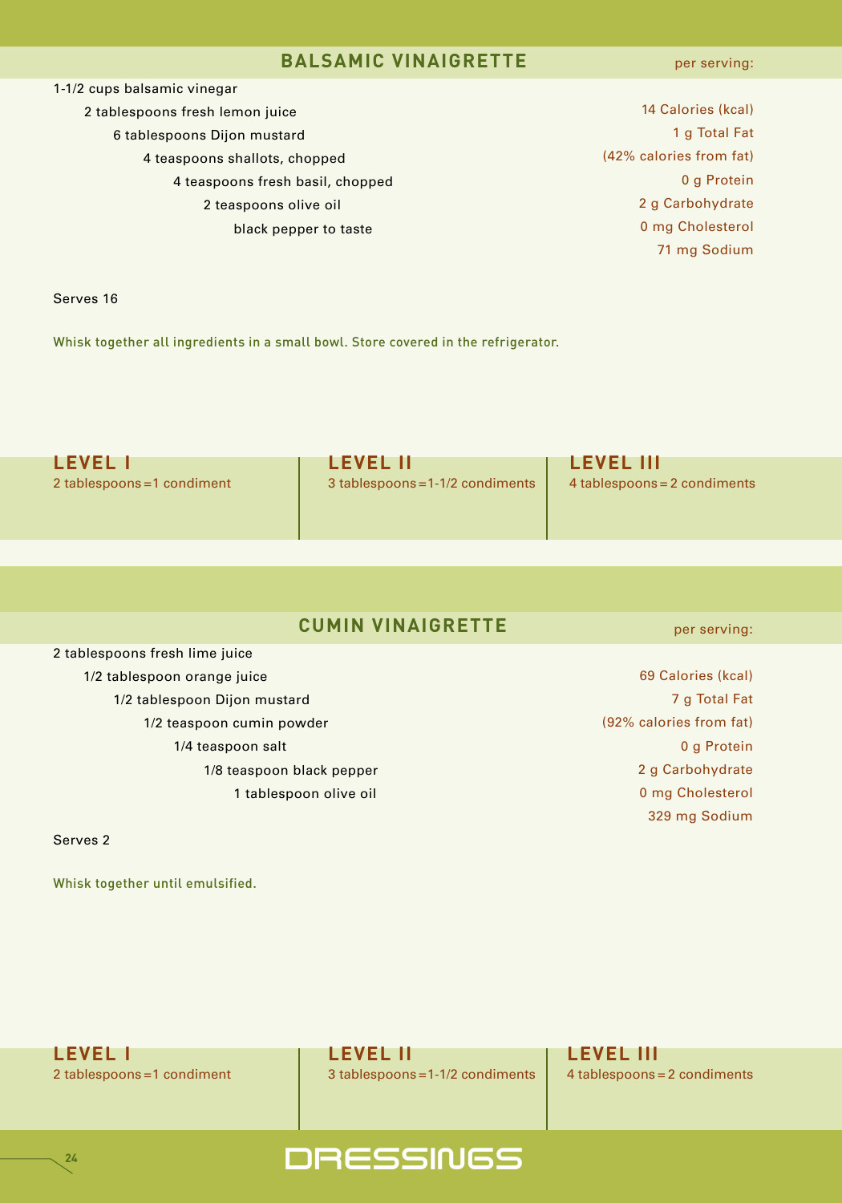## BALSAMIC VINAIGRETTE

- 1-1/2 cups balsamic vinegar
- 2 tablespoons fresh lemon juice
- 6 tablespoons Dijon mustard
- 4 teaspoons shallots, chopped
- 4 teaspoons fresh basil, chopped
- 2 teaspoons olive oil
- black pepper to taste

**per serving:**

14 Calories (kcal)
1 g Total Fat
(42% calories from fat)
0 g Protein
2 g Carbohydrate
0 mg Cholesterol
71 mg Sodium

Serves 16

Whisk together all ingredients in a small bowl. Store covered in the refrigerator.

| LEVEL I | LEVEL II | LEVEL III |
|---|---|---|
| 2 tablespoons = 1 condiment | 3 tablespoons = 1-1/2 condiments | 4 tablespoons = 2 condiments |

## CUMIN VINAIGRETTE

- 2 tablespoons fresh lime juice
- 1/2 tablespoon orange juice
- 1/2 tablespoon Dijon mustard
- 1/2 teaspoon cumin powder
- 1/4 teaspoon salt
- 1/8 teaspoon black pepper
- 1 tablespoon olive oil

**per serving:**

69 Calories (kcal)
7 g Total Fat
(92% calories from fat)
0 g Protein
2 g Carbohydrate
0 mg Cholesterol
329 mg Sodium

Serves 2

Whisk together until emulsified.

| LEVEL I | LEVEL II | LEVEL III |
|---|---|---|
| 2 tablespoons = 1 condiment | 3 tablespoons = 1-1/2 condiments | 4 tablespoons = 2 condiments |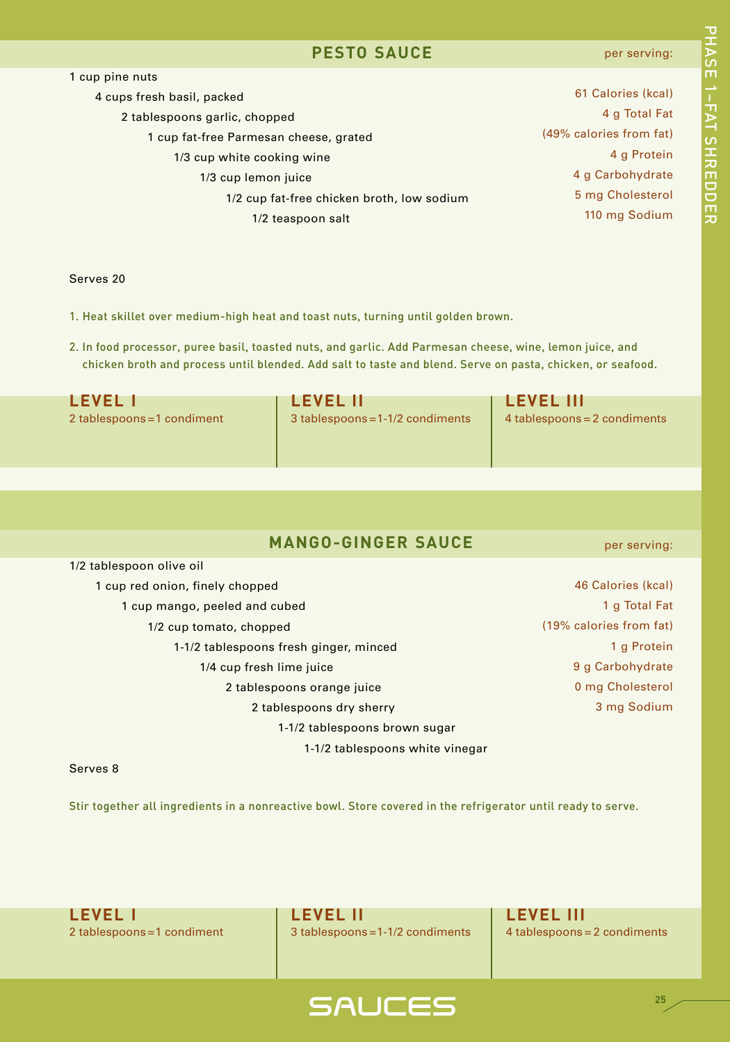## PESTO SAUCE

per serving:

- 1 cup pine nuts
- 4 cups fresh basil, packed
- 2 tablespoons garlic, chopped
- 1 cup fat-free Parmesan cheese, grated
- 1/3 cup white cooking wine
- 1/3 cup lemon juice
- 1/2 cup fat-free chicken broth, low sodium
- 1/2 teaspoon salt

61 Calories (kcal)
4 g Total Fat
(49% calories from fat)
4 g Protein
4 g Carbohydrate
5 mg Cholesterol
110 mg Sodium

Serves 20

1. Heat skillet over medium-high heat and toast nuts, turning until golden brown.
2. In food processor, puree basil, toasted nuts, and garlic. Add Parmesan cheese, wine, lemon juice, and chicken broth and process until blended. Add salt to taste and blend. Serve on pasta, chicken, or seafood.

| LEVEL I | LEVEL II | LEVEL III |
|---|---|---|
| 2 tablespoons = 1 condiment | 3 tablespoons = 1-1/2 condiments | 4 tablespoons = 2 condiments |

## MANGO-GINGER SAUCE

per serving:

- 1/2 tablespoon olive oil
- 1 cup red onion, finely chopped
- 1 cup mango, peeled and cubed
- 1/2 cup tomato, chopped
- 1-1/2 tablespoons fresh ginger, minced
- 1/4 cup fresh lime juice
- 2 tablespoons orange juice
- 2 tablespoons dry sherry
- 1-1/2 tablespoons brown sugar
- 1-1/2 tablespoons white vinegar

46 Calories (kcal)
1 g Total Fat
(19% calories from fat)
1 g Protein
9 g Carbohydrate
0 mg Cholesterol
3 mg Sodium

Serves 8

Stir together all ingredients in a nonreactive bowl. Store covered in the refrigerator until ready to serve.

| LEVEL I | LEVEL II | LEVEL III |
|---|---|---|
| 2 tablespoons = 1 condiment | 3 tablespoons = 1-1/2 condiments | 4 tablespoons = 2 condiments |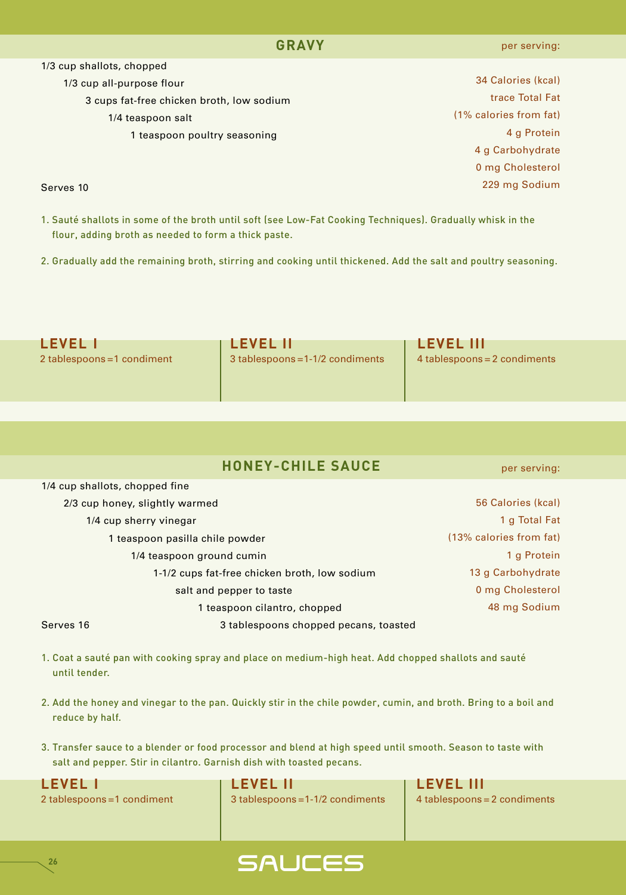## GRAVY

per serving:

- 1/3 cup shallots, chopped
- 1/3 cup all-purpose flour
- 3 cups fat-free chicken broth, low sodium
- 1/4 teaspoon salt
- 1 teaspoon poultry seasoning

Serves 10

34 Calories (kcal)
trace Total Fat
(1% calories from fat)
4 g Protein
4 g Carbohydrate
0 mg Cholesterol
229 mg Sodium

1. Sauté shallots in some of the broth until soft (see Low-Fat Cooking Techniques). Gradually whisk in the flour, adding broth as needed to form a thick paste.

2. Gradually add the remaining broth, stirring and cooking until thickened. Add the salt and poultry seasoning.

| LEVEL I | LEVEL II | LEVEL III |
|---|---|---|
| 2 tablespoons = 1 condiment | 3 tablespoons = 1-1/2 condiments | 4 tablespoons = 2 condiments |

## HONEY-CHILE SAUCE

per serving:

- 1/4 cup shallots, chopped fine
- 2/3 cup honey, slightly warmed
- 1/4 cup sherry vinegar
- 1 teaspoon pasilla chile powder
- 1/4 teaspoon ground cumin
- 1-1/2 cups fat-free chicken broth, low sodium
- salt and pepper to taste
- 1 teaspoon cilantro, chopped
- 3 tablespoons chopped pecans, toasted

Serves 16

56 Calories (kcal)
1 g Total Fat
(13% calories from fat)
1 g Protein
13 g Carbohydrate
0 mg Cholesterol
48 mg Sodium

1. Coat a sauté pan with cooking spray and place on medium-high heat. Add chopped shallots and sauté until tender.

2. Add the honey and vinegar to the pan. Quickly stir in the chile powder, cumin, and broth. Bring to a boil and reduce by half.

3. Transfer sauce to a blender or food processor and blend at high speed until smooth. Season to taste with salt and pepper. Stir in cilantro. Garnish dish with toasted pecans.

| LEVEL I | LEVEL II | LEVEL III |
|---|---|---|
| 2 tablespoons = 1 condiment | 3 tablespoons = 1-1/2 condiments | 4 tablespoons = 2 condiments |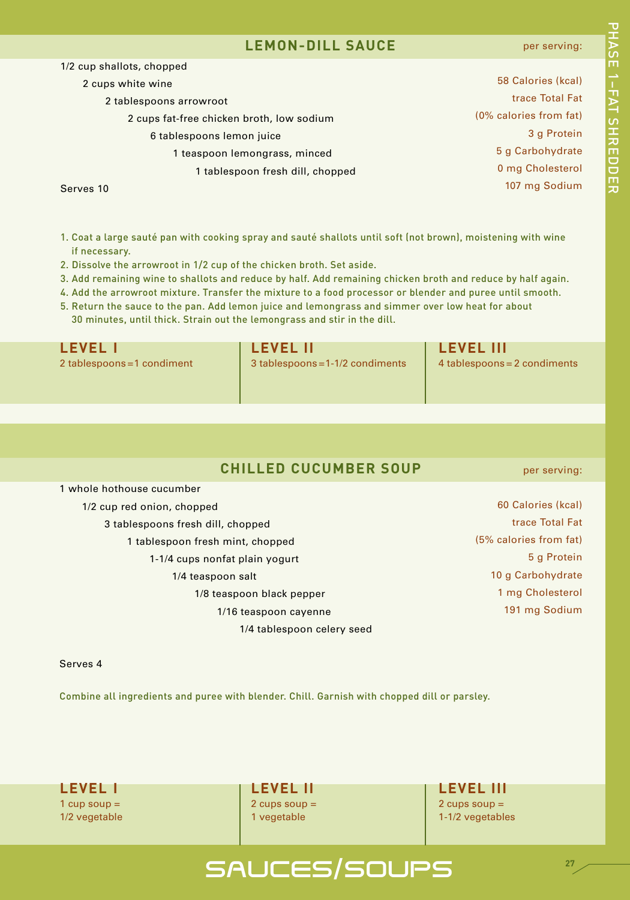## LEMON-DILL SAUCE

1/2 cup shallots, chopped
2 cups white wine
2 tablespoons arrowroot
2 cups fat-free chicken broth, low sodium
6 tablespoons lemon juice
1 teaspoon lemongrass, minced
1 tablespoon fresh dill, chopped

Serves 10

**per serving:**

58 Calories (kcal)
trace Total Fat
(0% calories from fat)
3 g Protein
5 g Carbohydrate
0 mg Cholesterol
107 mg Sodium

1. Coat a large sauté pan with cooking spray and sauté shallots until soft (not brown), moistening with wine if necessary.
2. Dissolve the arrowroot in 1/2 cup of the chicken broth. Set aside.
3. Add remaining wine to shallots and reduce by half. Add remaining chicken broth and reduce by half again.
4. Add the arrowroot mixture. Transfer the mixture to a food processor or blender and puree until smooth.
5. Return the sauce to the pan. Add lemon juice and lemongrass and simmer over low heat for about 30 minutes, until thick. Strain out the lemongrass and stir in the dill.

| LEVEL I | LEVEL II | LEVEL III |
|---|---|---|
| 2 tablespoons = 1 condiment | 3 tablespoons = 1-1/2 condiments | 4 tablespoons = 2 condiments |

## CHILLED CUCUMBER SOUP

1 whole hothouse cucumber
1/2 cup red onion, chopped
3 tablespoons fresh dill, chopped
1 tablespoon fresh mint, chopped
1-1/4 cups nonfat plain yogurt
1/4 teaspoon salt
1/8 teaspoon black pepper
1/16 teaspoon cayenne
1/4 tablespoon celery seed

Serves 4

**per serving:**

60 Calories (kcal)
trace Total Fat
(5% calories from fat)
5 g Protein
10 g Carbohydrate
1 mg Cholesterol
191 mg Sodium

Combine all ingredients and puree with blender. Chill. Garnish with chopped dill or parsley.

| LEVEL I | LEVEL II | LEVEL III |
|---|---|---|
| 1 cup soup = 1/2 vegetable | 2 cups soup = 1 vegetable | 2 cups soup = 1-1/2 vegetables |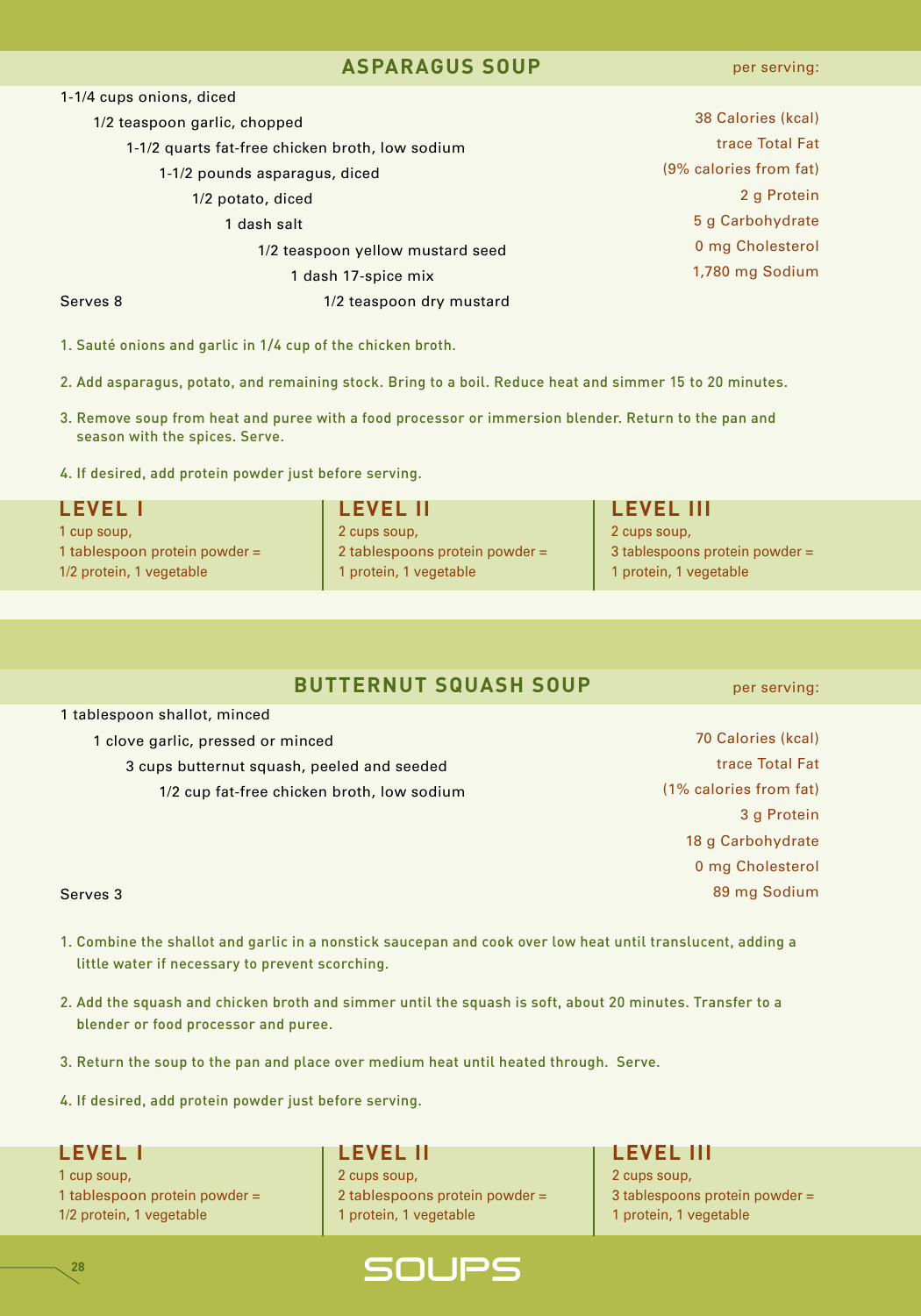## ASPARAGUS SOUP

- 1-1/4 cups onions, diced
- 1/2 teaspoon garlic, chopped
- 1-1/2 quarts fat-free chicken broth, low sodium
- 1-1/2 pounds asparagus, diced
- 1/2 potato, diced
- 1 dash salt
- 1/2 teaspoon yellow mustard seed
- 1 dash 17-spice mix
- 1/2 teaspoon dry mustard

Serves 8

**per serving:**

38 Calories (kcal)
trace Total Fat
(9% calories from fat)
2 g Protein
5 g Carbohydrate
0 mg Cholesterol
1,780 mg Sodium

1. Sauté onions and garlic in 1/4 cup of the chicken broth.
2. Add asparagus, potato, and remaining stock. Bring to a boil. Reduce heat and simmer 15 to 20 minutes.
3. Remove soup from heat and puree with a food processor or immersion blender. Return to the pan and season with the spices. Serve.
4. If desired, add protein powder just before serving.

| LEVEL I | LEVEL II | LEVEL III |
|---|---|---|
| 1 cup soup, 1 tablespoon protein powder = 1/2 protein, 1 vegetable | 2 cups soup, 2 tablespoons protein powder = 1 protein, 1 vegetable | 2 cups soup, 3 tablespoons protein powder = 1 protein, 1 vegetable |

## BUTTERNUT SQUASH SOUP

- 1 tablespoon shallot, minced
- 1 clove garlic, pressed or minced
- 3 cups butternut squash, peeled and seeded
- 1/2 cup fat-free chicken broth, low sodium

Serves 3

**per serving:**

70 Calories (kcal)
trace Total Fat
(1% calories from fat)
3 g Protein
18 g Carbohydrate
0 mg Cholesterol
89 mg Sodium

1. Combine the shallot and garlic in a nonstick saucepan and cook over low heat until translucent, adding a little water if necessary to prevent scorching.
2. Add the squash and chicken broth and simmer until the squash is soft, about 20 minutes. Transfer to a blender or food processor and puree.
3. Return the soup to the pan and place over medium heat until heated through. Serve.
4. If desired, add protein powder just before serving.

| LEVEL I | LEVEL II | LEVEL III |
|---|---|---|
| 1 cup soup, 1 tablespoon protein powder = 1/2 protein, 1 vegetable | 2 cups soup, 2 tablespoons protein powder = 1 protein, 1 vegetable | 2 cups soup, 3 tablespoons protein powder = 1 protein, 1 vegetable |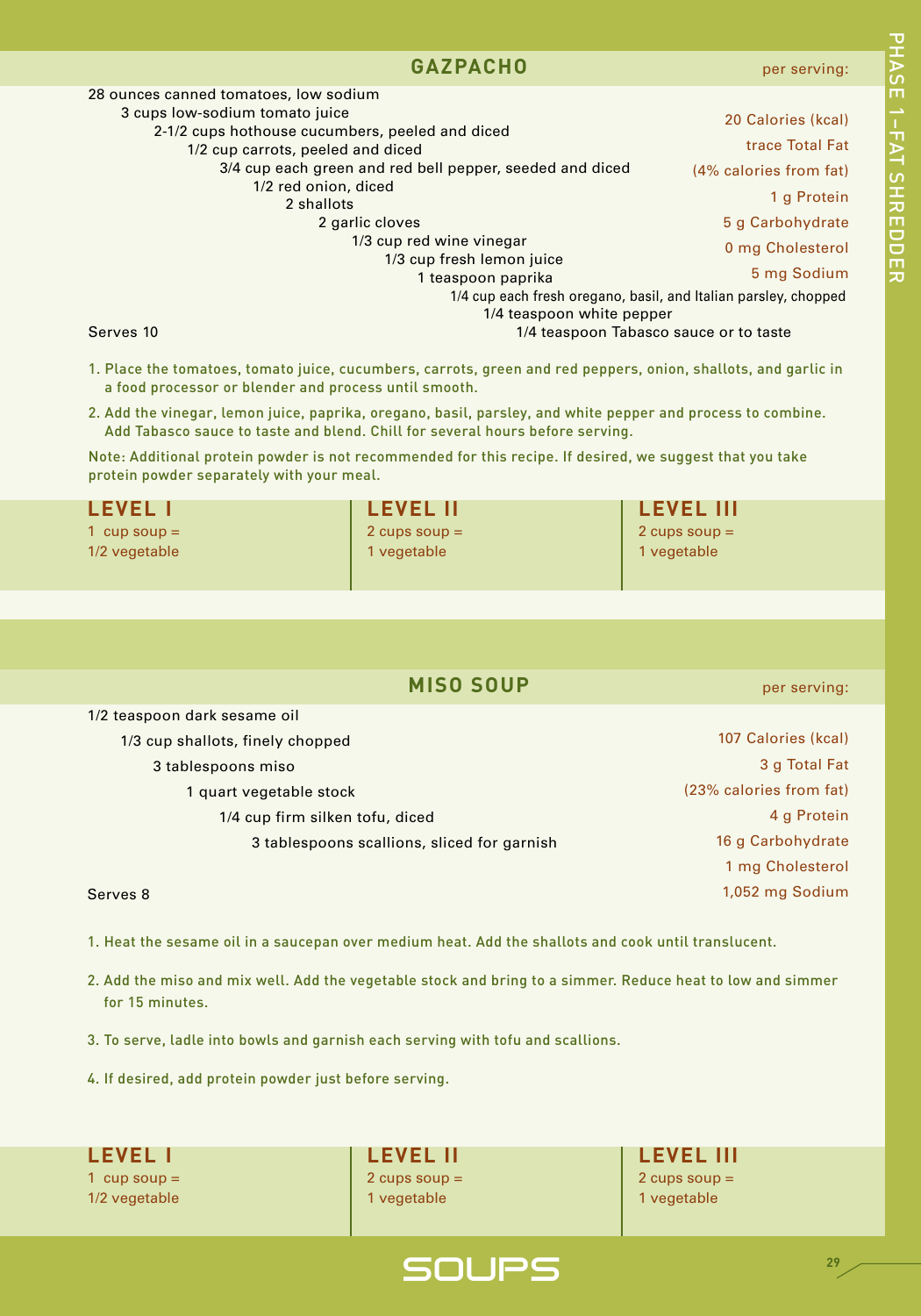## GAZPACHO

per serving:

- 20 Calories (kcal)
- trace Total Fat
- (4% calories from fat)
- 1 g Protein
- 5 g Carbohydrate
- 0 mg Cholesterol
- 5 mg Sodium

28 ounces canned tomatoes, low sodium
3 cups low-sodium tomato juice
2-1/2 cups hothouse cucumbers, peeled and diced
1/2 cup carrots, peeled and diced
3/4 cup each green and red bell pepper, seeded and diced
1/2 red onion, diced
2 shallots
2 garlic cloves
1/3 cup red wine vinegar
1/3 cup fresh lemon juice
1 teaspoon paprika
1/4 cup each fresh oregano, basil, and Italian parsley, chopped
1/4 teaspoon white pepper
1/4 teaspoon Tabasco sauce or to taste

Serves 10

1. Place the tomatoes, tomato juice, cucumbers, carrots, green and red peppers, onion, shallots, and garlic in a food processor or blender and process until smooth.
2. Add the vinegar, lemon juice, paprika, oregano, basil, parsley, and white pepper and process to combine. Add Tabasco sauce to taste and blend. Chill for several hours before serving.

Note: Additional protein powder is not recommended for this recipe. If desired, we suggest that you take protein powder separately with your meal.

| LEVEL I | LEVEL II | LEVEL III |
|---|---|---|
| 1 cup soup = 1/2 vegetable | 2 cups soup = 1 vegetable | 2 cups soup = 1 vegetable |

## MISO SOUP

per serving:

- 107 Calories (kcal)
- 3 g Total Fat
- (23% calories from fat)
- 4 g Protein
- 16 g Carbohydrate
- 1 mg Cholesterol
- 1,052 mg Sodium

1/2 teaspoon dark sesame oil
1/3 cup shallots, finely chopped
3 tablespoons miso
1 quart vegetable stock
1/4 cup firm silken tofu, diced
3 tablespoons scallions, sliced for garnish

Serves 8

1. Heat the sesame oil in a saucepan over medium heat. Add the shallots and cook until translucent.
2. Add the miso and mix well. Add the vegetable stock and bring to a simmer. Reduce heat to low and simmer for 15 minutes.
3. To serve, ladle into bowls and garnish each serving with tofu and scallions.
4. If desired, add protein powder just before serving.

| LEVEL I | LEVEL II | LEVEL III |
|---|---|---|
| 1 cup soup = 1/2 vegetable | 2 cups soup = 1 vegetable | 2 cups soup = 1 vegetable |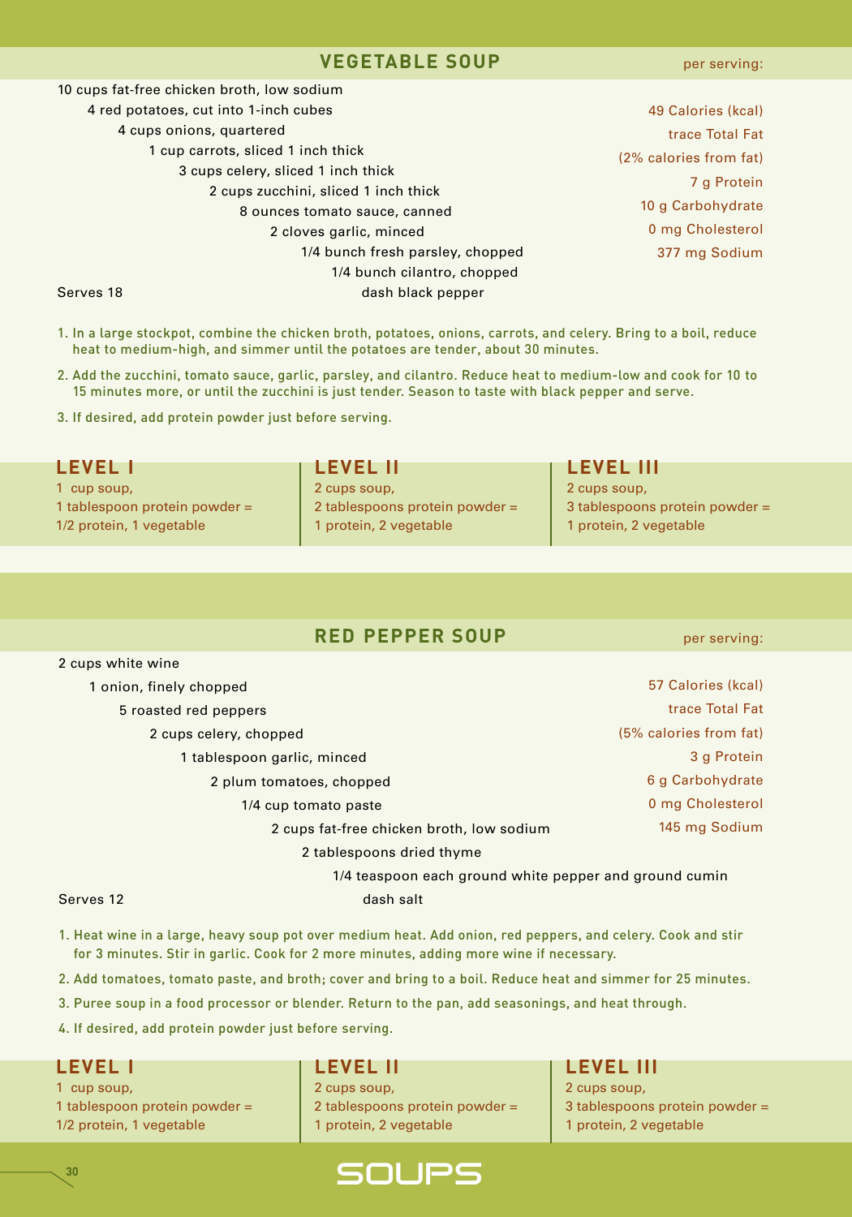## VEGETABLE SOUP

per serving:

- 10 cups fat-free chicken broth, low sodium
- 4 red potatoes, cut into 1-inch cubes
- 4 cups onions, quartered
- 1 cup carrots, sliced 1 inch thick
- 3 cups celery, sliced 1 inch thick
- 2 cups zucchini, sliced 1 inch thick
- 8 ounces tomato sauce, canned
- 2 cloves garlic, minced
- 1/4 bunch fresh parsley, chopped
- 1/4 bunch cilantro, chopped
- dash black pepper

Serves 18

49 Calories (kcal)
trace Total Fat
(2% calories from fat)
7 g Protein
10 g Carbohydrate
0 mg Cholesterol
377 mg Sodium

1. In a large stockpot, combine the chicken broth, potatoes, onions, carrots, and celery. Bring to a boil, reduce heat to medium-high, and simmer until the potatoes are tender, about 30 minutes.
2. Add the zucchini, tomato sauce, garlic, parsley, and cilantro. Reduce heat to medium-low and cook for 10 to 15 minutes more, or until the zucchini is just tender. Season to taste with black pepper and serve.
3. If desired, add protein powder just before serving.

| LEVEL I | LEVEL II | LEVEL III |
|---|---|---|
| 1 cup soup, 1 tablespoon protein powder = 1/2 protein, 1 vegetable | 2 cups soup, 2 tablespoons protein powder = 1 protein, 2 vegetable | 2 cups soup, 3 tablespoons protein powder = 1 protein, 2 vegetable |

## RED PEPPER SOUP

per serving:

- 2 cups white wine
- 1 onion, finely chopped
- 5 roasted red peppers
- 2 cups celery, chopped
- 1 tablespoon garlic, minced
- 2 plum tomatoes, chopped
- 1/4 cup tomato paste
- 2 cups fat-free chicken broth, low sodium
- 2 tablespoons dried thyme
- 1/4 teaspoon each ground white pepper and ground cumin
- dash salt

Serves 12

57 Calories (kcal)
trace Total Fat
(5% calories from fat)
3 g Protein
6 g Carbohydrate
0 mg Cholesterol
145 mg Sodium

1. Heat wine in a large, heavy soup pot over medium heat. Add onion, red peppers, and celery. Cook and stir for 3 minutes. Stir in garlic. Cook for 2 more minutes, adding more wine if necessary.
2. Add tomatoes, tomato paste, and broth; cover and bring to a boil. Reduce heat and simmer for 25 minutes.
3. Puree soup in a food processor or blender. Return to the pan, add seasonings, and heat through.
4. If desired, add protein powder just before serving.

| LEVEL I | LEVEL II | LEVEL III |
|---|---|---|
| 1 cup soup, 1 tablespoon protein powder = 1/2 protein, 1 vegetable | 2 cups soup, 2 tablespoons protein powder = 1 protein, 2 vegetable | 2 cups soup, 3 tablespoons protein powder = 1 protein, 2 vegetable |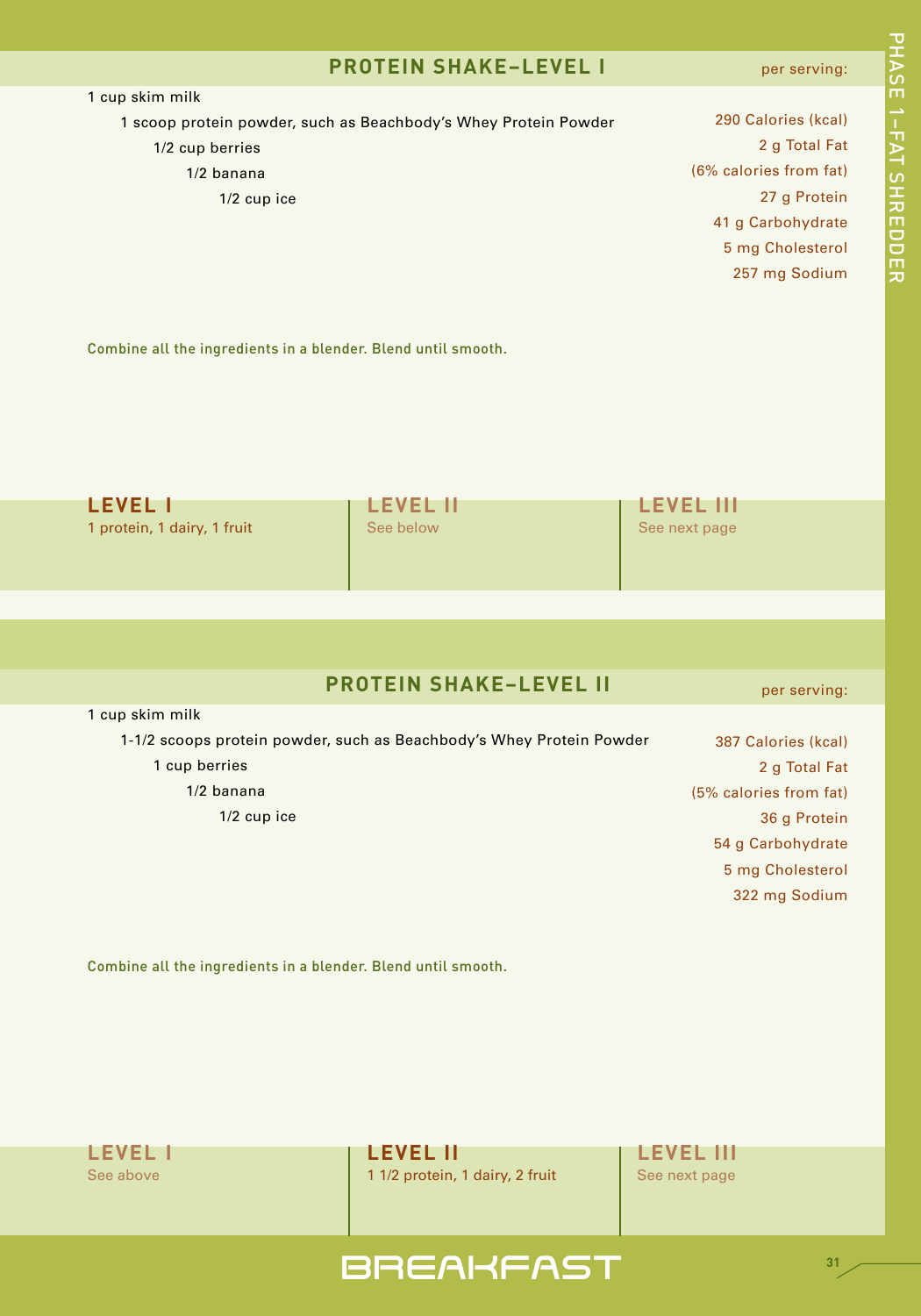## PROTEIN SHAKE–LEVEL I

per serving:

- 1 cup skim milk
- 1 scoop protein powder, such as Beachbody's Whey Protein Powder
- 1/2 cup berries
- 1/2 banana
- 1/2 cup ice

290 Calories (kcal)
2 g Total Fat
(6% calories from fat)
27 g Protein
41 g Carbohydrate
5 mg Cholesterol
257 mg Sodium

Combine all the ingredients in a blender. Blend until smooth.

| LEVEL I | LEVEL II | LEVEL III |
|---|---|---|
| 1 protein, 1 dairy, 1 fruit | See below | See next page |

## PROTEIN SHAKE–LEVEL II

per serving:

- 1 cup skim milk
- 1-1/2 scoops protein powder, such as Beachbody's Whey Protein Powder
- 1 cup berries
- 1/2 banana
- 1/2 cup ice

387 Calories (kcal)
2 g Total Fat
(5% calories from fat)
36 g Protein
54 g Carbohydrate
5 mg Cholesterol
322 mg Sodium

Combine all the ingredients in a blender. Blend until smooth.

| LEVEL I | LEVEL II | LEVEL III |
|---|---|---|
| See above | 1 1/2 protein, 1 dairy, 2 fruit | See next page |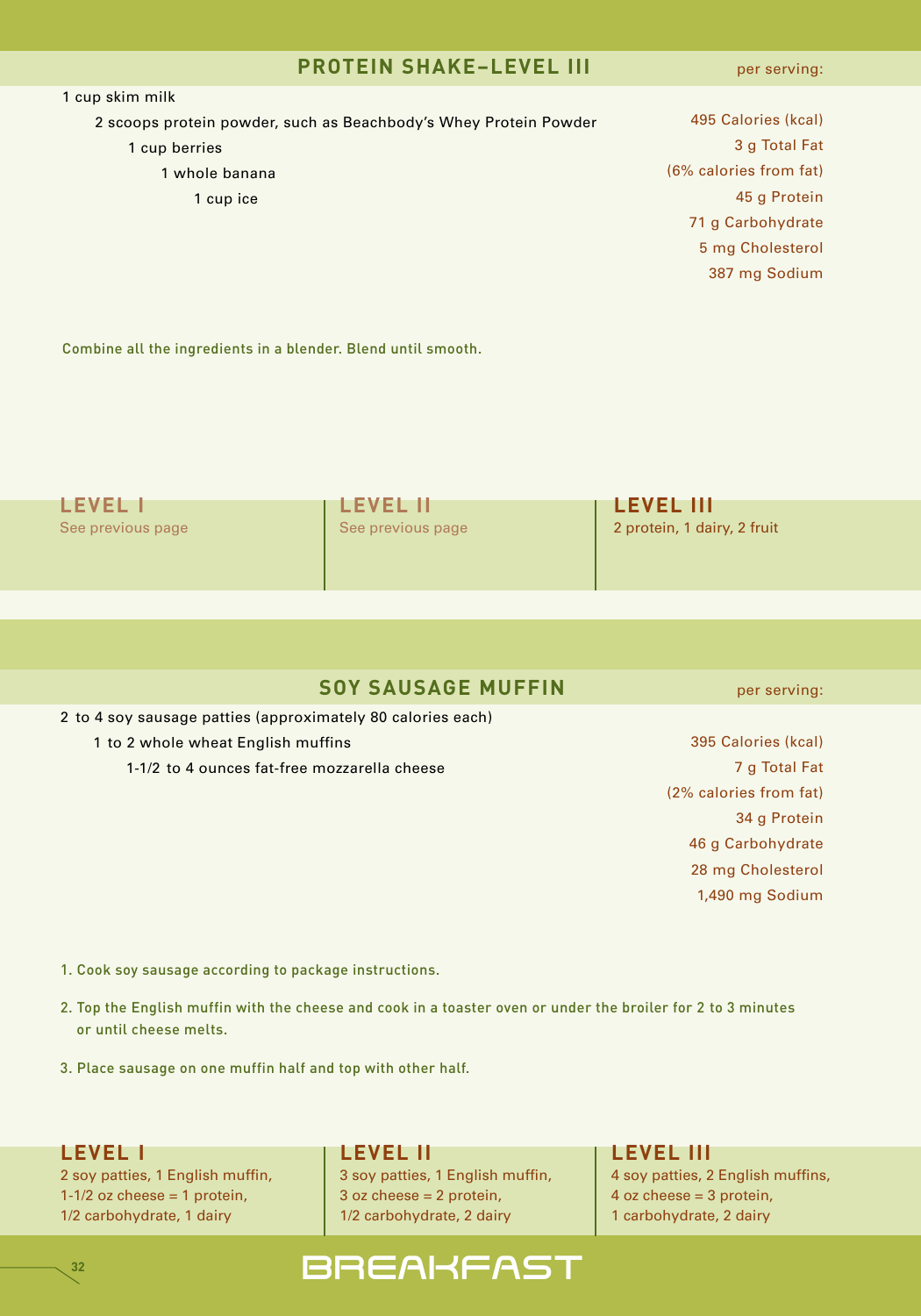## PROTEIN SHAKE–LEVEL III

1 cup skim milk
2 scoops protein powder, such as Beachbody's Whey Protein Powder
1 cup berries
1 whole banana
1 cup ice

per serving:

495 Calories (kcal)
3 g Total Fat
(6% calories from fat)
45 g Protein
71 g Carbohydrate
5 mg Cholesterol
387 mg Sodium

Combine all the ingredients in a blender. Blend until smooth.

| LEVEL I | LEVEL II | LEVEL III |
|---|---|---|
| See previous page | See previous page | 2 protein, 1 dairy, 2 fruit |

## SOY SAUSAGE MUFFIN

2 to 4 soy sausage patties (approximately 80 calories each)
1 to 2 whole wheat English muffins
1-1/2 to 4 ounces fat-free mozzarella cheese

per serving:

395 Calories (kcal)
7 g Total Fat
(2% calories from fat)
34 g Protein
46 g Carbohydrate
28 mg Cholesterol
1,490 mg Sodium

1. Cook soy sausage according to package instructions.
2. Top the English muffin with the cheese and cook in a toaster oven or under the broiler for 2 to 3 minutes or until cheese melts.
3. Place sausage on one muffin half and top with other half.

| LEVEL I | LEVEL II | LEVEL III |
|---|---|---|
| 2 soy patties, 1 English muffin, 1-1/2 oz cheese = 1 protein, 1/2 carbohydrate, 1 dairy | 3 soy patties, 1 English muffin, 3 oz cheese = 2 protein, 1/2 carbohydrate, 2 dairy | 4 soy patties, 2 English muffins, 4 oz cheese = 3 protein, 1 carbohydrate, 2 dairy |

BREAKFAST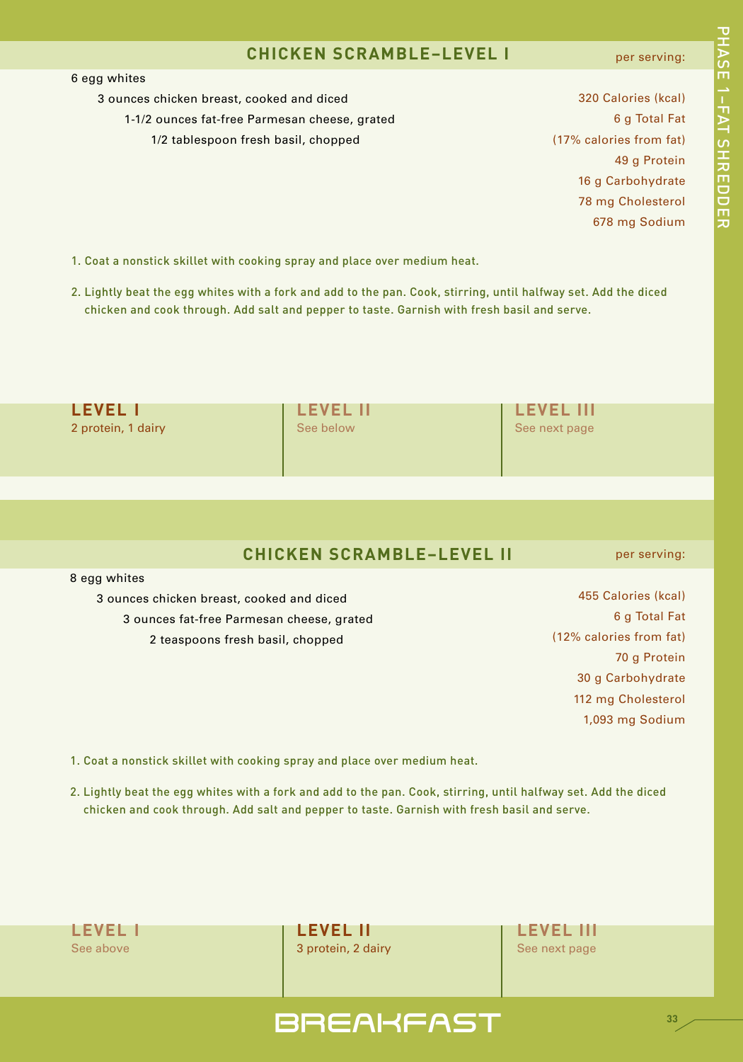## CHICKEN SCRAMBLE–LEVEL I

per serving:

- 6 egg whites
- 3 ounces chicken breast, cooked and diced
- 1-1/2 ounces fat-free Parmesan cheese, grated
- 1/2 tablespoon fresh basil, chopped

320 Calories (kcal)
6 g Total Fat
(17% calories from fat)
49 g Protein
16 g Carbohydrate
78 mg Cholesterol
678 mg Sodium

1. Coat a nonstick skillet with cooking spray and place over medium heat.
2. Lightly beat the egg whites with a fork and add to the pan. Cook, stirring, until halfway set. Add the diced chicken and cook through. Add salt and pepper to taste. Garnish with fresh basil and serve.

| LEVEL I | LEVEL II | LEVEL III |
|---|---|---|
| 2 protein, 1 dairy | See below | See next page |

## CHICKEN SCRAMBLE–LEVEL II

per serving:

- 8 egg whites
- 3 ounces chicken breast, cooked and diced
- 3 ounces fat-free Parmesan cheese, grated
- 2 teaspoons fresh basil, chopped

455 Calories (kcal)
6 g Total Fat
(12% calories from fat)
70 g Protein
30 g Carbohydrate
112 mg Cholesterol
1,093 mg Sodium

1. Coat a nonstick skillet with cooking spray and place over medium heat.
2. Lightly beat the egg whites with a fork and add to the pan. Cook, stirring, until halfway set. Add the diced chicken and cook through. Add salt and pepper to taste. Garnish with fresh basil and serve.

| LEVEL I | LEVEL II | LEVEL III |
|---|---|---|
| See above | 3 protein, 2 dairy | See next page |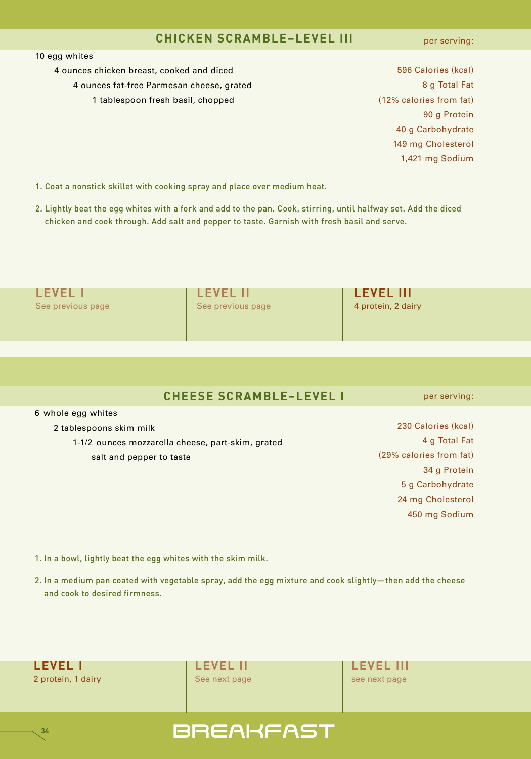## CHICKEN SCRAMBLE–LEVEL III

- 10 egg whites
- 4 ounces chicken breast, cooked and diced
- 4 ounces fat-free Parmesan cheese, grated
- 1 tablespoon fresh basil, chopped

**per serving:**

596 Calories (kcal)
8 g Total Fat
(12% calories from fat)
90 g Protein
40 g Carbohydrate
149 mg Cholesterol
1,421 mg Sodium

1. Coat a nonstick skillet with cooking spray and place over medium heat.
2. Lightly beat the egg whites with a fork and add to the pan. Cook, stirring, until halfway set. Add the diced chicken and cook through. Add salt and pepper to taste. Garnish with fresh basil and serve.

| LEVEL I | LEVEL II | LEVEL III |
|---|---|---|
| See previous page | See previous page | 4 protein, 2 dairy |

## CHEESE SCRAMBLE–LEVEL I

- 6 whole egg whites
- 2 tablespoons skim milk
- 1-1/2 ounces mozzarella cheese, part-skim, grated
- salt and pepper to taste

**per serving:**

230 Calories (kcal)
4 g Total Fat
(29% calories from fat)
34 g Protein
5 g Carbohydrate
24 mg Cholesterol
450 mg Sodium

1. In a bowl, lightly beat the egg whites with the skim milk.
2. In a medium pan coated with vegetable spray, add the egg mixture and cook slightly—then add the cheese and cook to desired firmness.

| LEVEL I | LEVEL II | LEVEL III |
|---|---|---|
| 2 protein, 1 dairy | See next page | see next page |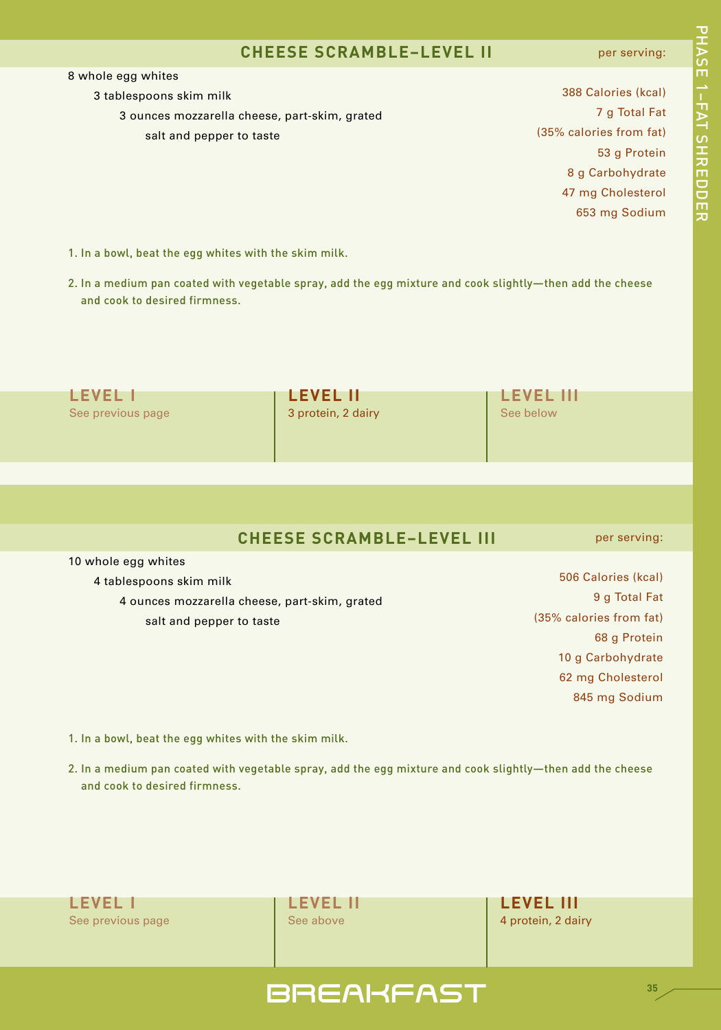## CHEESE SCRAMBLE–LEVEL II

per serving:

8 whole egg whites
3 tablespoons skim milk
3 ounces mozzarella cheese, part-skim, grated
salt and pepper to taste

388 Calories (kcal)
7 g Total Fat
(35% calories from fat)
53 g Protein
8 g Carbohydrate
47 mg Cholesterol
653 mg Sodium

1. In a bowl, beat the egg whites with the skim milk.
2. In a medium pan coated with vegetable spray, add the egg mixture and cook slightly—then add the cheese and cook to desired firmness.

| LEVEL I | LEVEL II | LEVEL III |
|---|---|---|
| See previous page | 3 protein, 2 dairy | See below |

## CHEESE SCRAMBLE–LEVEL III

per serving:

10 whole egg whites
4 tablespoons skim milk
4 ounces mozzarella cheese, part-skim, grated
salt and pepper to taste

506 Calories (kcal)
9 g Total Fat
(35% calories from fat)
68 g Protein
10 g Carbohydrate
62 mg Cholesterol
845 mg Sodium

1. In a bowl, beat the egg whites with the skim milk.
2. In a medium pan coated with vegetable spray, add the egg mixture and cook slightly—then add the cheese and cook to desired firmness.

| LEVEL I | LEVEL II | LEVEL III |
|---|---|---|
| See previous page | See above | 4 protein, 2 dairy |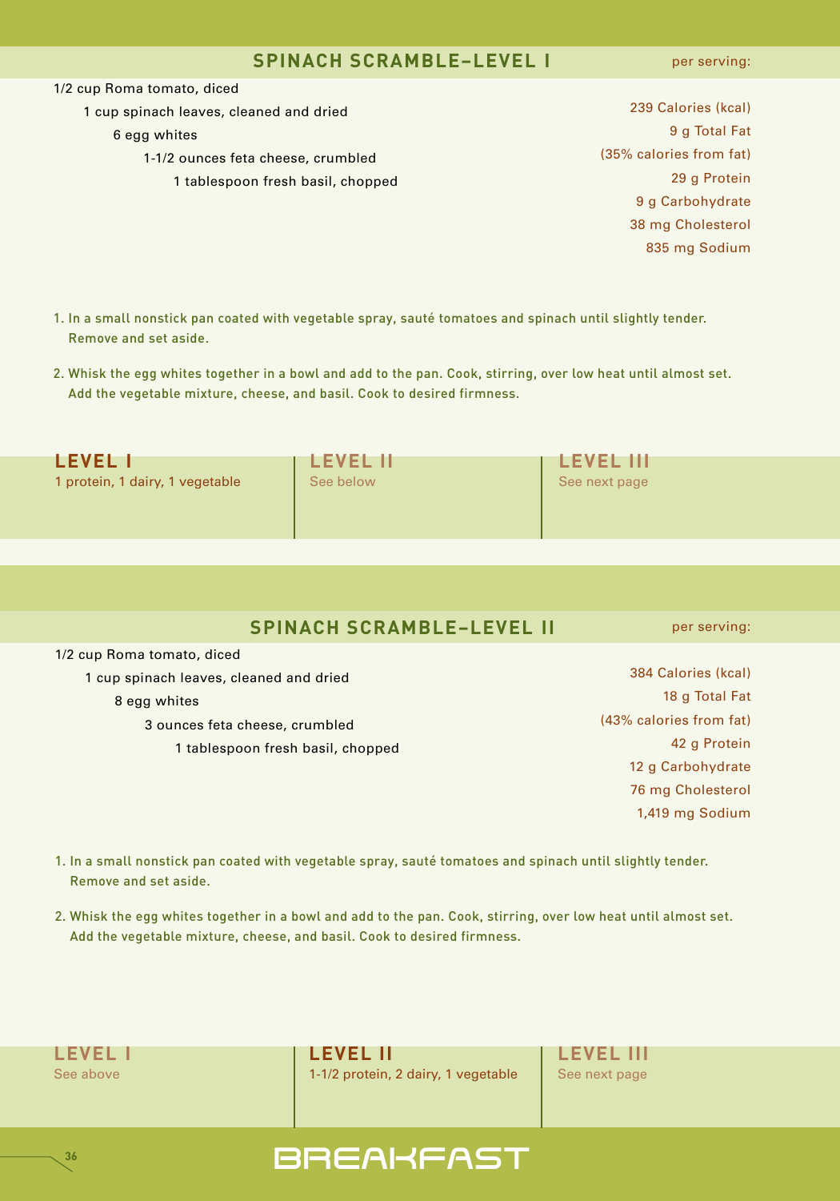## SPINACH SCRAMBLE–LEVEL I

per serving:

- 1/2 cup Roma tomato, diced
- 1 cup spinach leaves, cleaned and dried
- 6 egg whites
- 1-1/2 ounces feta cheese, crumbled
- 1 tablespoon fresh basil, chopped

239 Calories (kcal)
9 g Total Fat
(35% calories from fat)
29 g Protein
9 g Carbohydrate
38 mg Cholesterol
835 mg Sodium

1. In a small nonstick pan coated with vegetable spray, sauté tomatoes and spinach until slightly tender. Remove and set aside.
2. Whisk the egg whites together in a bowl and add to the pan. Cook, stirring, over low heat until almost set. Add the vegetable mixture, cheese, and basil. Cook to desired firmness.

| LEVEL I | LEVEL II | LEVEL III |
|---|---|---|
| 1 protein, 1 dairy, 1 vegetable | See below | See next page |

## SPINACH SCRAMBLE–LEVEL II

per serving:

- 1/2 cup Roma tomato, diced
- 1 cup spinach leaves, cleaned and dried
- 8 egg whites
- 3 ounces feta cheese, crumbled
- 1 tablespoon fresh basil, chopped

384 Calories (kcal)
18 g Total Fat
(43% calories from fat)
42 g Protein
12 g Carbohydrate
76 mg Cholesterol
1,419 mg Sodium

1. In a small nonstick pan coated with vegetable spray, sauté tomatoes and spinach until slightly tender. Remove and set aside.
2. Whisk the egg whites together in a bowl and add to the pan. Cook, stirring, over low heat until almost set. Add the vegetable mixture, cheese, and basil. Cook to desired firmness.

| LEVEL I | LEVEL II | LEVEL III |
|---|---|---|
| See above | 1-1/2 protein, 2 dairy, 1 vegetable | See next page |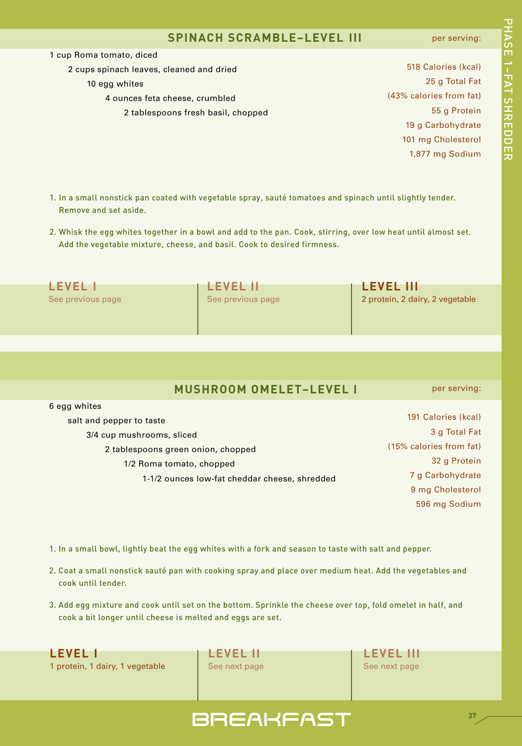## SPINACH SCRAMBLE–LEVEL III

per serving:

- 1 cup Roma tomato, diced
- 2 cups spinach leaves, cleaned and dried
- 10 egg whites
- 4 ounces feta cheese, crumbled
- 2 tablespoons fresh basil, chopped

518 Calories (kcal)
25 g Total Fat
(43% calories from fat)
55 g Protein
19 g Carbohydrate
101 mg Cholesterol
1,877 mg Sodium

1. In a small nonstick pan coated with vegetable spray, sauté tomatoes and spinach until slightly tender. Remove and set aside.
2. Whisk the egg whites together in a bowl and add to the pan. Cook, stirring, over low heat until almost set. Add the vegetable mixture, cheese, and basil. Cook to desired firmness.

| LEVEL I | LEVEL II | LEVEL III |
| --- | --- | --- |
| See previous page | See previous page | 2 protein, 2 dairy, 2 vegetable |

## MUSHROOM OMELET–LEVEL I

per serving:

- 6 egg whites
- salt and pepper to taste
- 3/4 cup mushrooms, sliced
- 2 tablespoons green onion, chopped
- 1/2 Roma tomato, chopped
- 1-1/2 ounces low-fat cheddar cheese, shredded

191 Calories (kcal)
3 g Total Fat
(15% calories from fat)
32 g Protein
7 g Carbohydrate
9 mg Cholesterol
596 mg Sodium

1. In a small bowl, lightly beat the egg whites with a fork and season to taste with salt and pepper.
2. Coat a small nonstick sauté pan with cooking spray and place over medium heat. Add the vegetables and cook until tender.
3. Add egg mixture and cook until set on the bottom. Sprinkle the cheese over top, fold omelet in half, and cook a bit longer until cheese is melted and eggs are set.

| LEVEL I | LEVEL II | LEVEL III |
| --- | --- | --- |
| 1 protein, 1 dairy, 1 vegetable | See next page | See next page |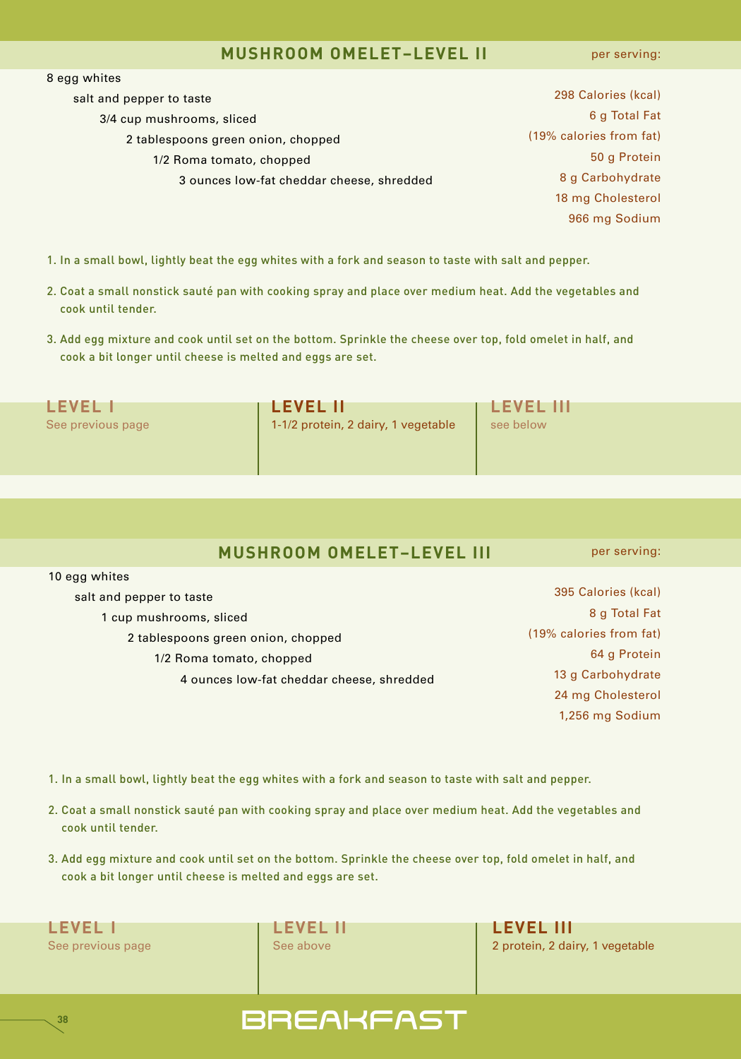## MUSHROOM OMELET–LEVEL II

per serving:

- 8 egg whites
- salt and pepper to taste
- 3/4 cup mushrooms, sliced
- 2 tablespoons green onion, chopped
- 1/2 Roma tomato, chopped
- 3 ounces low-fat cheddar cheese, shredded

298 Calories (kcal)
6 g Total Fat
(19% calories from fat)
50 g Protein
8 g Carbohydrate
18 mg Cholesterol
966 mg Sodium

1. In a small bowl, lightly beat the egg whites with a fork and season to taste with salt and pepper.
2. Coat a small nonstick sauté pan with cooking spray and place over medium heat. Add the vegetables and cook until tender.
3. Add egg mixture and cook until set on the bottom. Sprinkle the cheese over top, fold omelet in half, and cook a bit longer until cheese is melted and eggs are set.

| LEVEL I | LEVEL II | LEVEL III |
|---|---|---|
| See previous page | 1-1/2 protein, 2 dairy, 1 vegetable | see below |

## MUSHROOM OMELET–LEVEL III

per serving:

- 10 egg whites
- salt and pepper to taste
- 1 cup mushrooms, sliced
- 2 tablespoons green onion, chopped
- 1/2 Roma tomato, chopped
- 4 ounces low-fat cheddar cheese, shredded

395 Calories (kcal)
8 g Total Fat
(19% calories from fat)
64 g Protein
13 g Carbohydrate
24 mg Cholesterol
1,256 mg Sodium

1. In a small bowl, lightly beat the egg whites with a fork and season to taste with salt and pepper.
2. Coat a small nonstick sauté pan with cooking spray and place over medium heat. Add the vegetables and cook until tender.
3. Add egg mixture and cook until set on the bottom. Sprinkle the cheese over top, fold omelet in half, and cook a bit longer until cheese is melted and eggs are set.

| LEVEL I | LEVEL II | LEVEL III |
|---|---|---|
| See previous page | See above | 2 protein, 2 dairy, 1 vegetable |

BREAKFAST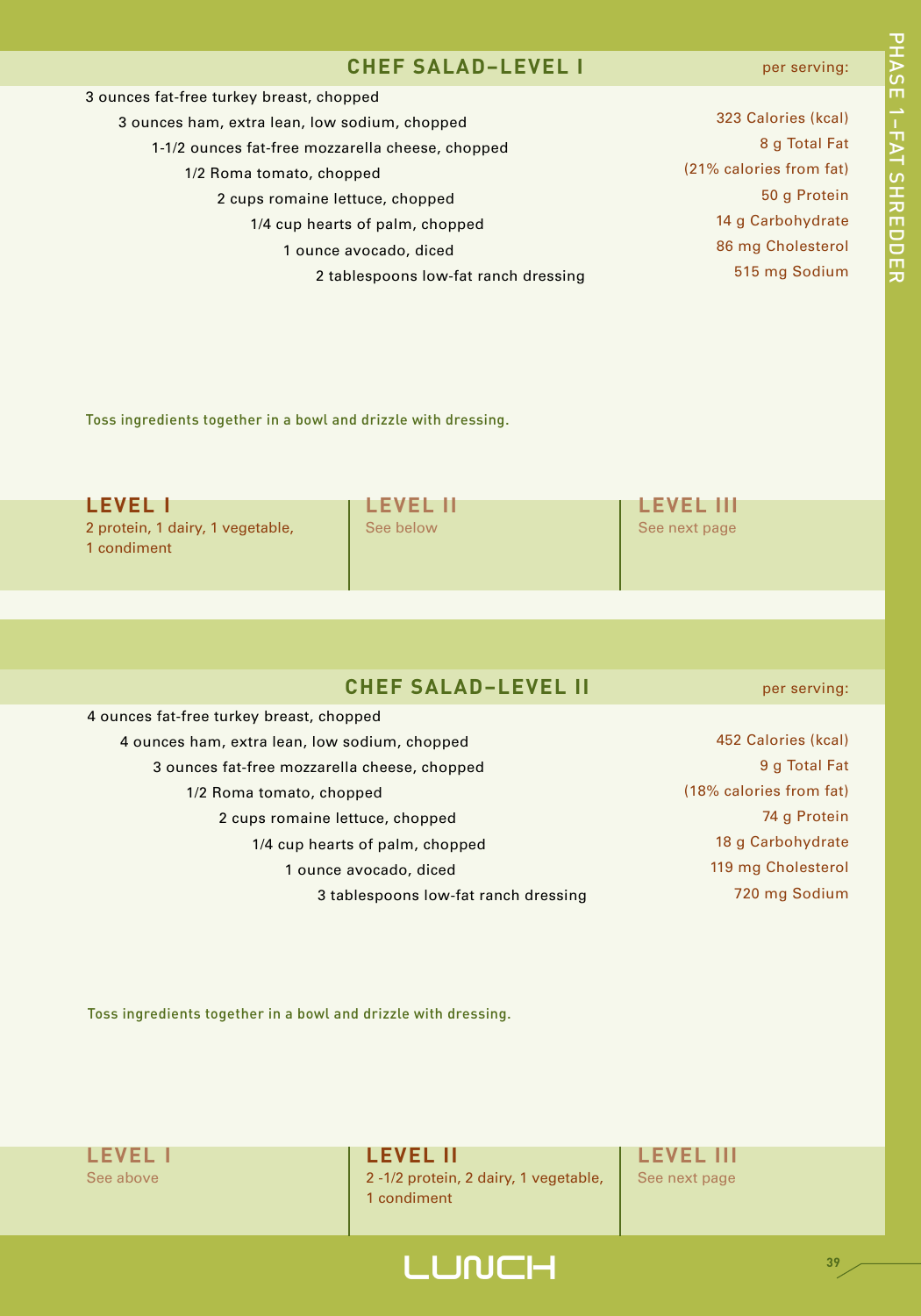## CHEF SALAD–LEVEL I

per serving:

- 3 ounces fat-free turkey breast, chopped
- 3 ounces ham, extra lean, low sodium, chopped
- 1-1/2 ounces fat-free mozzarella cheese, chopped
- 1/2 Roma tomato, chopped
- 2 cups romaine lettuce, chopped
- 1/4 cup hearts of palm, chopped
- 1 ounce avocado, diced
- 2 tablespoons low-fat ranch dressing

323 Calories (kcal)
8 g Total Fat
(21% calories from fat)
50 g Protein
14 g Carbohydrate
86 mg Cholesterol
515 mg Sodium

Toss ingredients together in a bowl and drizzle with dressing.

| LEVEL I | LEVEL II | LEVEL III |
|---|---|---|
| 2 protein, 1 dairy, 1 vegetable, 1 condiment | See below | See next page |

## CHEF SALAD–LEVEL II

per serving:

- 4 ounces fat-free turkey breast, chopped
- 4 ounces ham, extra lean, low sodium, chopped
- 3 ounces fat-free mozzarella cheese, chopped
- 1/2 Roma tomato, chopped
- 2 cups romaine lettuce, chopped
- 1/4 cup hearts of palm, chopped
- 1 ounce avocado, diced
- 3 tablespoons low-fat ranch dressing

452 Calories (kcal)
9 g Total Fat
(18% calories from fat)
74 g Protein
18 g Carbohydrate
119 mg Cholesterol
720 mg Sodium

Toss ingredients together in a bowl and drizzle with dressing.

| LEVEL I | LEVEL II | LEVEL III |
|---|---|---|
| See above | 2 -1/2 protein, 2 dairy, 1 vegetable, 1 condiment | See next page |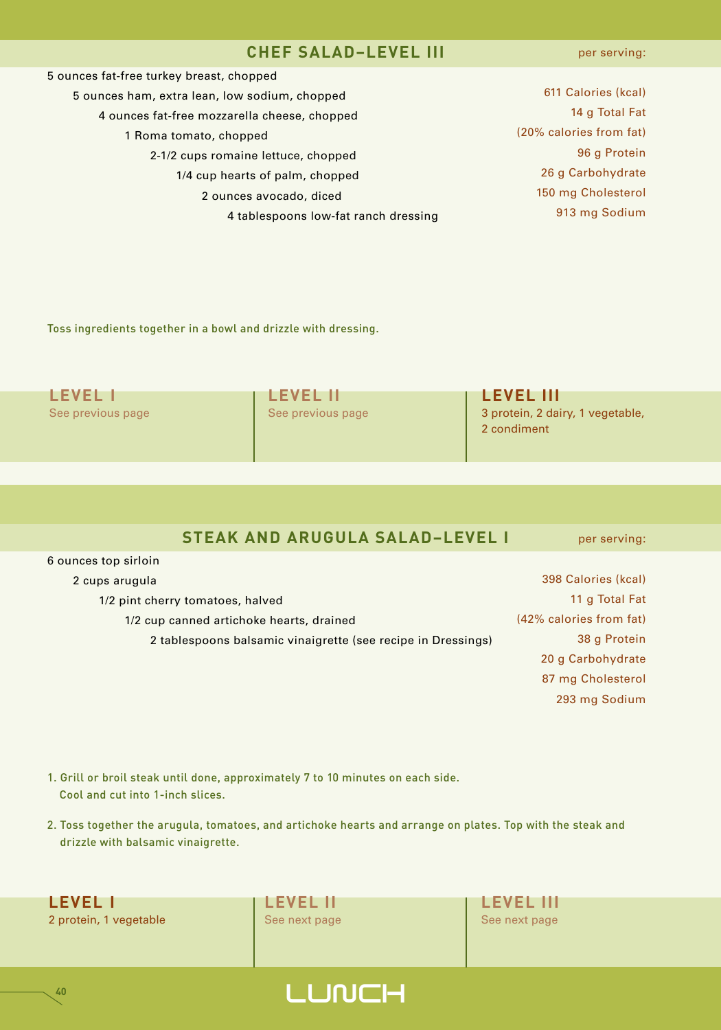## CHEF SALAD–LEVEL III

per serving:

- 5 ounces fat-free turkey breast, chopped
- 5 ounces ham, extra lean, low sodium, chopped
- 4 ounces fat-free mozzarella cheese, chopped
- 1 Roma tomato, chopped
- 2-1/2 cups romaine lettuce, chopped
- 1/4 cup hearts of palm, chopped
- 2 ounces avocado, diced
- 4 tablespoons low-fat ranch dressing

611 Calories (kcal)
14 g Total Fat
(20% calories from fat)
96 g Protein
26 g Carbohydrate
150 mg Cholesterol
913 mg Sodium

Toss ingredients together in a bowl and drizzle with dressing.

| LEVEL I | LEVEL II | LEVEL III |
|---|---|---|
| See previous page | See previous page | 3 protein, 2 dairy, 1 vegetable, 2 condiment |

## STEAK AND ARUGULA SALAD–LEVEL I

per serving:

- 6 ounces top sirloin
- 2 cups arugula
- 1/2 pint cherry tomatoes, halved
- 1/2 cup canned artichoke hearts, drained
- 2 tablespoons balsamic vinaigrette (see recipe in Dressings)

398 Calories (kcal)
11 g Total Fat
(42% calories from fat)
38 g Protein
20 g Carbohydrate
87 mg Cholesterol
293 mg Sodium

1. Grill or broil steak until done, approximately 7 to 10 minutes on each side. Cool and cut into 1-inch slices.
2. Toss together the arugula, tomatoes, and artichoke hearts and arrange on plates. Top with the steak and drizzle with balsamic vinaigrette.

| LEVEL I | LEVEL II | LEVEL III |
|---|---|---|
| 2 protein, 1 vegetable | See next page | See next page |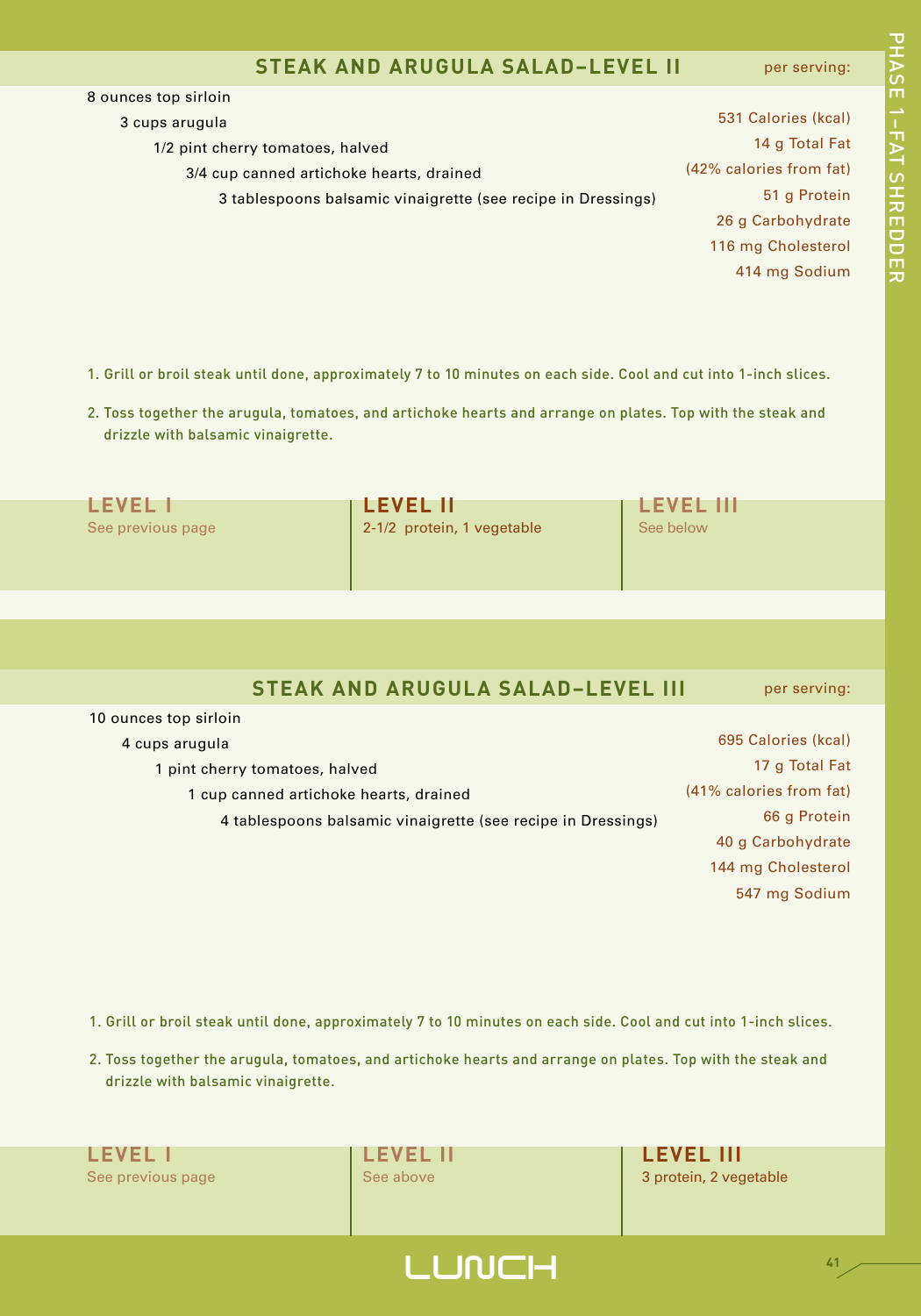## STEAK AND ARUGULA SALAD–LEVEL II

per serving:

- 8 ounces top sirloin
- 3 cups arugula
- 1/2 pint cherry tomatoes, halved
- 3/4 cup canned artichoke hearts, drained
- 3 tablespoons balsamic vinaigrette (see recipe in Dressings)

531 Calories (kcal)
14 g Total Fat
(42% calories from fat)
51 g Protein
26 g Carbohydrate
116 mg Cholesterol
414 mg Sodium

1. Grill or broil steak until done, approximately 7 to 10 minutes on each side. Cool and cut into 1-inch slices.
2. Toss together the arugula, tomatoes, and artichoke hearts and arrange on plates. Top with the steak and drizzle with balsamic vinaigrette.

| LEVEL I | LEVEL II | LEVEL III |
|---|---|---|
| See previous page | 2-1/2 protein, 1 vegetable | See below |

## STEAK AND ARUGULA SALAD–LEVEL III

per serving:

- 10 ounces top sirloin
- 4 cups arugula
- 1 pint cherry tomatoes, halved
- 1 cup canned artichoke hearts, drained
- 4 tablespoons balsamic vinaigrette (see recipe in Dressings)

695 Calories (kcal)
17 g Total Fat
(41% calories from fat)
66 g Protein
40 g Carbohydrate
144 mg Cholesterol
547 mg Sodium

1. Grill or broil steak until done, approximately 7 to 10 minutes on each side. Cool and cut into 1-inch slices.
2. Toss together the arugula, tomatoes, and artichoke hearts and arrange on plates. Top with the steak and drizzle with balsamic vinaigrette.

| LEVEL I | LEVEL II | LEVEL III |
|---|---|---|
| See previous page | See above | 3 protein, 2 vegetable |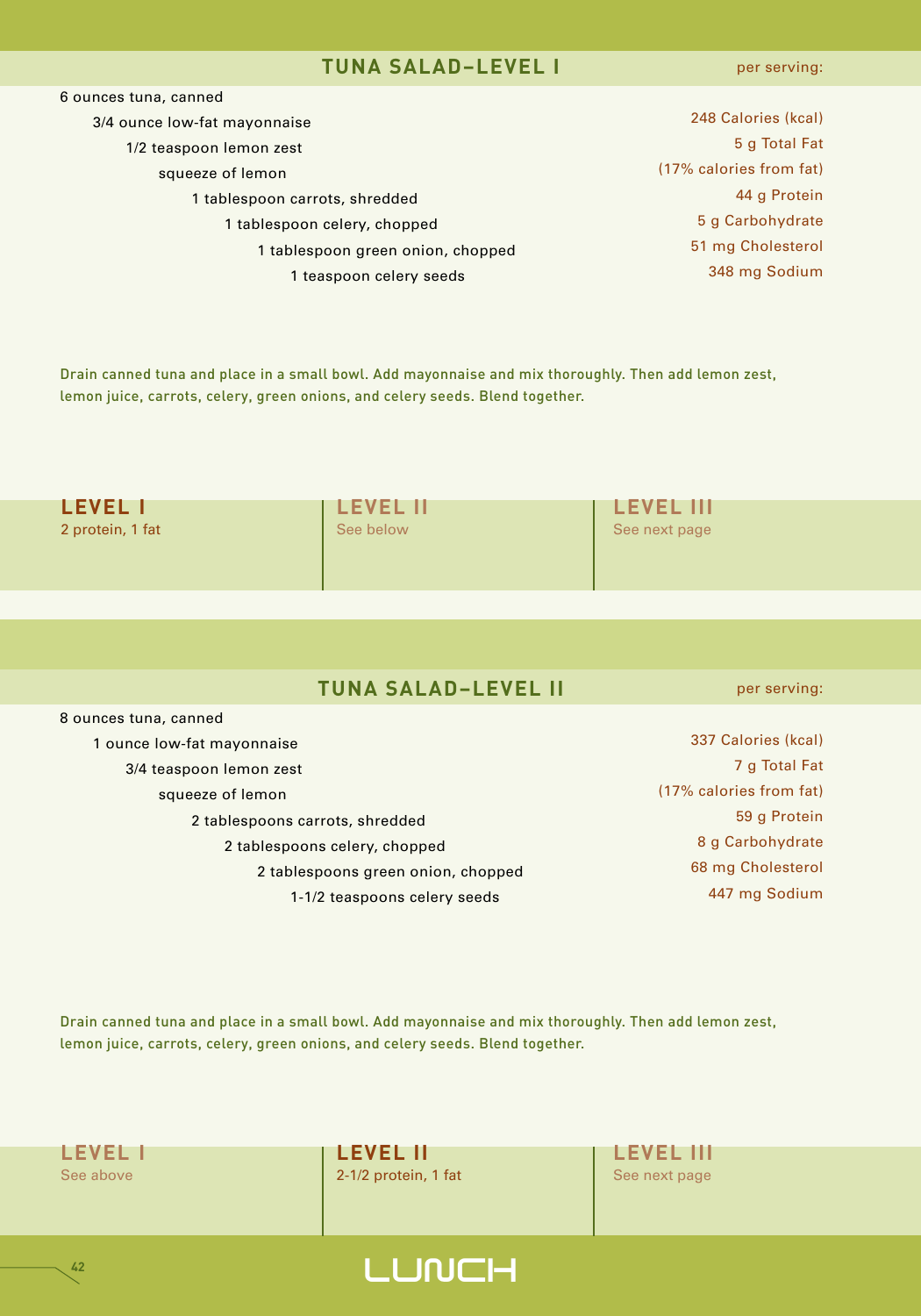## TUNA SALAD–LEVEL I

- 6 ounces tuna, canned
- 3/4 ounce low-fat mayonnaise
- 1/2 teaspoon lemon zest
- squeeze of lemon
- 1 tablespoon carrots, shredded
- 1 tablespoon celery, chopped
- 1 tablespoon green onion, chopped
- 1 teaspoon celery seeds

per serving:

248 Calories (kcal)
5 g Total Fat
(17% calories from fat)
44 g Protein
5 g Carbohydrate
51 mg Cholesterol
348 mg Sodium

Drain canned tuna and place in a small bowl. Add mayonnaise and mix thoroughly. Then add lemon zest, lemon juice, carrots, celery, green onions, and celery seeds. Blend together.

| LEVEL I | LEVEL II | LEVEL III |
|---|---|---|
| 2 protein, 1 fat | See below | See next page |

## TUNA SALAD–LEVEL II

- 8 ounces tuna, canned
- 1 ounce low-fat mayonnaise
- 3/4 teaspoon lemon zest
- squeeze of lemon
- 2 tablespoons carrots, shredded
- 2 tablespoons celery, chopped
- 2 tablespoons green onion, chopped
- 1-1/2 teaspoons celery seeds

per serving:

337 Calories (kcal)
7 g Total Fat
(17% calories from fat)
59 g Protein
8 g Carbohydrate
68 mg Cholesterol
447 mg Sodium

Drain canned tuna and place in a small bowl. Add mayonnaise and mix thoroughly. Then add lemon zest, lemon juice, carrots, celery, green onions, and celery seeds. Blend together.

| LEVEL I | LEVEL II | LEVEL III |
|---|---|---|
| See above | 2-1/2 protein, 1 fat | See next page |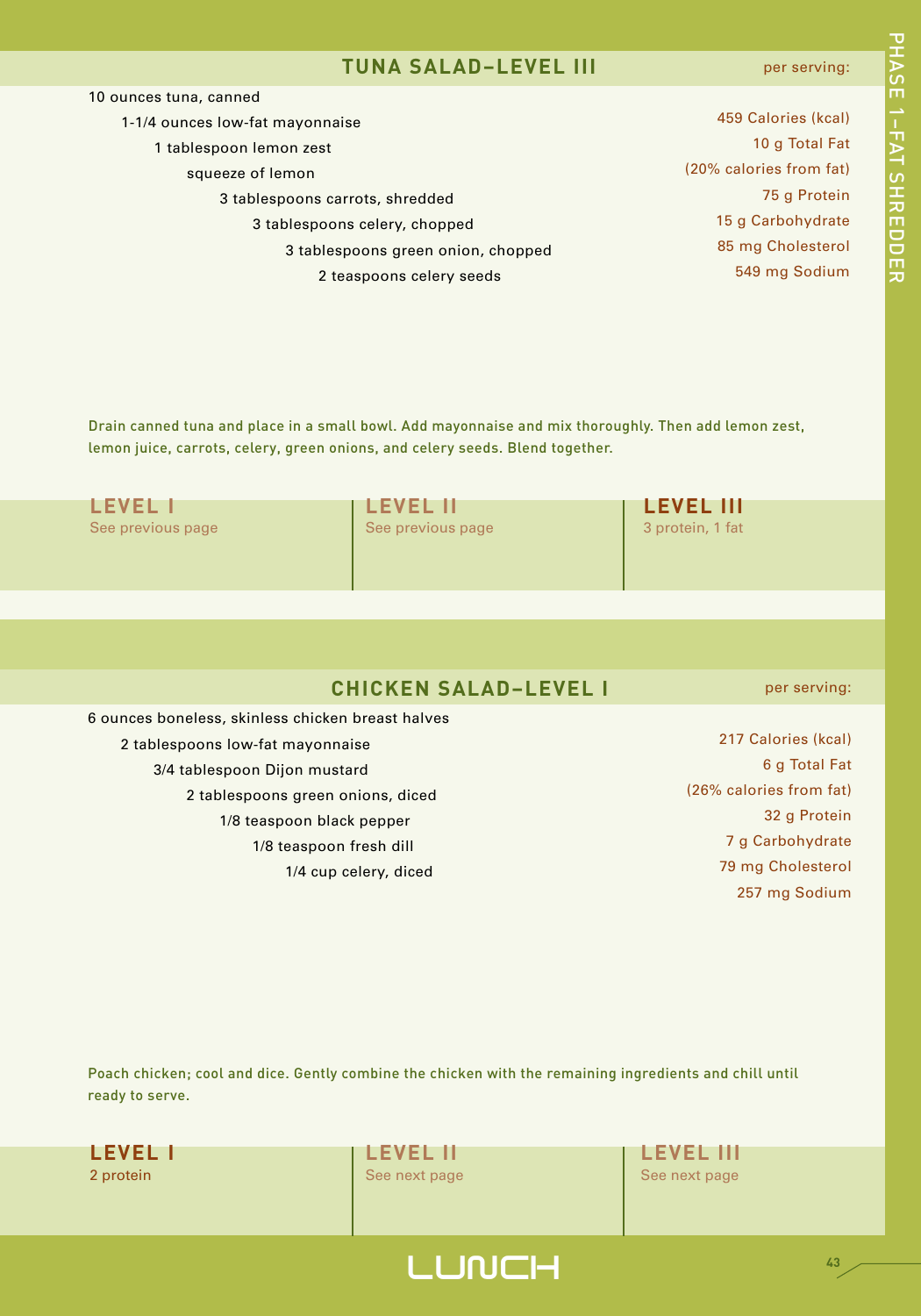## TUNA SALAD–LEVEL III

- 10 ounces tuna, canned
- 1-1/4 ounces low-fat mayonnaise
- 1 tablespoon lemon zest
- squeeze of lemon
- 3 tablespoons carrots, shredded
- 3 tablespoons celery, chopped
- 3 tablespoons green onion, chopped
- 2 teaspoons celery seeds

**per serving:**

459 Calories (kcal)
10 g Total Fat
(20% calories from fat)
75 g Protein
15 g Carbohydrate
85 mg Cholesterol
549 mg Sodium

Drain canned tuna and place in a small bowl. Add mayonnaise and mix thoroughly. Then add lemon zest, lemon juice, carrots, celery, green onions, and celery seeds. Blend together.

| LEVEL I | LEVEL II | LEVEL III |
|---|---|---|
| See previous page | See previous page | 3 protein, 1 fat |

## CHICKEN SALAD–LEVEL I

- 6 ounces boneless, skinless chicken breast halves
- 2 tablespoons low-fat mayonnaise
- 3/4 tablespoon Dijon mustard
- 2 tablespoons green onions, diced
- 1/8 teaspoon black pepper
- 1/8 teaspoon fresh dill
- 1/4 cup celery, diced

**per serving:**

217 Calories (kcal)
6 g Total Fat
(26% calories from fat)
32 g Protein
7 g Carbohydrate
79 mg Cholesterol
257 mg Sodium

Poach chicken; cool and dice. Gently combine the chicken with the remaining ingredients and chill until ready to serve.

| LEVEL I | LEVEL II | LEVEL III |
|---|---|---|
| 2 protein | See next page | See next page |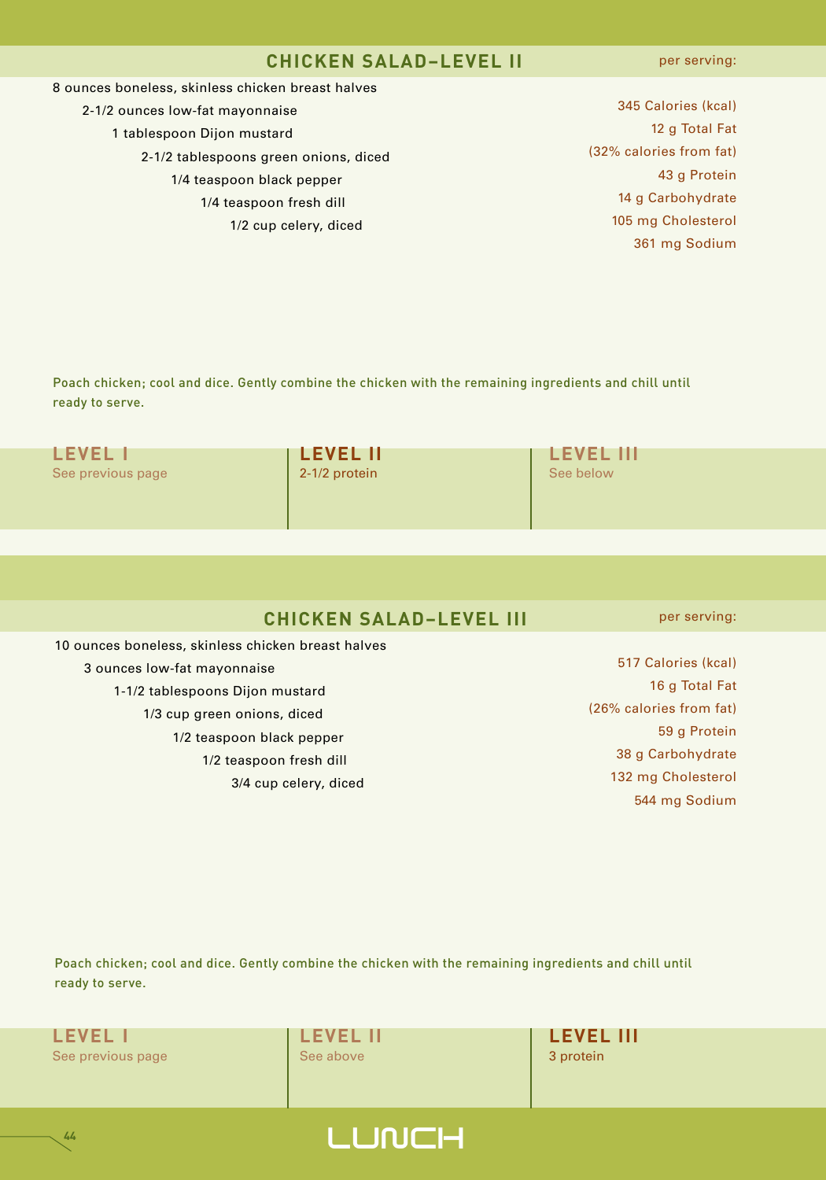## CHICKEN SALAD–LEVEL II

8 ounces boneless, skinless chicken breast halves
2-1/2 ounces low-fat mayonnaise
1 tablespoon Dijon mustard
2-1/2 tablespoons green onions, diced
1/4 teaspoon black pepper
1/4 teaspoon fresh dill
1/2 cup celery, diced

per serving:

345 Calories (kcal)
12 g Total Fat
(32% calories from fat)
43 g Protein
14 g Carbohydrate
105 mg Cholesterol
361 mg Sodium

Poach chicken; cool and dice. Gently combine the chicken with the remaining ingredients and chill until ready to serve.

| LEVEL I | LEVEL II | LEVEL III |
|---|---|---|
| See previous page | 2-1/2 protein | See below |

## CHICKEN SALAD–LEVEL III

10 ounces boneless, skinless chicken breast halves
3 ounces low-fat mayonnaise
1-1/2 tablespoons Dijon mustard
1/3 cup green onions, diced
1/2 teaspoon black pepper
1/2 teaspoon fresh dill
3/4 cup celery, diced

per serving:

517 Calories (kcal)
16 g Total Fat
(26% calories from fat)
59 g Protein
38 g Carbohydrate
132 mg Cholesterol
544 mg Sodium

Poach chicken; cool and dice. Gently combine the chicken with the remaining ingredients and chill until ready to serve.

| LEVEL I | LEVEL II | LEVEL III |
|---|---|---|
| See previous page | See above | 3 protein |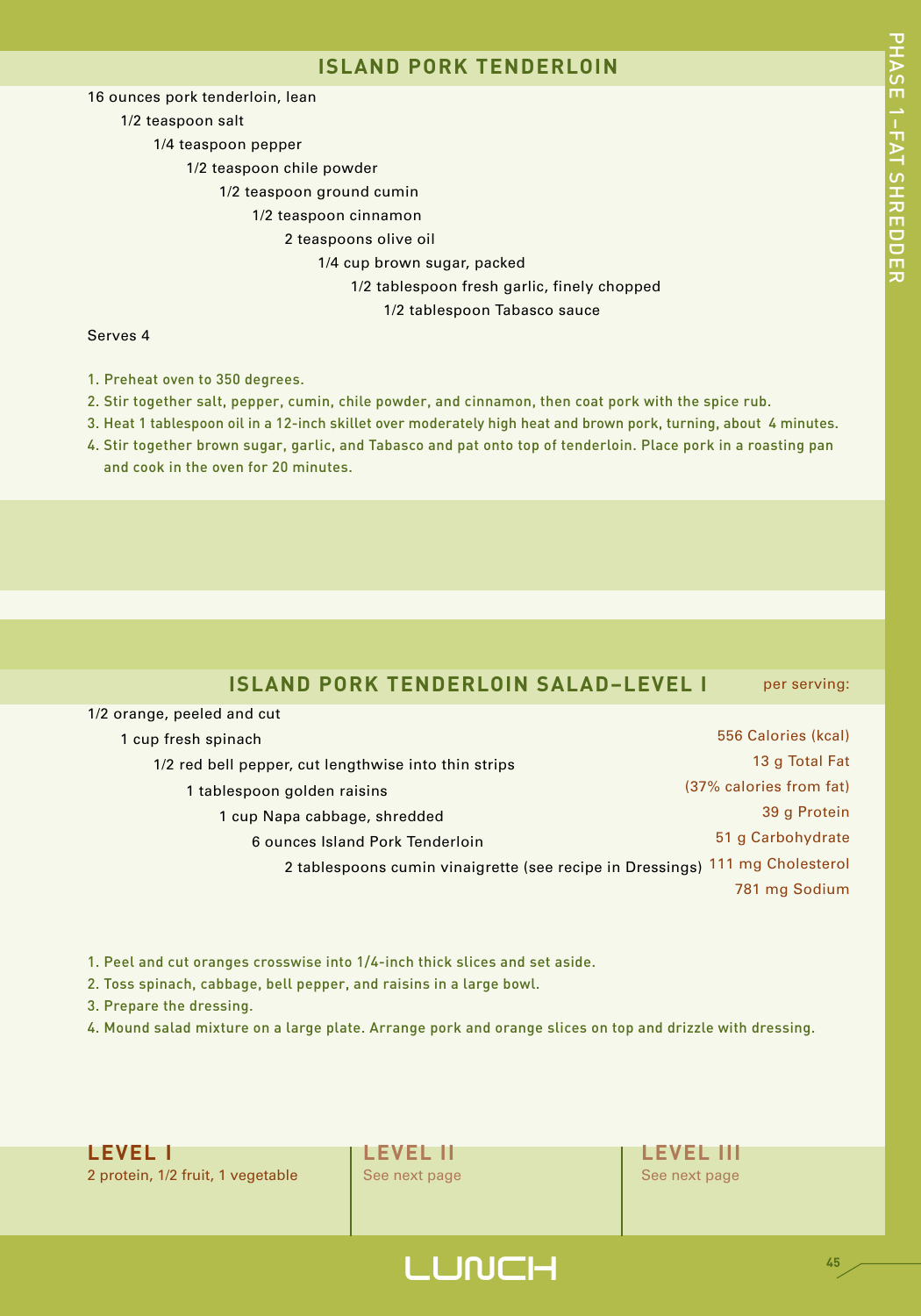## ISLAND PORK TENDERLOIN

16 ounces pork tenderloin, lean
1/2 teaspoon salt
1/4 teaspoon pepper
1/2 teaspoon chile powder
1/2 teaspoon ground cumin
1/2 teaspoon cinnamon
2 teaspoons olive oil
1/4 cup brown sugar, packed
1/2 tablespoon fresh garlic, finely chopped
1/2 tablespoon Tabasco sauce

Serves 4

1. Preheat oven to 350 degrees.
2. Stir together salt, pepper, cumin, chile powder, and cinnamon, then coat pork with the spice rub.
3. Heat 1 tablespoon oil in a 12-inch skillet over moderately high heat and brown pork, turning, about 4 minutes.
4. Stir together brown sugar, garlic, and Tabasco and pat onto top of tenderloin. Place pork in a roasting pan and cook in the oven for 20 minutes.

## ISLAND PORK TENDERLOIN SALAD–LEVEL I

1/2 orange, peeled and cut
1 cup fresh spinach
1/2 red bell pepper, cut lengthwise into thin strips
1 tablespoon golden raisins
1 cup Napa cabbage, shredded
6 ounces Island Pork Tenderloin
2 tablespoons cumin vinaigrette (see recipe in Dressings)

per serving:

556 Calories (kcal)
13 g Total Fat
(37% calories from fat)
39 g Protein
51 g Carbohydrate
111 mg Cholesterol
781 mg Sodium

1. Peel and cut oranges crosswise into 1/4-inch thick slices and set aside.
2. Toss spinach, cabbage, bell pepper, and raisins in a large bowl.
3. Prepare the dressing.
4. Mound salad mixture on a large plate. Arrange pork and orange slices on top and drizzle with dressing.

**LEVEL I**
2 protein, 1/2 fruit, 1 vegetable

**LEVEL II**
See next page

**LEVEL III**
See next page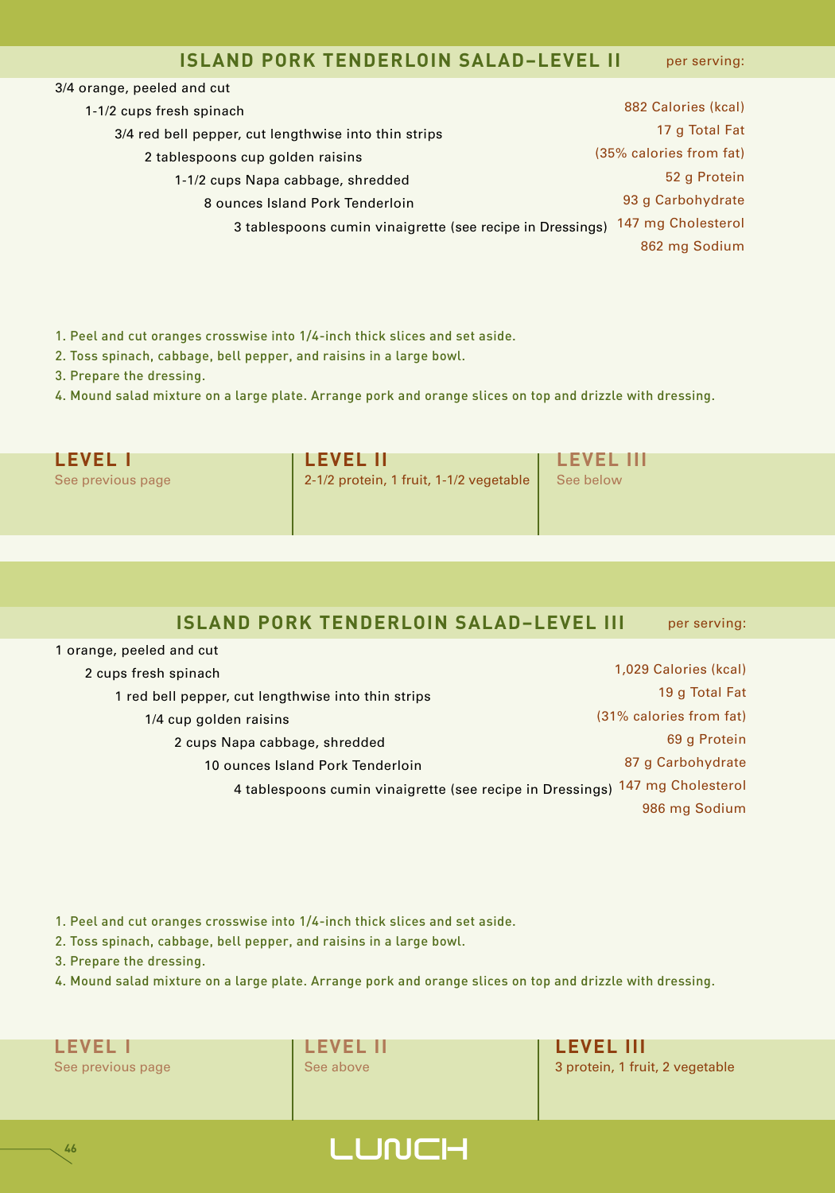## ISLAND PORK TENDERLOIN SALAD–LEVEL II

- 3/4 orange, peeled and cut
- 1-1/2 cups fresh spinach
- 3/4 red bell pepper, cut lengthwise into thin strips
- 2 tablespoons cup golden raisins
- 1-1/2 cups Napa cabbage, shredded
- 8 ounces Island Pork Tenderloin
- 3 tablespoons cumin vinaigrette (see recipe in Dressings)

**per serving:**

882 Calories (kcal)
17 g Total Fat
(35% calories from fat)
52 g Protein
93 g Carbohydrate
147 mg Cholesterol
862 mg Sodium

1. Peel and cut oranges crosswise into 1/4-inch thick slices and set aside.
2. Toss spinach, cabbage, bell pepper, and raisins in a large bowl.
3. Prepare the dressing.
4. Mound salad mixture on a large plate. Arrange pork and orange slices on top and drizzle with dressing.

| LEVEL I | LEVEL II | LEVEL III |
|---|---|---|
| See previous page | 2-1/2 protein, 1 fruit, 1-1/2 vegetable | See below |

## ISLAND PORK TENDERLOIN SALAD–LEVEL III

- 1 orange, peeled and cut
- 2 cups fresh spinach
- 1 red bell pepper, cut lengthwise into thin strips
- 1/4 cup golden raisins
- 2 cups Napa cabbage, shredded
- 10 ounces Island Pork Tenderloin
- 4 tablespoons cumin vinaigrette (see recipe in Dressings)

**per serving:**

1,029 Calories (kcal)
19 g Total Fat
(31% calories from fat)
69 g Protein
87 g Carbohydrate
147 mg Cholesterol
986 mg Sodium

1. Peel and cut oranges crosswise into 1/4-inch thick slices and set aside.
2. Toss spinach, cabbage, bell pepper, and raisins in a large bowl.
3. Prepare the dressing.
4. Mound salad mixture on a large plate. Arrange pork and orange slices on top and drizzle with dressing.

| LEVEL I | LEVEL II | LEVEL III |
|---|---|---|
| See previous page | See above | 3 protein, 1 fruit, 2 vegetable |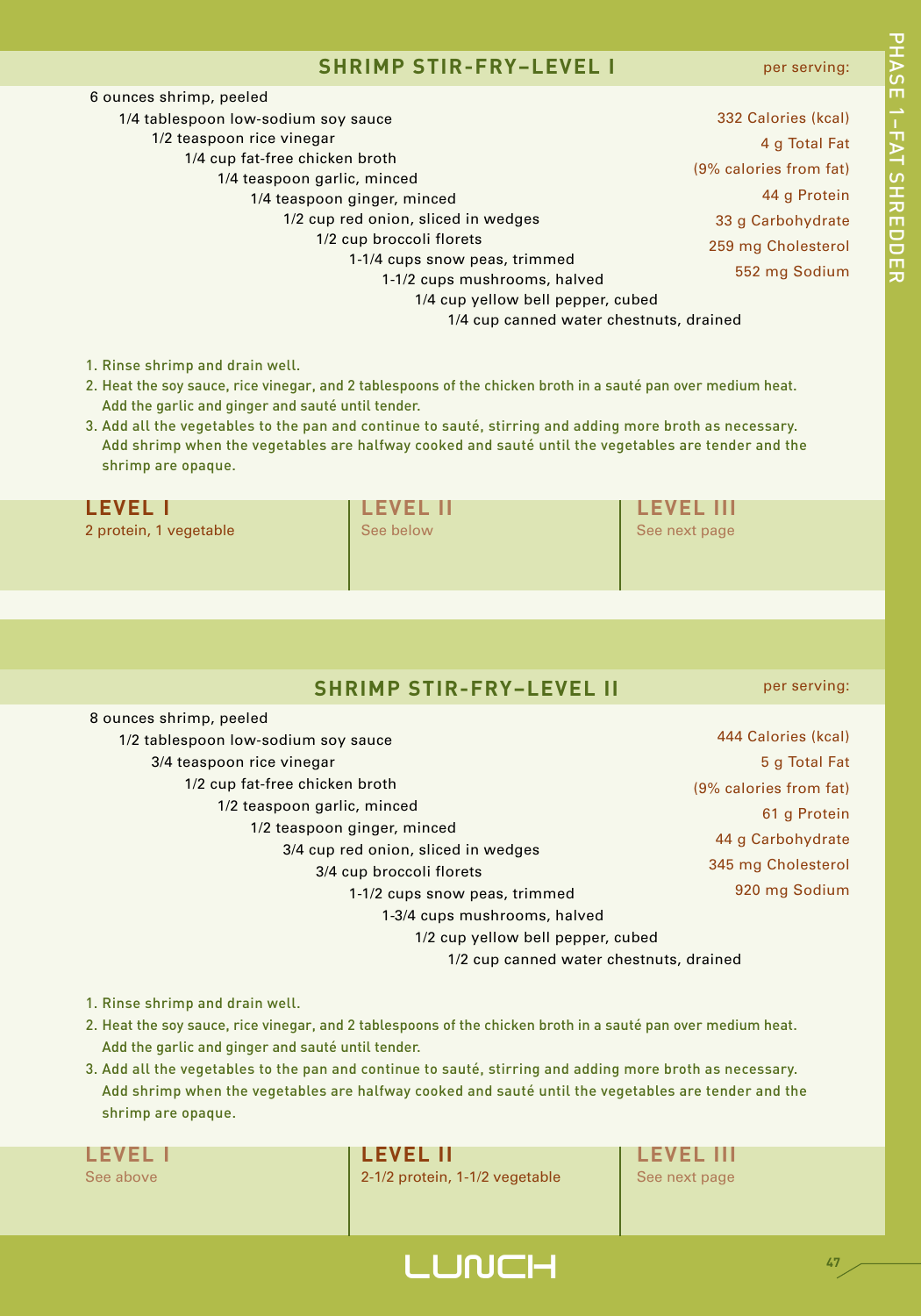## SHRIMP STIR-FRY–LEVEL I

per serving:

- 332 Calories (kcal)
- 4 g Total Fat
- (9% calories from fat)
- 44 g Protein
- 33 g Carbohydrate
- 259 mg Cholesterol
- 552 mg Sodium

6 ounces shrimp, peeled
1/4 tablespoon low-sodium soy sauce
1/2 teaspoon rice vinegar
1/4 cup fat-free chicken broth
1/4 teaspoon garlic, minced
1/4 teaspoon ginger, minced
1/2 cup red onion, sliced in wedges
1/2 cup broccoli florets
1-1/4 cups snow peas, trimmed
1-1/2 cups mushrooms, halved
1/4 cup yellow bell pepper, cubed
1/4 cup canned water chestnuts, drained

1. Rinse shrimp and drain well.
2. Heat the soy sauce, rice vinegar, and 2 tablespoons of the chicken broth in a sauté pan over medium heat. Add the garlic and ginger and sauté until tender.
3. Add all the vegetables to the pan and continue to sauté, stirring and adding more broth as necessary. Add shrimp when the vegetables are halfway cooked and sauté until the vegetables are tender and the shrimp are opaque.

| LEVEL I | LEVEL II | LEVEL III |
|---|---|---|
| 2 protein, 1 vegetable | See below | See next page |

## SHRIMP STIR-FRY–LEVEL II

per serving:

- 444 Calories (kcal)
- 5 g Total Fat
- (9% calories from fat)
- 61 g Protein
- 44 g Carbohydrate
- 345 mg Cholesterol
- 920 mg Sodium

8 ounces shrimp, peeled
1/2 tablespoon low-sodium soy sauce
3/4 teaspoon rice vinegar
1/2 cup fat-free chicken broth
1/2 teaspoon garlic, minced
1/2 teaspoon ginger, minced
3/4 cup red onion, sliced in wedges
3/4 cup broccoli florets
1-1/2 cups snow peas, trimmed
1-3/4 cups mushrooms, halved
1/2 cup yellow bell pepper, cubed
1/2 cup canned water chestnuts, drained

1. Rinse shrimp and drain well.
2. Heat the soy sauce, rice vinegar, and 2 tablespoons of the chicken broth in a sauté pan over medium heat. Add the garlic and ginger and sauté until tender.
3. Add all the vegetables to the pan and continue to sauté, stirring and adding more broth as necessary. Add shrimp when the vegetables are halfway cooked and sauté until the vegetables are tender and the shrimp are opaque.

| LEVEL I | LEVEL II | LEVEL III |
|---|---|---|
| See above | 2-1/2 protein, 1-1/2 vegetable | See next page |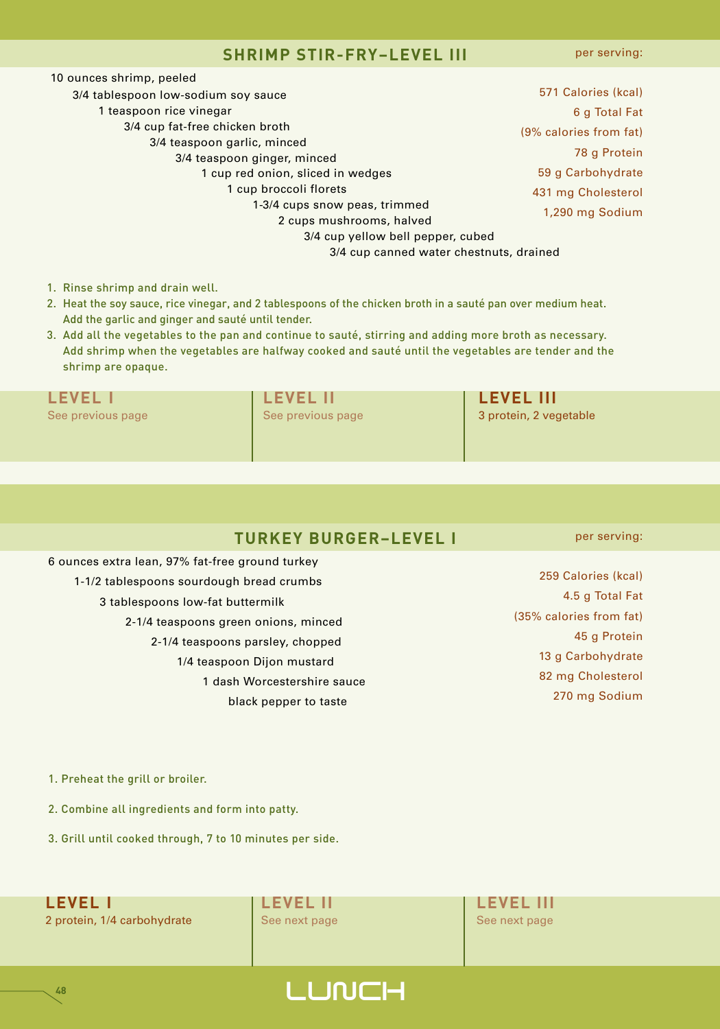## SHRIMP STIR-FRY–LEVEL III

- 10 ounces shrimp, peeled
- 3/4 tablespoon low-sodium soy sauce
- 1 teaspoon rice vinegar
- 3/4 cup fat-free chicken broth
- 3/4 teaspoon garlic, minced
- 3/4 teaspoon ginger, minced
- 1 cup red onion, sliced in wedges
- 1 cup broccoli florets
- 1-3/4 cups snow peas, trimmed
- 2 cups mushrooms, halved
- 3/4 cup yellow bell pepper, cubed
- 3/4 cup canned water chestnuts, drained

per serving:

571 Calories (kcal)
6 g Total Fat
(9% calories from fat)
78 g Protein
59 g Carbohydrate
431 mg Cholesterol
1,290 mg Sodium

1. Rinse shrimp and drain well.
2. Heat the soy sauce, rice vinegar, and 2 tablespoons of the chicken broth in a sauté pan over medium heat. Add the garlic and ginger and sauté until tender.
3. Add all the vegetables to the pan and continue to sauté, stirring and adding more broth as necessary. Add shrimp when the vegetables are halfway cooked and sauté until the vegetables are tender and the shrimp are opaque.

| LEVEL I | LEVEL II | LEVEL III |
|---|---|---|
| See previous page | See previous page | 3 protein, 2 vegetable |

## TURKEY BURGER–LEVEL I

- 6 ounces extra lean, 97% fat-free ground turkey
- 1-1/2 tablespoons sourdough bread crumbs
- 3 tablespoons low-fat buttermilk
- 2-1/4 teaspoons green onions, minced
- 2-1/4 teaspoons parsley, chopped
- 1/4 teaspoon Dijon mustard
- 1 dash Worcestershire sauce
- black pepper to taste

per serving:

259 Calories (kcal)
4.5 g Total Fat
(35% calories from fat)
45 g Protein
13 g Carbohydrate
82 mg Cholesterol
270 mg Sodium

1. Preheat the grill or broiler.
2. Combine all ingredients and form into patty.
3. Grill until cooked through, 7 to 10 minutes per side.

| LEVEL I | LEVEL II | LEVEL III |
|---|---|---|
| 2 protein, 1/4 carbohydrate | See next page | See next page |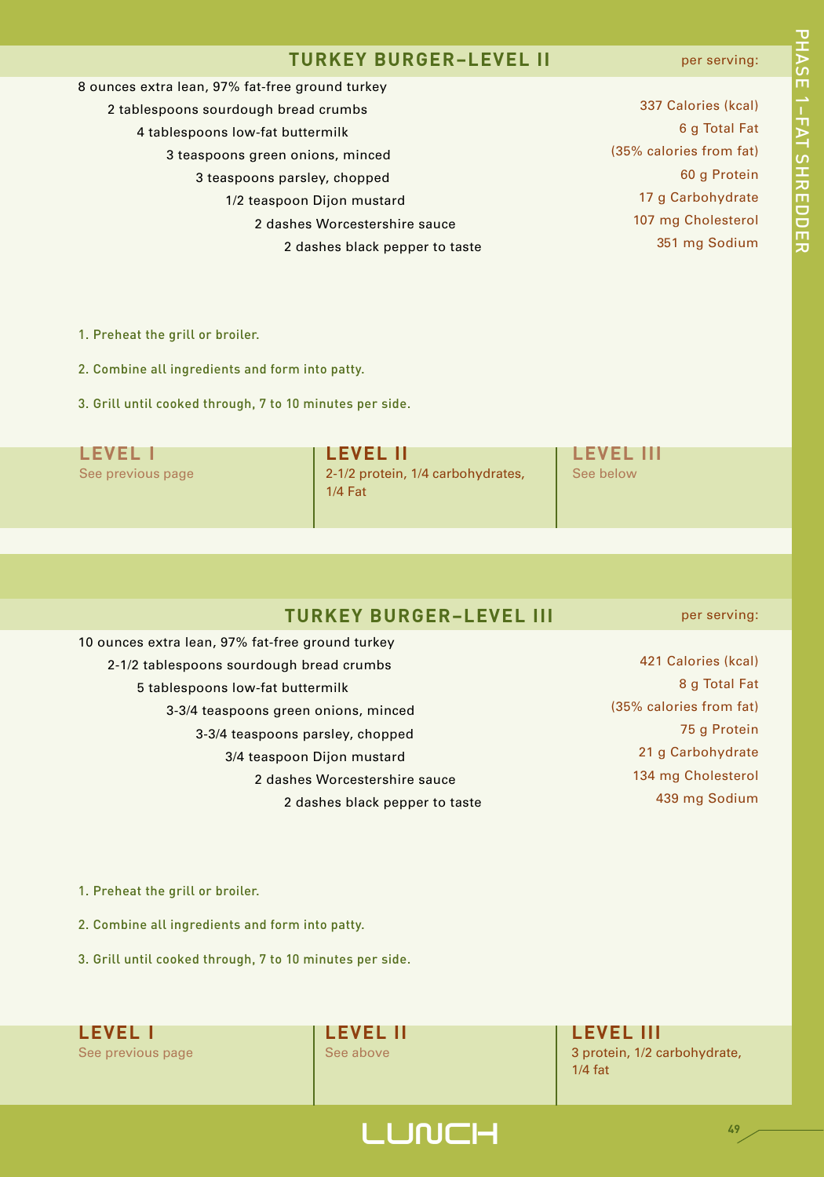## TURKEY BURGER–LEVEL II

8 ounces extra lean, 97% fat-free ground turkey
2 tablespoons sourdough bread crumbs
4 tablespoons low-fat buttermilk
3 teaspoons green onions, minced
3 teaspoons parsley, chopped
1/2 teaspoon Dijon mustard
2 dashes Worcestershire sauce
2 dashes black pepper to taste

per serving:

337 Calories (kcal)
6 g Total Fat
(35% calories from fat)
60 g Protein
17 g Carbohydrate
107 mg Cholesterol
351 mg Sodium

1. Preheat the grill or broiler.
2. Combine all ingredients and form into patty.
3. Grill until cooked through, 7 to 10 minutes per side.

**LEVEL I**
See previous page

**LEVEL II**
2-1/2 protein, 1/4 carbohydrates, 1/4 Fat

**LEVEL III**
See below

## TURKEY BURGER–LEVEL III

10 ounces extra lean, 97% fat-free ground turkey
2-1/2 tablespoons sourdough bread crumbs
5 tablespoons low-fat buttermilk
3-3/4 teaspoons green onions, minced
3-3/4 teaspoons parsley, chopped
3/4 teaspoon Dijon mustard
2 dashes Worcestershire sauce
2 dashes black pepper to taste

per serving:

421 Calories (kcal)
8 g Total Fat
(35% calories from fat)
75 g Protein
21 g Carbohydrate
134 mg Cholesterol
439 mg Sodium

1. Preheat the grill or broiler.
2. Combine all ingredients and form into patty.
3. Grill until cooked through, 7 to 10 minutes per side.

**LEVEL I**
See previous page

**LEVEL II**
See above

**LEVEL III**
3 protein, 1/2 carbohydrate, 1/4 fat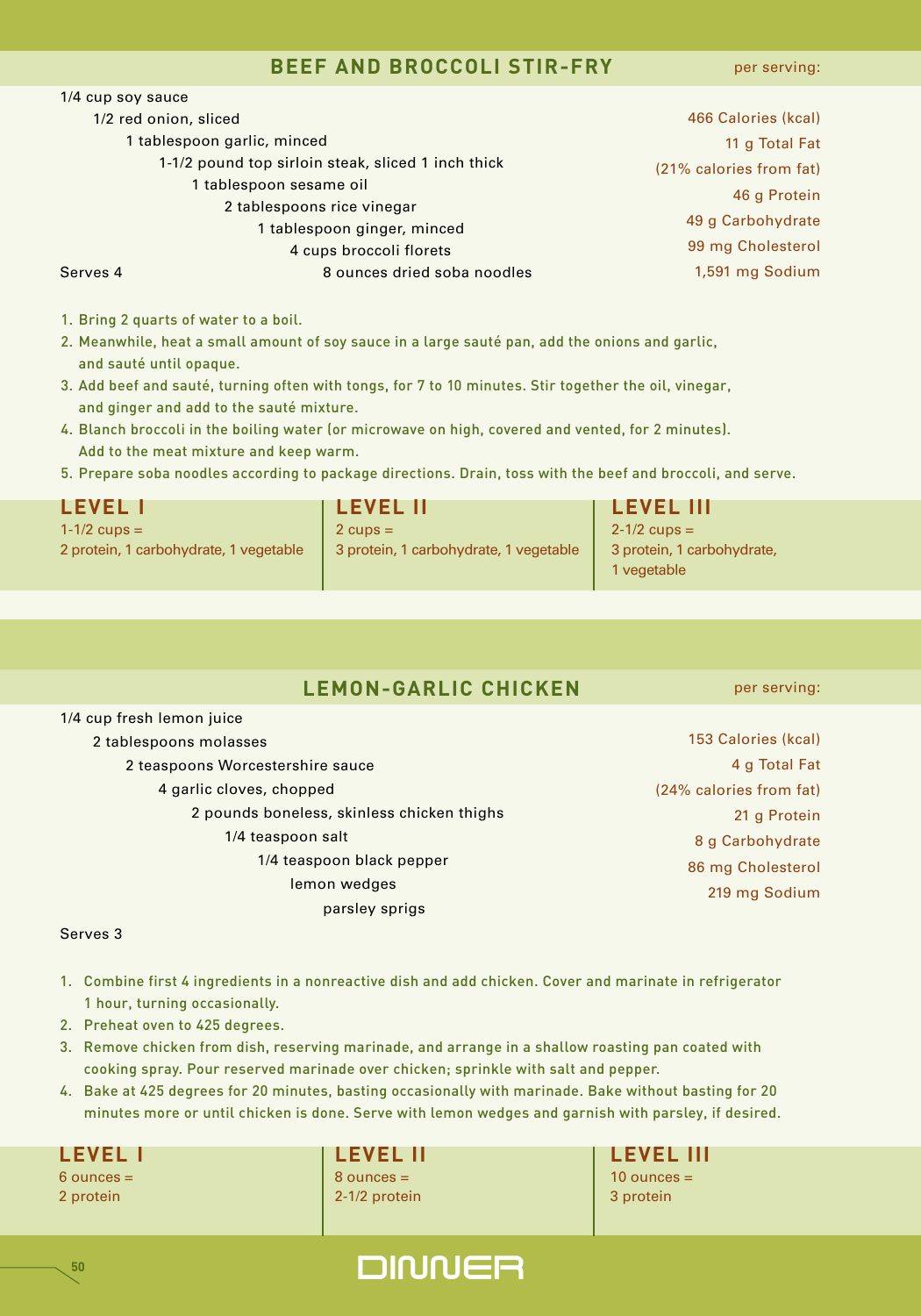## BEEF AND BROCCOLI STIR-FRY

1/4 cup soy sauce
1/2 red onion, sliced
1 tablespoon garlic, minced
1-1/2 pound top sirloin steak, sliced 1 inch thick
1 tablespoon sesame oil
2 tablespoons rice vinegar
1 tablespoon ginger, minced
4 cups broccoli florets
8 ounces dried soba noodles

Serves 4

per serving:

466 Calories (kcal)
11 g Total Fat
(21% calories from fat)
46 g Protein
49 g Carbohydrate
99 mg Cholesterol
1,591 mg Sodium

1. Bring 2 quarts of water to a boil.
2. Meanwhile, heat a small amount of soy sauce in a large sauté pan, add the onions and garlic, and sauté until opaque.
3. Add beef and sauté, turning often with tongs, for 7 to 10 minutes. Stir together the oil, vinegar, and ginger and add to the sauté mixture.
4. Blanch broccoli in the boiling water (or microwave on high, covered and vented, for 2 minutes). Add to the meat mixture and keep warm.
5. Prepare soba noodles according to package directions. Drain, toss with the beef and broccoli, and serve.

| LEVEL I | LEVEL II | LEVEL III |
|---|---|---|
| 1-1/2 cups = 2 protein, 1 carbohydrate, 1 vegetable | 2 cups = 3 protein, 1 carbohydrate, 1 vegetable | 2-1/2 cups = 3 protein, 1 carbohydrate, 1 vegetable |

## LEMON-GARLIC CHICKEN

1/4 cup fresh lemon juice
2 tablespoons molasses
2 teaspoons Worcestershire sauce
4 garlic cloves, chopped
2 pounds boneless, skinless chicken thighs
1/4 teaspoon salt
1/4 teaspoon black pepper
lemon wedges
parsley sprigs

Serves 3

per serving:

153 Calories (kcal)
4 g Total Fat
(24% calories from fat)
21 g Protein
8 g Carbohydrate
86 mg Cholesterol
219 mg Sodium

1. Combine first 4 ingredients in a nonreactive dish and add chicken. Cover and marinate in refrigerator 1 hour, turning occasionally.
2. Preheat oven to 425 degrees.
3. Remove chicken from dish, reserving marinade, and arrange in a shallow roasting pan coated with cooking spray. Pour reserved marinade over chicken; sprinkle with salt and pepper.
4. Bake at 425 degrees for 20 minutes, basting occasionally with marinade. Bake without basting for 20 minutes more or until chicken is done. Serve with lemon wedges and garnish with parsley, if desired.

| LEVEL I | LEVEL II | LEVEL III |
|---|---|---|
| 6 ounces = 2 protein | 8 ounces = 2-1/2 protein | 10 ounces = 3 protein |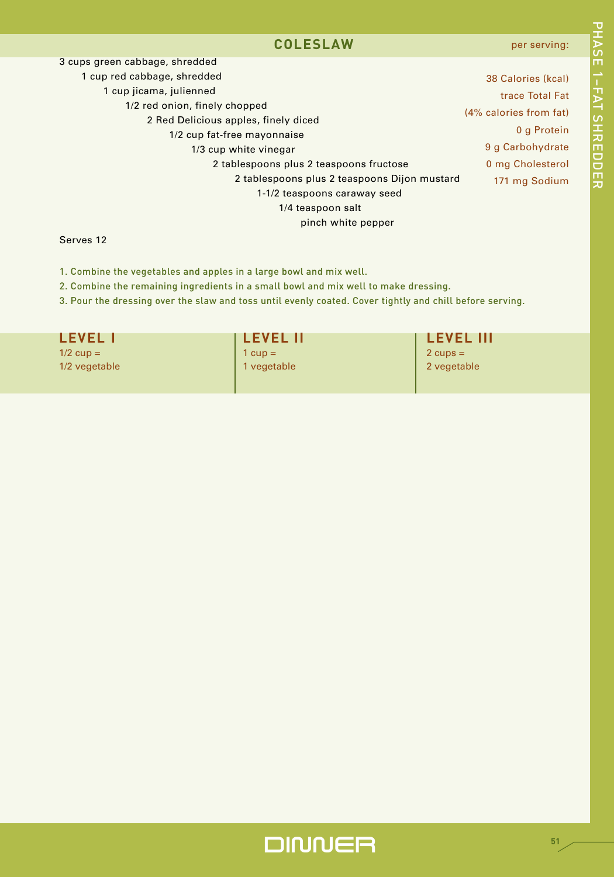## COLESLAW

- 3 cups green cabbage, shredded
- 1 cup red cabbage, shredded
- 1 cup jicama, julienned
- 1/2 red onion, finely chopped
- 2 Red Delicious apples, finely diced
- 1/2 cup fat-free mayonnaise
- 1/3 cup white vinegar
- 2 tablespoons plus 2 teaspoons fructose
- 2 tablespoons plus 2 teaspoons Dijon mustard
- 1-1/2 teaspoons caraway seed
- 1/4 teaspoon salt
- pinch white pepper

**per serving:**

38 Calories (kcal)
trace Total Fat
(4% calories from fat)
0 g Protein
9 g Carbohydrate
0 mg Cholesterol
171 mg Sodium

Serves 12

1. Combine the vegetables and apples in a large bowl and mix well.
2. Combine the remaining ingredients in a small bowl and mix well to make dressing.
3. Pour the dressing over the slaw and toss until evenly coated. Cover tightly and chill before serving.

| LEVEL I | LEVEL II | LEVEL III |
|---|---|---|
| 1/2 cup = 1/2 vegetable | 1 cup = 1 vegetable | 2 cups = 2 vegetable |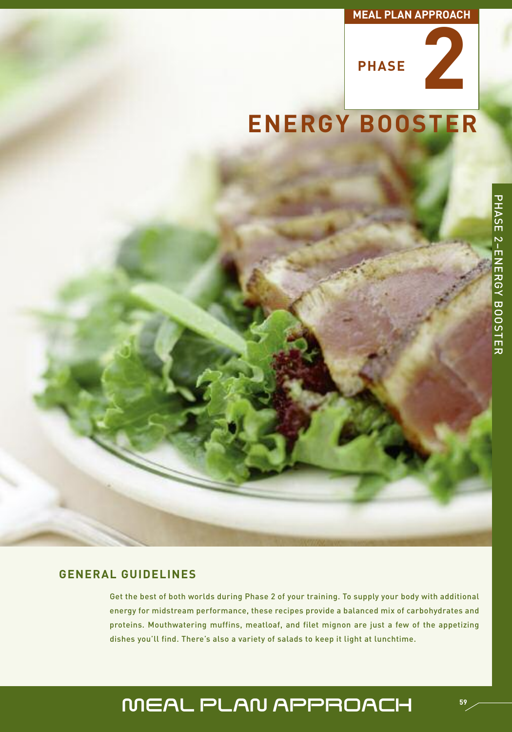MEAL PLAN APPROACH

PHASE 2

# ENERGY BOOSTER

## GENERAL GUIDELINES

Get the best of both worlds during Phase 2 of your training. To supply your body with additional energy for midstream performance, these recipes provide a balanced mix of carbohydrates and proteins. Mouthwatering muffins, meatloaf, and filet mignon are just a few of the appetizing dishes you'll find. There's also a variety of salads to keep it light at lunchtime.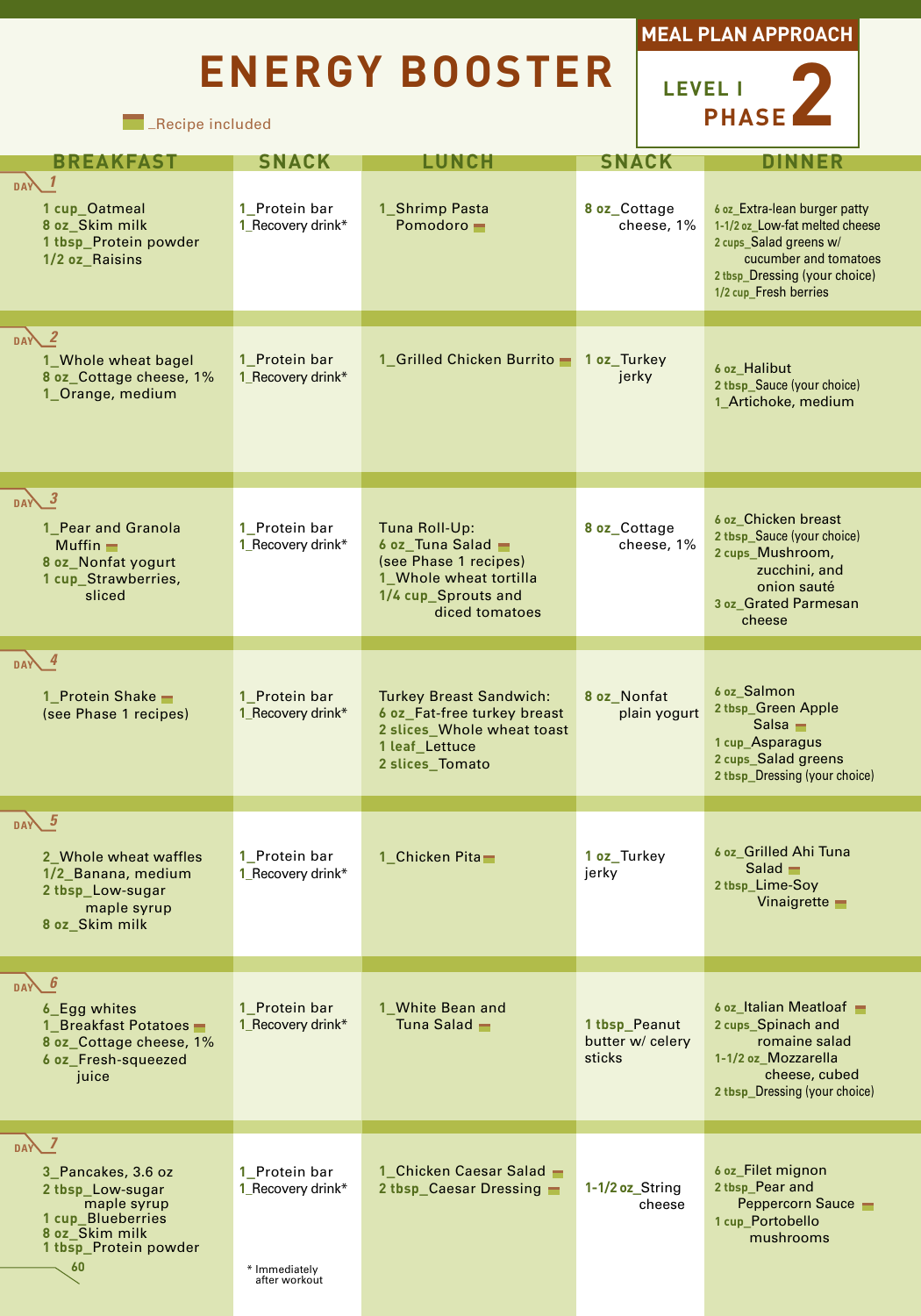# ENERGY BOOSTER

**MEAL PLAN APPROACH**
**LEVEL I PHASE 2**

▬_Recipe included

| DAY | BREAKFAST | SNACK | LUNCH | SNACK | DINNER |
|---|---|---|---|---|---|
| 1 | 1 cup_Oatmeal<br>8 oz_Skim milk<br>1 tbsp_Protein powder<br>1/2 oz_Raisins | 1_Protein bar<br>1_Recovery drink* | 1_Shrimp Pasta Pomodoro ▬ | 8 oz_Cottage cheese, 1% | 6 oz_Extra-lean burger patty<br>1-1/2 oz_Low-fat melted cheese<br>2 cups_Salad greens w/ cucumber and tomatoes<br>2 tbsp_Dressing (your choice)<br>1/2 cup_Fresh berries |
| 2 | 1_Whole wheat bagel<br>8 oz_Cottage cheese, 1%<br>1_Orange, medium | 1_Protein bar<br>1_Recovery drink* | 1_Grilled Chicken Burrito ▬ | 1 oz_Turkey jerky | 6 oz_Halibut<br>2 tbsp_Sauce (your choice)<br>1_Artichoke, medium |
| 3 | 1_Pear and Granola Muffin ▬<br>8 oz_Nonfat yogurt<br>1 cup_Strawberries, sliced | 1_Protein bar<br>1_Recovery drink* | Tuna Roll-Up:<br>6 oz_Tuna Salad ▬ (see Phase 1 recipes)<br>1_Whole wheat tortilla<br>1/4 cup_Sprouts and diced tomatoes | 8 oz_Cottage cheese, 1% | 6 oz_Chicken breast<br>2 tbsp_Sauce (your choice)<br>2 cups_Mushroom, zucchini, and onion sauté<br>3 oz_Grated Parmesan cheese |
| 4 | 1_Protein Shake ▬ (see Phase 1 recipes) | 1_Protein bar<br>1_Recovery drink* | Turkey Breast Sandwich:<br>6 oz_Fat-free turkey breast<br>2 slices_Whole wheat toast<br>1 leaf_Lettuce<br>2 slices_Tomato | 8 oz_Nonfat plain yogurt | 6 oz_Salmon<br>2 tbsp_Green Apple Salsa ▬<br>1 cup_Asparagus<br>2 cups_Salad greens<br>2 tbsp_Dressing (your choice) |
| 5 | 2_Whole wheat waffles<br>1/2_Banana, medium<br>2 tbsp_Low-sugar maple syrup<br>8 oz_Skim milk | 1_Protein bar<br>1_Recovery drink* | 1_Chicken Pita ▬ | 1 oz_Turkey jerky | 6 oz_Grilled Ahi Tuna Salad ▬<br>2 tbsp_Lime-Soy Vinaigrette ▬ |
| 6 | 6_Egg whites<br>1_Breakfast Potatoes ▬<br>8 oz_Cottage cheese, 1%<br>6 oz_Fresh-squeezed juice | 1_Protein bar<br>1_Recovery drink* | 1_White Bean and Tuna Salad ▬ | 1 tbsp_Peanut butter w/ celery sticks | 6 oz_Italian Meatloaf ▬<br>2 cups_Spinach and romaine salad<br>1-1/2 oz_Mozzarella cheese, cubed<br>2 tbsp_Dressing (your choice) |
| 7 | 3_Pancakes, 3.6 oz<br>2 tbsp_Low-sugar maple syrup<br>1 cup_Blueberries<br>8 oz_Skim milk<br>1 tbsp_Protein powder | 1_Protein bar<br>1_Recovery drink* | 1_Chicken Caesar Salad ▬<br>2 tbsp_Caesar Dressing ▬ | 1-1/2 oz_String cheese | 6 oz_Filet mignon<br>2 tbsp_Pear and Peppercorn Sauce ▬<br>1 cup_Portobello mushrooms |

\* Immediately after workout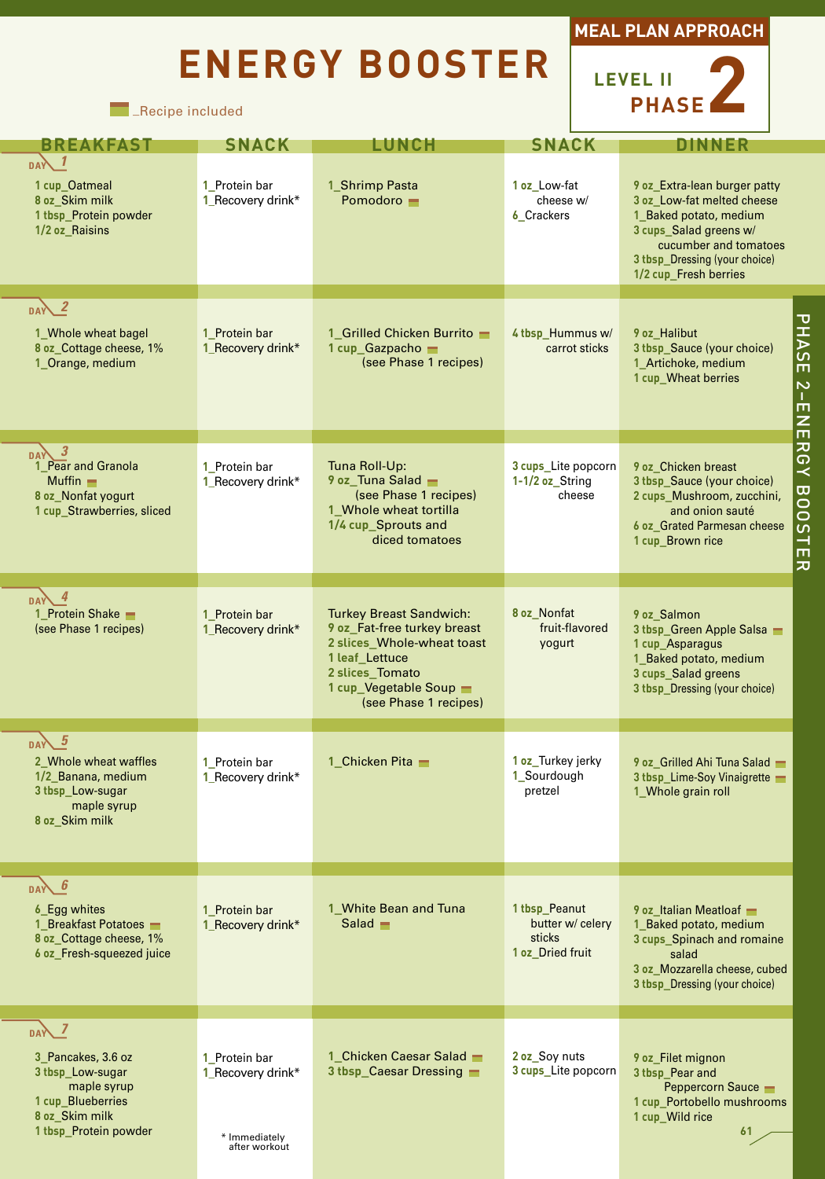# ENERGY BOOSTER

**MEAL PLAN APPROACH**
**LEVEL II PHASE 2**

▬ _Recipe included

| DAY | BREAKFAST | SNACK | LUNCH | SNACK | DINNER |
|---|---|---|---|---|---|
| 1 | 1 cup_Oatmeal<br>8 oz_Skim milk<br>1 tbsp_Protein powder<br>1/2 oz_Raisins | 1_Protein bar<br>1_Recovery drink* | 1_Shrimp Pasta Pomodoro ▬ | 1 oz_Low-fat cheese w/<br>6_Crackers | 9 oz_Extra-lean burger patty<br>3 oz_Low-fat melted cheese<br>1_Baked potato, medium<br>3 cups_Salad greens w/ cucumber and tomatoes<br>3 tbsp_Dressing (your choice)<br>1/2 cup_Fresh berries |
| 2 | 1_Whole wheat bagel<br>8 oz_Cottage cheese, 1%<br>1_Orange, medium | 1_Protein bar<br>1_Recovery drink* | 1_Grilled Chicken Burrito ▬<br>1 cup_Gazpacho ▬ (see Phase 1 recipes) | 4 tbsp_Hummus w/ carrot sticks | 9 oz_Halibut<br>3 tbsp_Sauce (your choice)<br>1_Artichoke, medium<br>1 cup_Wheat berries |
| 3 | 1_Pear and Granola Muffin ▬<br>8 oz_Nonfat yogurt<br>1 cup_Strawberries, sliced | 1_Protein bar<br>1_Recovery drink* | Tuna Roll-Up:<br>9 oz_Tuna Salad ▬ (see Phase 1 recipes)<br>1_Whole wheat tortilla<br>1/4 cup_Sprouts and diced tomatoes | 3 cups_Lite popcorn<br>1-1/2 oz_String cheese | 9 oz_Chicken breast<br>3 tbsp_Sauce (your choice)<br>2 cups_Mushroom, zucchini, and onion sauté<br>6 oz_Grated Parmesan cheese<br>1 cup_Brown rice |
| 4 | 1_Protein Shake ▬ (see Phase 1 recipes) | 1_Protein bar<br>1_Recovery drink* | Turkey Breast Sandwich:<br>9 oz_Fat-free turkey breast<br>2 slices_Whole-wheat toast<br>1 leaf_Lettuce<br>2 slices_Tomato<br>1 cup_Vegetable Soup ▬ (see Phase 1 recipes) | 8 oz_Nonfat fruit-flavored yogurt | 9 oz_Salmon<br>3 tbsp_Green Apple Salsa ▬<br>1 cup_Asparagus<br>1_Baked potato, medium<br>3 cups_Salad greens<br>3 tbsp_Dressing (your choice) |
| 5 | 2_Whole wheat waffles<br>1/2_Banana, medium<br>3 tbsp_Low-sugar maple syrup<br>8 oz_Skim milk | 1_Protein bar<br>1_Recovery drink* | 1_Chicken Pita ▬ | 1 oz_Turkey jerky<br>1_Sourdough pretzel | 9 oz_Grilled Ahi Tuna Salad ▬<br>3 tbsp_Lime-Soy Vinaigrette ▬<br>1_Whole grain roll |
| 6 | 6_Egg whites<br>1_Breakfast Potatoes ▬<br>8 oz_Cottage cheese, 1%<br>6 oz_Fresh-squeezed juice | 1_Protein bar<br>1_Recovery drink* | 1_White Bean and Tuna Salad ▬ | 1 tbsp_Peanut butter w/ celery sticks<br>1 oz_Dried fruit | 9 oz_Italian Meatloaf ▬<br>1_Baked potato, medium<br>3 cups_Spinach and romaine salad<br>3 oz_Mozzarella cheese, cubed<br>3 tbsp_Dressing (your choice) |
| 7 | 3_Pancakes, 3.6 oz<br>3 tbsp_Low-sugar maple syrup<br>1 cup_Blueberries<br>8 oz_Skim milk<br>1 tbsp_Protein powder | 1_Protein bar<br>1_Recovery drink* | 1_Chicken Caesar Salad ▬<br>3 tbsp_Caesar Dressing ▬ | 2 oz_Soy nuts<br>3 cups_Lite popcorn | 9 oz_Filet mignon<br>3 tbsp_Pear and Peppercorn Sauce ▬<br>1 cup_Portobello mushrooms<br>1 cup_Wild rice |

\* Immediately after workout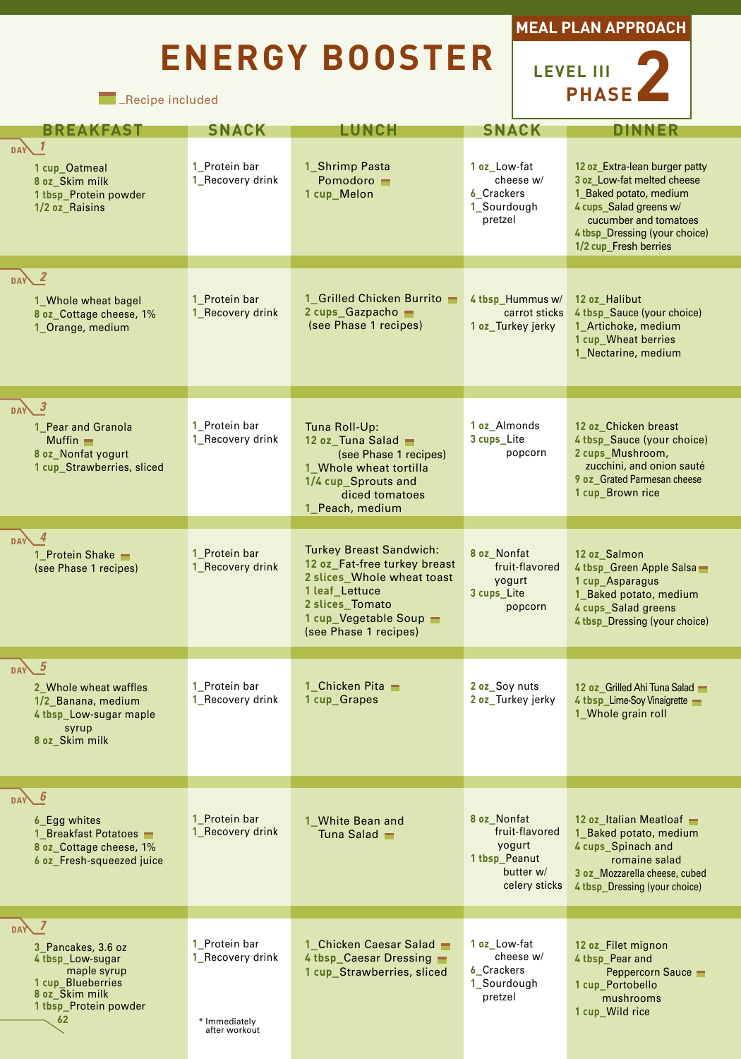# ENERGY BOOSTER

**MEAL PLAN APPROACH**
**LEVEL III**
**PHASE 2**

▬ _Recipe included

| DAY | BREAKFAST | SNACK | LUNCH | SNACK | DINNER |
|---|---|---|---|---|---|
| 1 | 1 cup_Oatmeal<br>8 oz_Skim milk<br>1 tbsp_Protein powder<br>1/2 oz_Raisins | 1_Protein bar<br>1_Recovery drink | 1_Shrimp Pasta Pomodoro ▬<br>1 cup_Melon | 1 oz_Low-fat cheese w/<br>6_Crackers<br>1_Sourdough pretzel | 12 oz_Extra-lean burger patty<br>3 oz_Low-fat melted cheese<br>1_Baked potato, medium<br>4 cups_Salad greens w/ cucumber and tomatoes<br>4 tbsp_Dressing (your choice)<br>1/2 cup_Fresh berries |
| 2 | 1_Whole wheat bagel<br>8 oz_Cottage cheese, 1%<br>1_Orange, medium | 1_Protein bar<br>1_Recovery drink | 1_Grilled Chicken Burrito ▬<br>2 cups_Gazpacho ▬<br>(see Phase 1 recipes) | 4 tbsp_Hummus w/ carrot sticks<br>1 oz_Turkey jerky | 12 oz_Halibut<br>4 tbsp_Sauce (your choice)<br>1_Artichoke, medium<br>1 cup_Wheat berries<br>1_Nectarine, medium |
| 3 | 1_Pear and Granola Muffin ▬<br>8 oz_Nonfat yogurt<br>1 cup_Strawberries, sliced | 1_Protein bar<br>1_Recovery drink | Tuna Roll-Up:<br>12 oz_Tuna Salad ▬ (see Phase 1 recipes)<br>1_Whole wheat tortilla<br>1/4 cup_Sprouts and diced tomatoes<br>1_Peach, medium | 1 oz_Almonds<br>3 cups_Lite popcorn | 12 oz_Chicken breast<br>4 tbsp_Sauce (your choice)<br>2 cups_Mushroom, zucchini, and onion sauté<br>9 oz_Grated Parmesan cheese<br>1 cup_Brown rice |
| 4 | 1_Protein Shake ▬<br>(see Phase 1 recipes) | 1_Protein bar<br>1_Recovery drink | Turkey Breast Sandwich:<br>12 oz_Fat-free turkey breast<br>2 slices_Whole wheat toast<br>1 leaf_Lettuce<br>2 slices_Tomato<br>1 cup_Vegetable Soup ▬<br>(see Phase 1 recipes) | 8 oz_Nonfat fruit-flavored yogurt<br>3 cups_Lite popcorn | 12 oz_Salmon<br>4 tbsp_Green Apple Salsa ▬<br>1 cup_Asparagus<br>1_Baked potato, medium<br>4 cups_Salad greens<br>4 tbsp_Dressing (your choice) |
| 5 | 2_Whole wheat waffles<br>1/2_Banana, medium<br>4 tbsp_Low-sugar maple syrup<br>8 oz_Skim milk | 1_Protein bar<br>1_Recovery drink | 1_Chicken Pita ▬<br>1 cup_Grapes | 2 oz_Soy nuts<br>2 oz_Turkey jerky | 12 oz_Grilled Ahi Tuna Salad ▬<br>4 tbsp_Lime-Soy Vinaigrette ▬<br>1_Whole grain roll |
| 6 | 6_Egg whites<br>1_Breakfast Potatoes ▬<br>8 oz_Cottage cheese, 1%<br>6 oz_Fresh-squeezed juice | 1_Protein bar<br>1_Recovery drink | 1_White Bean and Tuna Salad ▬ | 8 oz_Nonfat fruit-flavored yogurt<br>1 tbsp_Peanut butter w/ celery sticks | 12 oz_Italian Meatloaf ▬<br>1_Baked potato, medium<br>4 cups_Spinach and romaine salad<br>3 oz_Mozzarella cheese, cubed<br>4 tbsp_Dressing (your choice) |
| 7 | 3_Pancakes, 3.6 oz<br>4 tbsp_Low-sugar maple syrup<br>1 cup_Blueberries<br>8 oz_Skim milk<br>1 tbsp_Protein powder | 1_Protein bar<br>1_Recovery drink | 1_Chicken Caesar Salad ▬<br>4 tbsp_Caesar Dressing ▬<br>1 cup_Strawberries, sliced | 1 oz_Low-fat cheese w/<br>6_Crackers<br>1_Sourdough pretzel | 12 oz_Filet mignon<br>4 tbsp_Pear and Peppercorn Sauce ▬<br>1 cup_Portobello mushrooms<br>1 cup_Wild rice |

* Immediately after workout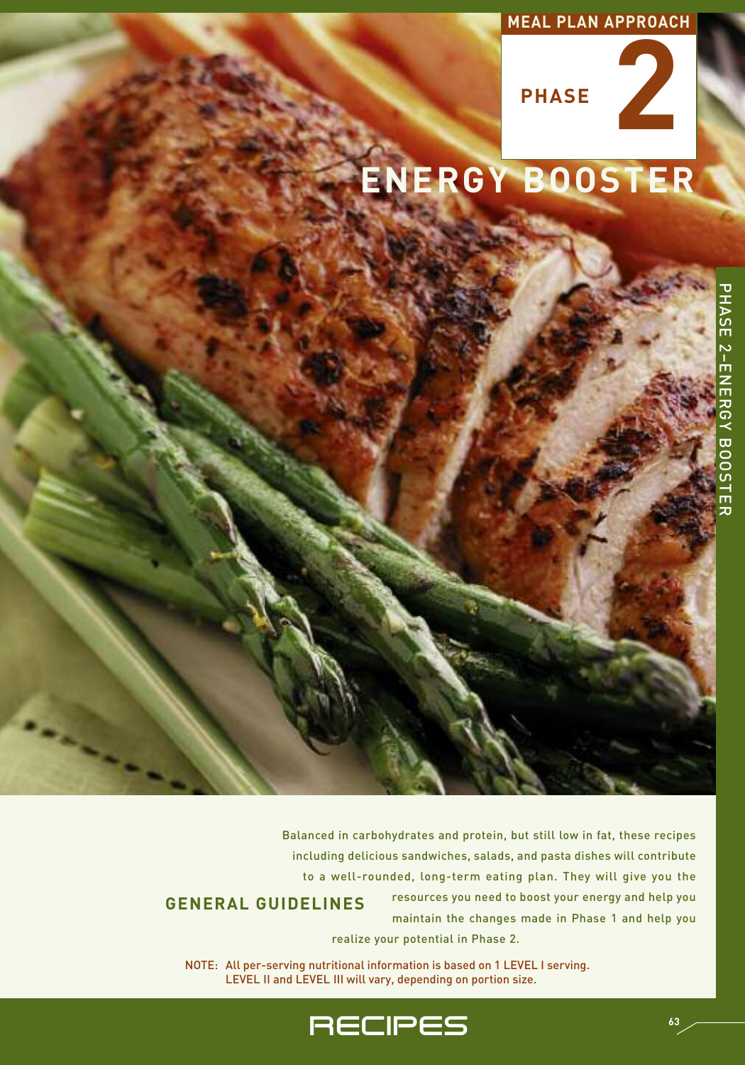MEAL PLAN APPROACH

PHASE 2

# ENERGY BOOSTER

## GENERAL GUIDELINES

Balanced in carbohydrates and protein, but still low in fat, these recipes including delicious sandwiches, salads, and pasta dishes will contribute to a well-rounded, long-term eating plan. They will give you the resources you need to boost your energy and help you maintain the changes made in Phase 1 and help you realize your potential in Phase 2.

NOTE: All per-serving nutritional information is based on 1 LEVEL I serving. LEVEL II and LEVEL III will vary, depending on portion size.

RECIPES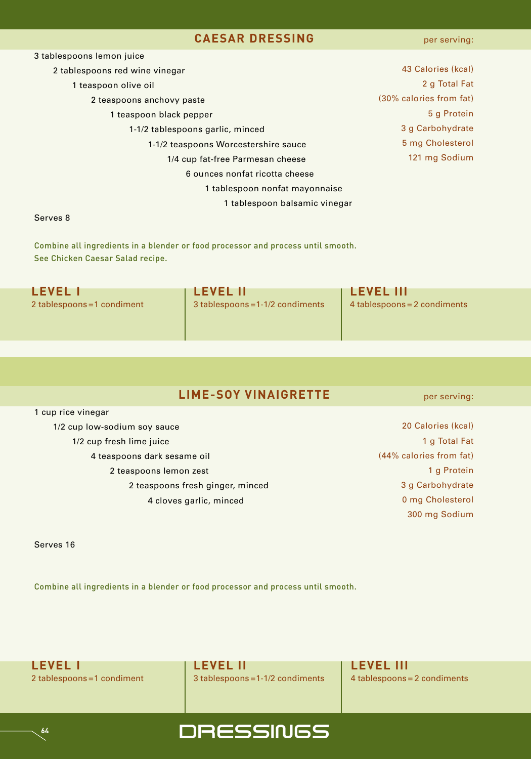## CAESAR DRESSING

- 3 tablespoons lemon juice
- 2 tablespoons red wine vinegar
- 1 teaspoon olive oil
- 2 teaspoons anchovy paste
- 1 teaspoon black pepper
- 1-1/2 tablespoons garlic, minced
- 1-1/2 teaspoons Worcestershire sauce
- 1/4 cup fat-free Parmesan cheese
- 6 ounces nonfat ricotta cheese
- 1 tablespoon nonfat mayonnaise
- 1 tablespoon balsamic vinegar

Serves 8

per serving:

43 Calories (kcal)
2 g Total Fat
(30% calories from fat)
5 g Protein
3 g Carbohydrate
5 mg Cholesterol
121 mg Sodium

Combine all ingredients in a blender or food processor and process until smooth.
See Chicken Caesar Salad recipe.

| LEVEL I | LEVEL II | LEVEL III |
|---|---|---|
| 2 tablespoons = 1 condiment | 3 tablespoons = 1-1/2 condiments | 4 tablespoons = 2 condiments |

## LIME-SOY VINAIGRETTE

- 1 cup rice vinegar
- 1/2 cup low-sodium soy sauce
- 1/2 cup fresh lime juice
- 4 teaspoons dark sesame oil
- 2 teaspoons lemon zest
- 2 teaspoons fresh ginger, minced
- 4 cloves garlic, minced

Serves 16

per serving:

20 Calories (kcal)
1 g Total Fat
(44% calories from fat)
1 g Protein
3 g Carbohydrate
0 mg Cholesterol
300 mg Sodium

Combine all ingredients in a blender or food processor and process until smooth.

| LEVEL I | LEVEL II | LEVEL III |
|---|---|---|
| 2 tablespoons = 1 condiment | 3 tablespoons = 1-1/2 condiments | 4 tablespoons = 2 condiments |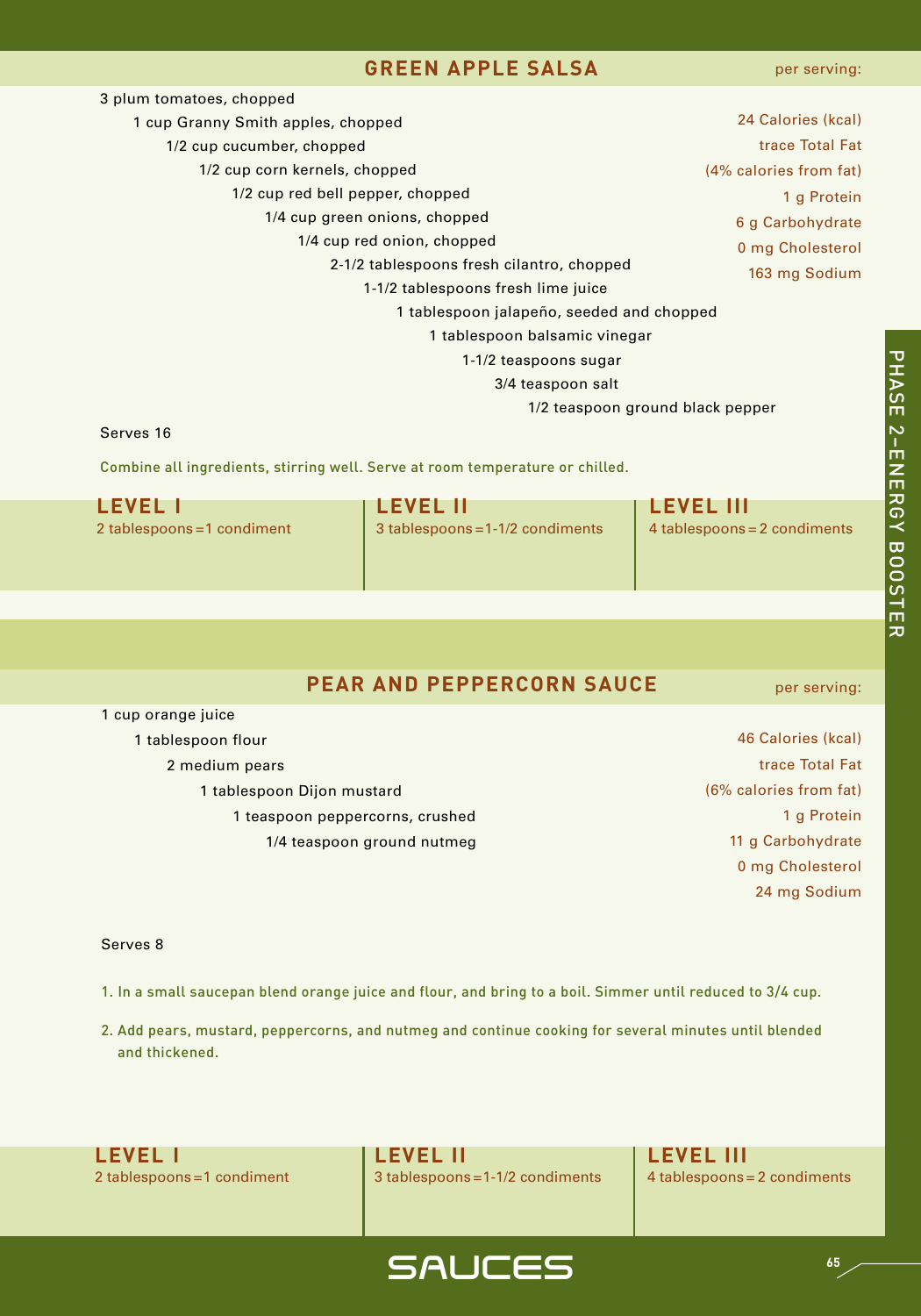## GREEN APPLE SALSA

per serving:

- 24 Calories (kcal)
- trace Total Fat
- (4% calories from fat)
- 1 g Protein
- 6 g Carbohydrate
- 0 mg Cholesterol
- 163 mg Sodium

3 plum tomatoes, chopped
1 cup Granny Smith apples, chopped
1/2 cup cucumber, chopped
1/2 cup corn kernels, chopped
1/2 cup red bell pepper, chopped
1/4 cup green onions, chopped
1/4 cup red onion, chopped
2-1/2 tablespoons fresh cilantro, chopped
1-1/2 tablespoons fresh lime juice
1 tablespoon jalapeño, seeded and chopped
1 tablespoon balsamic vinegar
1-1/2 teaspoons sugar
3/4 teaspoon salt
1/2 teaspoon ground black pepper

Serves 16

Combine all ingredients, stirring well. Serve at room temperature or chilled.

| LEVEL I | LEVEL II | LEVEL III |
|---|---|---|
| 2 tablespoons = 1 condiment | 3 tablespoons = 1-1/2 condiments | 4 tablespoons = 2 condiments |

## PEAR AND PEPPERCORN SAUCE

per serving:

- 46 Calories (kcal)
- trace Total Fat
- (6% calories from fat)
- 1 g Protein
- 11 g Carbohydrate
- 0 mg Cholesterol
- 24 mg Sodium

1 cup orange juice
1 tablespoon flour
2 medium pears
1 tablespoon Dijon mustard
1 teaspoon peppercorns, crushed
1/4 teaspoon ground nutmeg

Serves 8

1. In a small saucepan blend orange juice and flour, and bring to a boil. Simmer until reduced to 3/4 cup.
2. Add pears, mustard, peppercorns, and nutmeg and continue cooking for several minutes until blended and thickened.

| LEVEL I | LEVEL II | LEVEL III |
|---|---|---|
| 2 tablespoons = 1 condiment | 3 tablespoons = 1-1/2 condiments | 4 tablespoons = 2 condiments |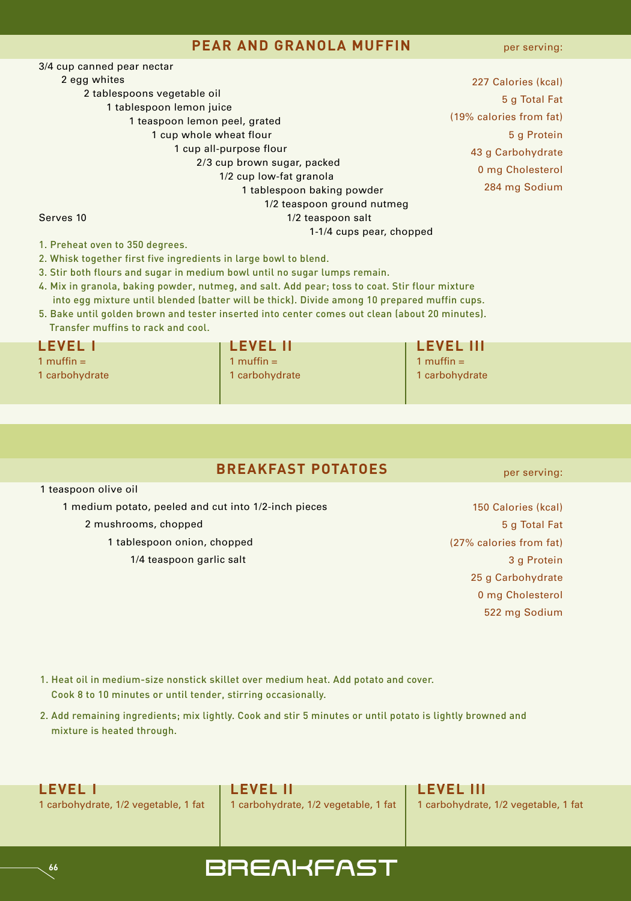## PEAR AND GRANOLA MUFFIN

per serving:

- 3/4 cup canned pear nectar
- 2 egg whites
- 2 tablespoons vegetable oil
- 1 tablespoon lemon juice
- 1 teaspoon lemon peel, grated
- 1 cup whole wheat flour
- 1 cup all-purpose flour
- 2/3 cup brown sugar, packed
- 1/2 cup low-fat granola
- 1 tablespoon baking powder
- 1/2 teaspoon ground nutmeg
- 1/2 teaspoon salt
- 1-1/4 cups pear, chopped

Serves 10

227 Calories (kcal)
5 g Total Fat
(19% calories from fat)
5 g Protein
43 g Carbohydrate
0 mg Cholesterol
284 mg Sodium

1. Preheat oven to 350 degrees.
2. Whisk together first five ingredients in large bowl to blend.
3. Stir both flours and sugar in medium bowl until no sugar lumps remain.
4. Mix in granola, baking powder, nutmeg, and salt. Add pear; toss to coat. Stir flour mixture into egg mixture until blended (batter will be thick). Divide among 10 prepared muffin cups.
5. Bake until golden brown and tester inserted into center comes out clean (about 20 minutes). Transfer muffins to rack and cool.

| LEVEL I | LEVEL II | LEVEL III |
|---|---|---|
| 1 muffin = 1 carbohydrate | 1 muffin = 1 carbohydrate | 1 muffin = 1 carbohydrate |

## BREAKFAST POTATOES

per serving:

- 1 teaspoon olive oil
- 1 medium potato, peeled and cut into 1/2-inch pieces
- 2 mushrooms, chopped
- 1 tablespoon onion, chopped
- 1/4 teaspoon garlic salt

150 Calories (kcal)
5 g Total Fat
(27% calories from fat)
3 g Protein
25 g Carbohydrate
0 mg Cholesterol
522 mg Sodium

1. Heat oil in medium-size nonstick skillet over medium heat. Add potato and cover. Cook 8 to 10 minutes or until tender, stirring occasionally.
2. Add remaining ingredients; mix lightly. Cook and stir 5 minutes or until potato is lightly browned and mixture is heated through.

| LEVEL I | LEVEL II | LEVEL III |
|---|---|---|
| 1 carbohydrate, 1/2 vegetable, 1 fat | 1 carbohydrate, 1/2 vegetable, 1 fat | 1 carbohydrate, 1/2 vegetable, 1 fat |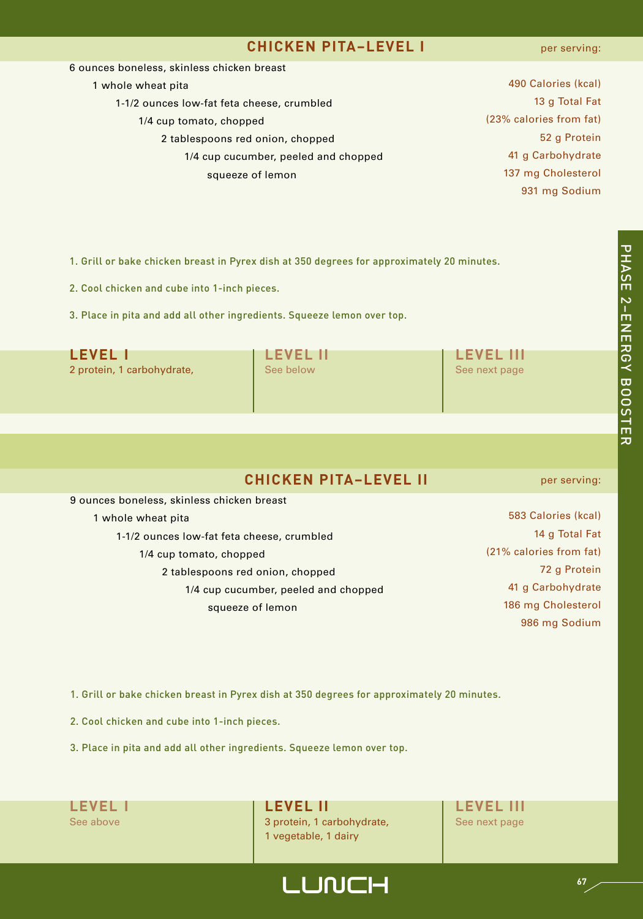## CHICKEN PITA–LEVEL I

per serving:

- 6 ounces boneless, skinless chicken breast
- 1 whole wheat pita
- 1-1/2 ounces low-fat feta cheese, crumbled
- 1/4 cup tomato, chopped
- 2 tablespoons red onion, chopped
- 1/4 cup cucumber, peeled and chopped
- squeeze of lemon

490 Calories (kcal)
13 g Total Fat
(23% calories from fat)
52 g Protein
41 g Carbohydrate
137 mg Cholesterol
931 mg Sodium

1. Grill or bake chicken breast in Pyrex dish at 350 degrees for approximately 20 minutes.
2. Cool chicken and cube into 1-inch pieces.
3. Place in pita and add all other ingredients. Squeeze lemon over top.

| LEVEL I | LEVEL II | LEVEL III |
|---|---|---|
| 2 protein, 1 carbohydrate, | See below | See next page |

## CHICKEN PITA–LEVEL II

per serving:

- 9 ounces boneless, skinless chicken breast
- 1 whole wheat pita
- 1-1/2 ounces low-fat feta cheese, crumbled
- 1/4 cup tomato, chopped
- 2 tablespoons red onion, chopped
- 1/4 cup cucumber, peeled and chopped
- squeeze of lemon

583 Calories (kcal)
14 g Total Fat
(21% calories from fat)
72 g Protein
41 g Carbohydrate
186 mg Cholesterol
986 mg Sodium

1. Grill or bake chicken breast in Pyrex dish at 350 degrees for approximately 20 minutes.
2. Cool chicken and cube into 1-inch pieces.
3. Place in pita and add all other ingredients. Squeeze lemon over top.

| LEVEL I | LEVEL II | LEVEL III |
|---|---|---|
| See above | 3 protein, 1 carbohydrate, 1 vegetable, 1 dairy | See next page |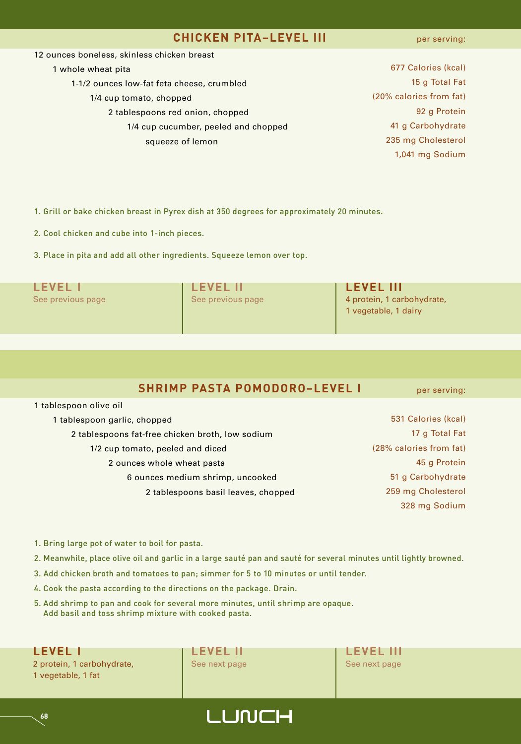## CHICKEN PITA–LEVEL III

12 ounces boneless, skinless chicken breast
1 whole wheat pita
1-1/2 ounces low-fat feta cheese, crumbled
1/4 cup tomato, chopped
2 tablespoons red onion, chopped
1/4 cup cucumber, peeled and chopped
squeeze of lemon

per serving:

677 Calories (kcal)
15 g Total Fat
(20% calories from fat)
92 g Protein
41 g Carbohydrate
235 mg Cholesterol
1,041 mg Sodium

1. Grill or bake chicken breast in Pyrex dish at 350 degrees for approximately 20 minutes.
2. Cool chicken and cube into 1-inch pieces.
3. Place in pita and add all other ingredients. Squeeze lemon over top.

**LEVEL I**
See previous page

**LEVEL II**
See previous page

**LEVEL III**
4 protein, 1 carbohydrate, 1 vegetable, 1 dairy

## SHRIMP PASTA POMODORO–LEVEL I

1 tablespoon olive oil
1 tablespoon garlic, chopped
2 tablespoons fat-free chicken broth, low sodium
1/2 cup tomato, peeled and diced
2 ounces whole wheat pasta
6 ounces medium shrimp, uncooked
2 tablespoons basil leaves, chopped

per serving:

531 Calories (kcal)
17 g Total Fat
(28% calories from fat)
45 g Protein
51 g Carbohydrate
259 mg Cholesterol
328 mg Sodium

1. Bring large pot of water to boil for pasta.
2. Meanwhile, place olive oil and garlic in a large sauté pan and sauté for several minutes until lightly browned.
3. Add chicken broth and tomatoes to pan; simmer for 5 to 10 minutes or until tender.
4. Cook the pasta according to the directions on the package. Drain.
5. Add shrimp to pan and cook for several more minutes, until shrimp are opaque. Add basil and toss shrimp mixture with cooked pasta.

**LEVEL I**
2 protein, 1 carbohydrate, 1 vegetable, 1 fat

**LEVEL II**
See next page

**LEVEL III**
See next page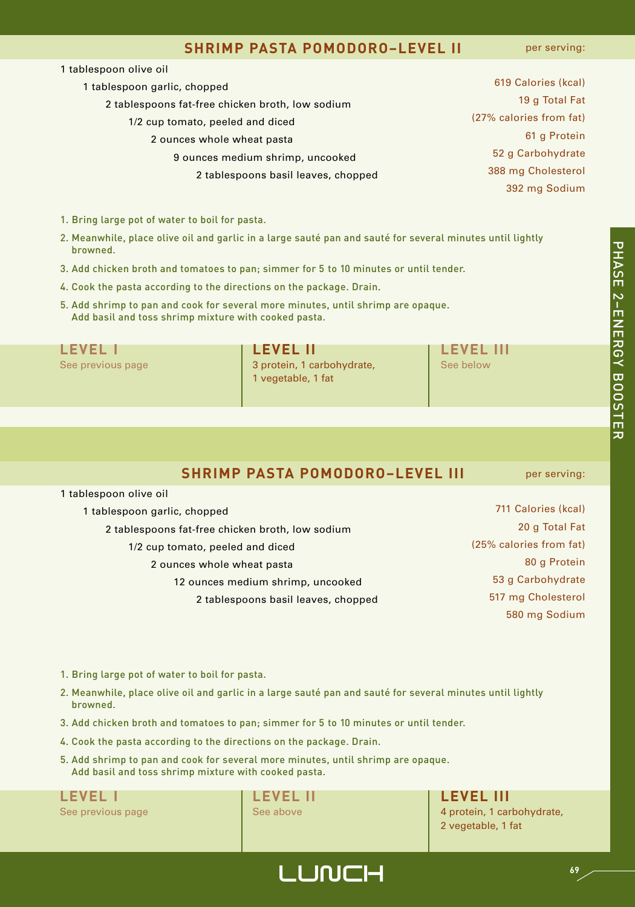## SHRIMP PASTA POMODORO–LEVEL II

per serving:

- 1 tablespoon olive oil
- 1 tablespoon garlic, chopped
- 2 tablespoons fat-free chicken broth, low sodium
- 1/2 cup tomato, peeled and diced
- 2 ounces whole wheat pasta
- 9 ounces medium shrimp, uncooked
- 2 tablespoons basil leaves, chopped

619 Calories (kcal)
19 g Total Fat
(27% calories from fat)
61 g Protein
52 g Carbohydrate
388 mg Cholesterol
392 mg Sodium

1. Bring large pot of water to boil for pasta.
2. Meanwhile, place olive oil and garlic in a large sauté pan and sauté for several minutes until lightly browned.
3. Add chicken broth and tomatoes to pan; simmer for 5 to 10 minutes or until tender.
4. Cook the pasta according to the directions on the package. Drain.
5. Add shrimp to pan and cook for several more minutes, until shrimp are opaque. Add basil and toss shrimp mixture with cooked pasta.

| LEVEL I | LEVEL II | LEVEL III |
|---|---|---|
| See previous page | 3 protein, 1 carbohydrate, 1 vegetable, 1 fat | See below |

## SHRIMP PASTA POMODORO–LEVEL III

per serving:

- 1 tablespoon olive oil
- 1 tablespoon garlic, chopped
- 2 tablespoons fat-free chicken broth, low sodium
- 1/2 cup tomato, peeled and diced
- 2 ounces whole wheat pasta
- 12 ounces medium shrimp, uncooked
- 2 tablespoons basil leaves, chopped

711 Calories (kcal)
20 g Total Fat
(25% calories from fat)
80 g Protein
53 g Carbohydrate
517 mg Cholesterol
580 mg Sodium

1. Bring large pot of water to boil for pasta.
2. Meanwhile, place olive oil and garlic in a large sauté pan and sauté for several minutes until lightly browned.
3. Add chicken broth and tomatoes to pan; simmer for 5 to 10 minutes or until tender.
4. Cook the pasta according to the directions on the package. Drain.
5. Add shrimp to pan and cook for several more minutes, until shrimp are opaque. Add basil and toss shrimp mixture with cooked pasta.

| LEVEL I | LEVEL II | LEVEL III |
|---|---|---|
| See previous page | See above | 4 protein, 1 carbohydrate, 2 vegetable, 1 fat |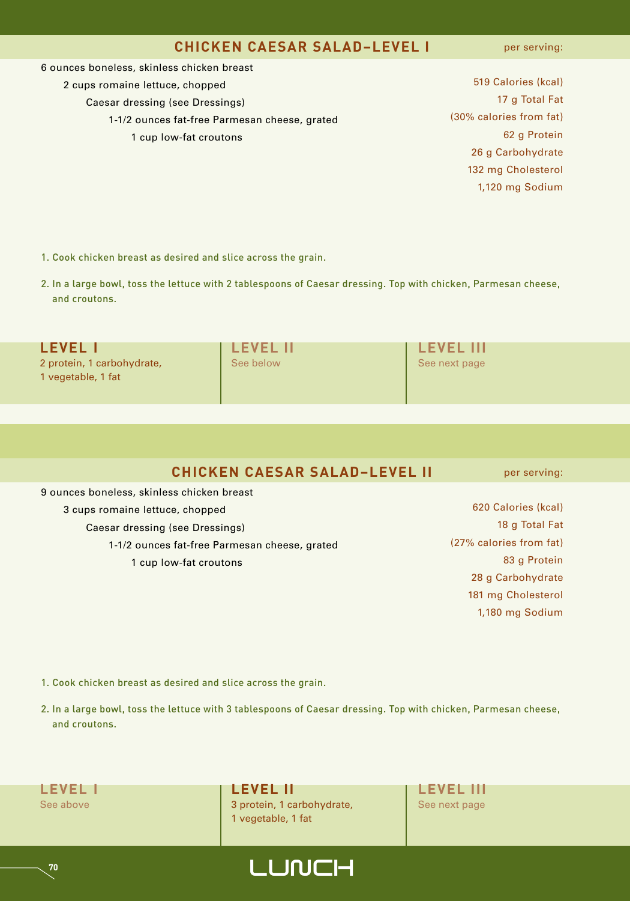## CHICKEN CAESAR SALAD–LEVEL I

6 ounces boneless, skinless chicken breast
2 cups romaine lettuce, chopped
Caesar dressing (see Dressings)
1-1/2 ounces fat-free Parmesan cheese, grated
1 cup low-fat croutons

per serving:

519 Calories (kcal)
17 g Total Fat
(30% calories from fat)
62 g Protein
26 g Carbohydrate
132 mg Cholesterol
1,120 mg Sodium

1. Cook chicken breast as desired and slice across the grain.
2. In a large bowl, toss the lettuce with 2 tablespoons of Caesar dressing. Top with chicken, Parmesan cheese, and croutons.

| LEVEL I | LEVEL II | LEVEL III |
|---|---|---|
| 2 protein, 1 carbohydrate, 1 vegetable, 1 fat | See below | See next page |

## CHICKEN CAESAR SALAD–LEVEL II

9 ounces boneless, skinless chicken breast
3 cups romaine lettuce, chopped
Caesar dressing (see Dressings)
1-1/2 ounces fat-free Parmesan cheese, grated
1 cup low-fat croutons

per serving:

620 Calories (kcal)
18 g Total Fat
(27% calories from fat)
83 g Protein
28 g Carbohydrate
181 mg Cholesterol
1,180 mg Sodium

1. Cook chicken breast as desired and slice across the grain.
2. In a large bowl, toss the lettuce with 3 tablespoons of Caesar dressing. Top with chicken, Parmesan cheese, and croutons.

| LEVEL I | LEVEL II | LEVEL III |
|---|---|---|
| See above | 3 protein, 1 carbohydrate, 1 vegetable, 1 fat | See next page |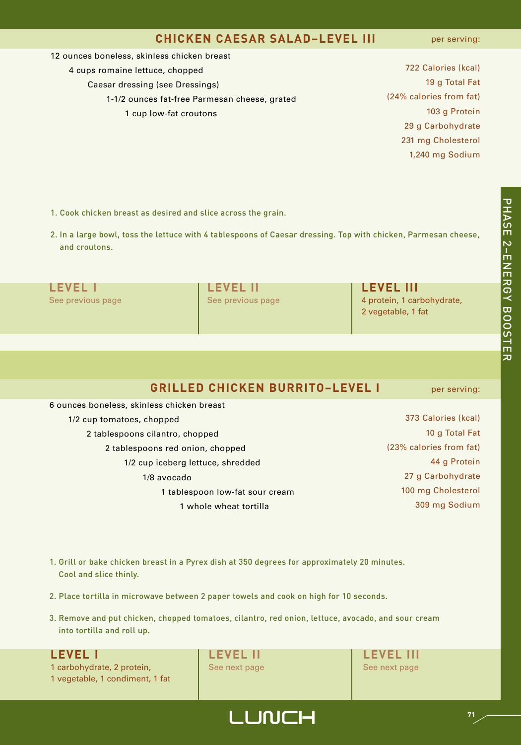## CHICKEN CAESAR SALAD–LEVEL III

12 ounces boneless, skinless chicken breast
4 cups romaine lettuce, chopped
Caesar dressing (see Dressings)
1-1/2 ounces fat-free Parmesan cheese, grated
1 cup low-fat croutons

per serving:

722 Calories (kcal)
19 g Total Fat
(24% calories from fat)
103 g Protein
29 g Carbohydrate
231 mg Cholesterol
1,240 mg Sodium

1. Cook chicken breast as desired and slice across the grain.
2. In a large bowl, toss the lettuce with 4 tablespoons of Caesar dressing. Top with chicken, Parmesan cheese, and croutons.

| LEVEL I | LEVEL II | LEVEL III |
|---|---|---|
| See previous page | See previous page | 4 protein, 1 carbohydrate, 2 vegetable, 1 fat |

## GRILLED CHICKEN BURRITO–LEVEL I

6 ounces boneless, skinless chicken breast
1/2 cup tomatoes, chopped
2 tablespoons cilantro, chopped
2 tablespoons red onion, chopped
1/2 cup iceberg lettuce, shredded
1/8 avocado
1 tablespoon low-fat sour cream
1 whole wheat tortilla

per serving:

373 Calories (kcal)
10 g Total Fat
(23% calories from fat)
44 g Protein
27 g Carbohydrate
100 mg Cholesterol
309 mg Sodium

1. Grill or bake chicken breast in a Pyrex dish at 350 degrees for approximately 20 minutes. Cool and slice thinly.
2. Place tortilla in microwave between 2 paper towels and cook on high for 10 seconds.
3. Remove and put chicken, chopped tomatoes, cilantro, red onion, lettuce, avocado, and sour cream into tortilla and roll up.

| LEVEL I | LEVEL II | LEVEL III |
|---|---|---|
| 1 carbohydrate, 2 protein, 1 vegetable, 1 condiment, 1 fat | See next page | See next page |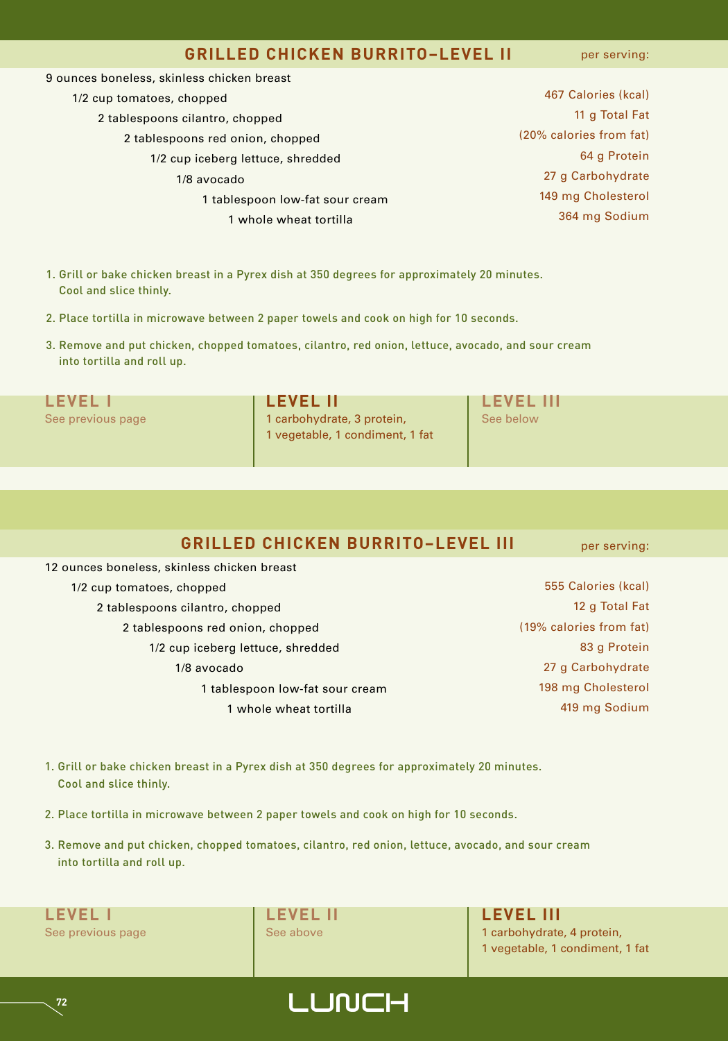## GRILLED CHICKEN BURRITO–LEVEL II

- 9 ounces boneless, skinless chicken breast
- 1/2 cup tomatoes, chopped
- 2 tablespoons cilantro, chopped
- 2 tablespoons red onion, chopped
- 1/2 cup iceberg lettuce, shredded
- 1/8 avocado
- 1 tablespoon low-fat sour cream
- 1 whole wheat tortilla

**per serving:**

467 Calories (kcal)
11 g Total Fat
(20% calories from fat)
64 g Protein
27 g Carbohydrate
149 mg Cholesterol
364 mg Sodium

1. Grill or bake chicken breast in a Pyrex dish at 350 degrees for approximately 20 minutes. Cool and slice thinly.
2. Place tortilla in microwave between 2 paper towels and cook on high for 10 seconds.
3. Remove and put chicken, chopped tomatoes, cilantro, red onion, lettuce, avocado, and sour cream into tortilla and roll up.

**LEVEL I**
See previous page

**LEVEL II**
1 carbohydrate, 3 protein, 1 vegetable, 1 condiment, 1 fat

**LEVEL III**
See below

## GRILLED CHICKEN BURRITO–LEVEL III

- 12 ounces boneless, skinless chicken breast
- 1/2 cup tomatoes, chopped
- 2 tablespoons cilantro, chopped
- 2 tablespoons red onion, chopped
- 1/2 cup iceberg lettuce, shredded
- 1/8 avocado
- 1 tablespoon low-fat sour cream
- 1 whole wheat tortilla

**per serving:**

555 Calories (kcal)
12 g Total Fat
(19% calories from fat)
83 g Protein
27 g Carbohydrate
198 mg Cholesterol
419 mg Sodium

1. Grill or bake chicken breast in a Pyrex dish at 350 degrees for approximately 20 minutes. Cool and slice thinly.
2. Place tortilla in microwave between 2 paper towels and cook on high for 10 seconds.
3. Remove and put chicken, chopped tomatoes, cilantro, red onion, lettuce, avocado, and sour cream into tortilla and roll up.

**LEVEL I**
See previous page

**LEVEL II**
See above

**LEVEL III**
1 carbohydrate, 4 protein, 1 vegetable, 1 condiment, 1 fat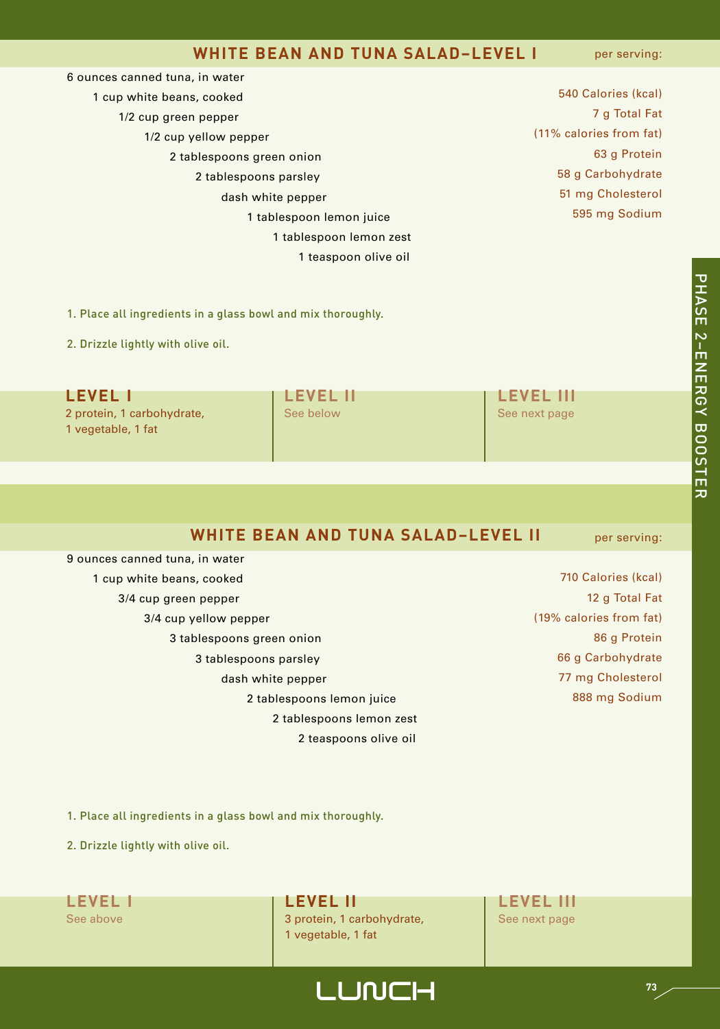## WHITE BEAN AND TUNA SALAD–LEVEL I

- 6 ounces canned tuna, in water
- 1 cup white beans, cooked
- 1/2 cup green pepper
- 1/2 cup yellow pepper
- 2 tablespoons green onion
- 2 tablespoons parsley
- dash white pepper
- 1 tablespoon lemon juice
- 1 tablespoon lemon zest
- 1 teaspoon olive oil

**per serving:**

540 Calories (kcal)
7 g Total Fat
(11% calories from fat)
63 g Protein
58 g Carbohydrate
51 mg Cholesterol
595 mg Sodium

1. Place all ingredients in a glass bowl and mix thoroughly.
2. Drizzle lightly with olive oil.

| LEVEL I | LEVEL II | LEVEL III |
|---|---|---|
| 2 protein, 1 carbohydrate, 1 vegetable, 1 fat | See below | See next page |

## WHITE BEAN AND TUNA SALAD–LEVEL II

- 9 ounces canned tuna, in water
- 1 cup white beans, cooked
- 3/4 cup green pepper
- 3/4 cup yellow pepper
- 3 tablespoons green onion
- 3 tablespoons parsley
- dash white pepper
- 2 tablespoons lemon juice
- 2 tablespoons lemon zest
- 2 teaspoons olive oil

**per serving:**

710 Calories (kcal)
12 g Total Fat
(19% calories from fat)
86 g Protein
66 g Carbohydrate
77 mg Cholesterol
888 mg Sodium

1. Place all ingredients in a glass bowl and mix thoroughly.
2. Drizzle lightly with olive oil.

| LEVEL I | LEVEL II | LEVEL III |
|---|---|---|
| See above | 3 protein, 1 carbohydrate, 1 vegetable, 1 fat | See next page |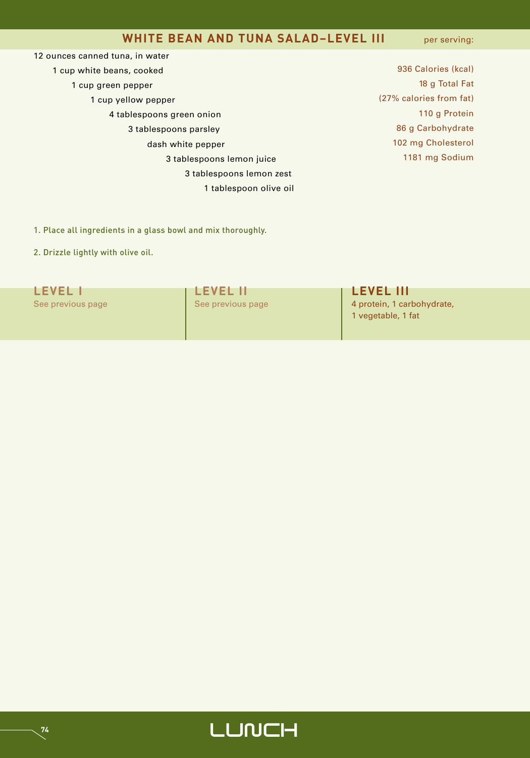## WHITE BEAN AND TUNA SALAD–LEVEL III

12 ounces canned tuna, in water
1 cup white beans, cooked
1 cup green pepper
1 cup yellow pepper
4 tablespoons green onion
3 tablespoons parsley
dash white pepper
3 tablespoons lemon juice
3 tablespoons lemon zest
1 tablespoon olive oil

per serving:

936 Calories (kcal)
18 g Total Fat
(27% calories from fat)
110 g Protein
86 g Carbohydrate
102 mg Cholesterol
1181 mg Sodium

1. Place all ingredients in a glass bowl and mix thoroughly.

2. Drizzle lightly with olive oil.

**LEVEL I**
See previous page

**LEVEL II**
See previous page

**LEVEL III**
4 protein, 1 carbohydrate, 1 vegetable, 1 fat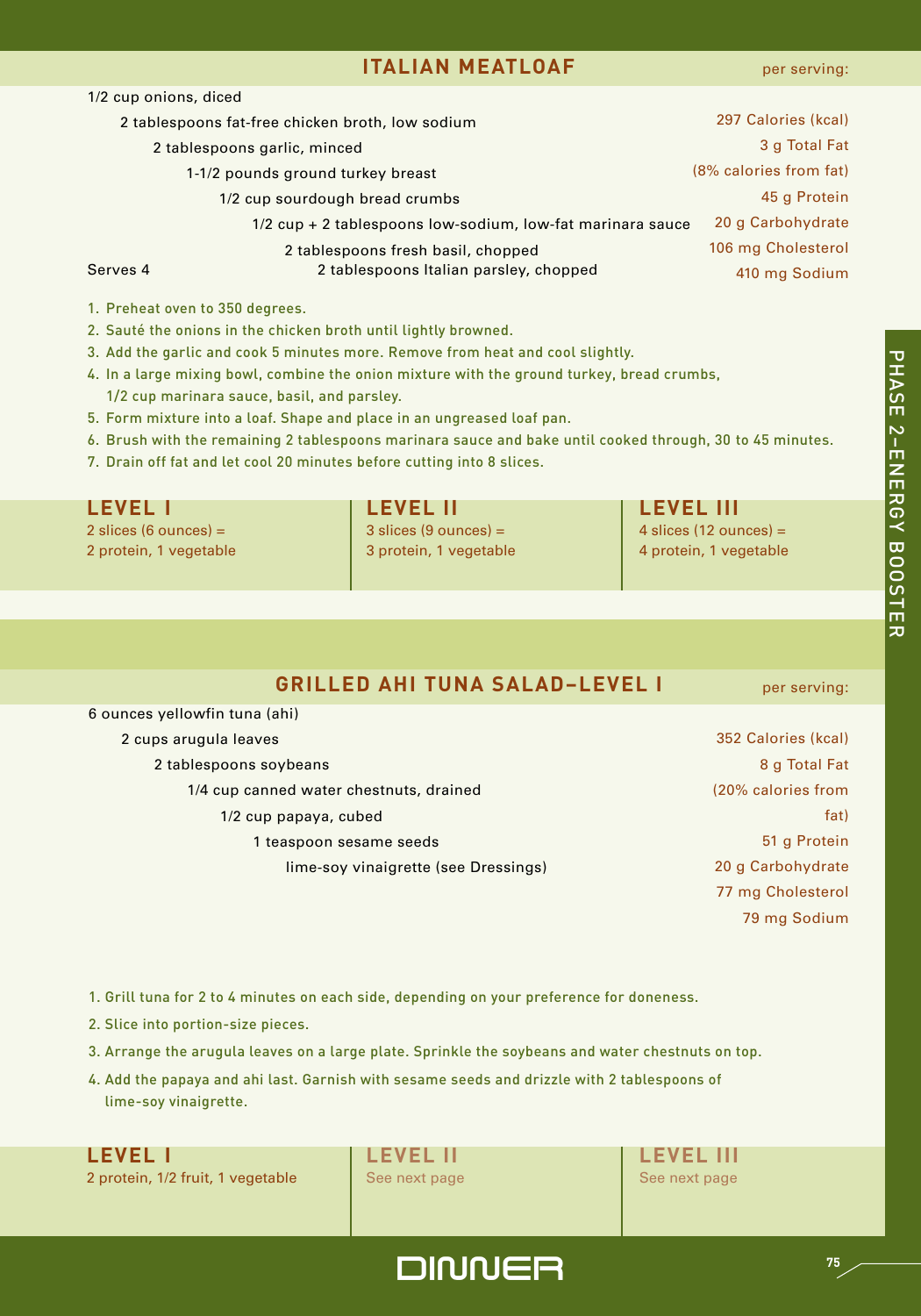## ITALIAN MEATLOAF

- 1/2 cup onions, diced
- 2 tablespoons fat-free chicken broth, low sodium
- 2 tablespoons garlic, minced
- 1-1/2 pounds ground turkey breast
- 1/2 cup sourdough bread crumbs
- 1/2 cup + 2 tablespoons low-sodium, low-fat marinara sauce
- 2 tablespoons fresh basil, chopped
- 2 tablespoons Italian parsley, chopped

Serves 4

**per serving:**

297 Calories (kcal)
3 g Total Fat
(8% calories from fat)
45 g Protein
20 g Carbohydrate
106 mg Cholesterol
410 mg Sodium

1. Preheat oven to 350 degrees.
2. Sauté the onions in the chicken broth until lightly browned.
3. Add the garlic and cook 5 minutes more. Remove from heat and cool slightly.
4. In a large mixing bowl, combine the onion mixture with the ground turkey, bread crumbs, 1/2 cup marinara sauce, basil, and parsley.
5. Form mixture into a loaf. Shape and place in an ungreased loaf pan.
6. Brush with the remaining 2 tablespoons marinara sauce and bake until cooked through, 30 to 45 minutes.
7. Drain off fat and let cool 20 minutes before cutting into 8 slices.

| LEVEL I | LEVEL II | LEVEL III |
|---|---|---|
| 2 slices (6 ounces) = 2 protein, 1 vegetable | 3 slices (9 ounces) = 3 protein, 1 vegetable | 4 slices (12 ounces) = 4 protein, 1 vegetable |

## GRILLED AHI TUNA SALAD–LEVEL I

- 6 ounces yellowfin tuna (ahi)
- 2 cups arugula leaves
- 2 tablespoons soybeans
- 1/4 cup canned water chestnuts, drained
- 1/2 cup papaya, cubed
- 1 teaspoon sesame seeds
- lime-soy vinaigrette (see Dressings)

**per serving:**

352 Calories (kcal)
8 g Total Fat
(20% calories from fat)
51 g Protein
20 g Carbohydrate
77 mg Cholesterol
79 mg Sodium

1. Grill tuna for 2 to 4 minutes on each side, depending on your preference for doneness.
2. Slice into portion-size pieces.
3. Arrange the arugula leaves on a large plate. Sprinkle the soybeans and water chestnuts on top.
4. Add the papaya and ahi last. Garnish with sesame seeds and drizzle with 2 tablespoons of lime-soy vinaigrette.

| LEVEL I | LEVEL II | LEVEL III |
|---|---|---|
| 2 protein, 1/2 fruit, 1 vegetable | See next page | See next page |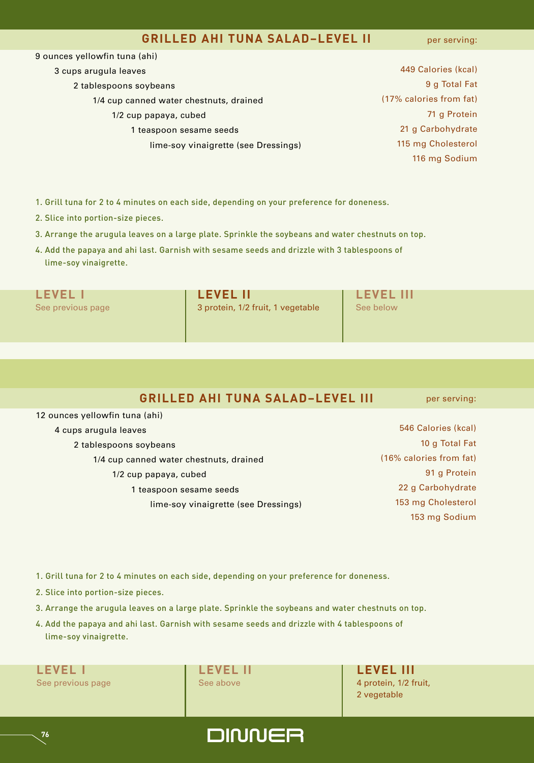## GRILLED AHI TUNA SALAD–LEVEL II

9 ounces yellowfin tuna (ahi)
3 cups arugula leaves
2 tablespoons soybeans
1/4 cup canned water chestnuts, drained
1/2 cup papaya, cubed
1 teaspoon sesame seeds
lime-soy vinaigrette (see Dressings)

**per serving:**

449 Calories (kcal)
9 g Total Fat
(17% calories from fat)
71 g Protein
21 g Carbohydrate
115 mg Cholesterol
116 mg Sodium

1. Grill tuna for 2 to 4 minutes on each side, depending on your preference for doneness.
2. Slice into portion-size pieces.
3. Arrange the arugula leaves on a large plate. Sprinkle the soybeans and water chestnuts on top.
4. Add the papaya and ahi last. Garnish with sesame seeds and drizzle with 3 tablespoons of lime-soy vinaigrette.

**LEVEL I**
See previous page

**LEVEL II**
3 protein, 1/2 fruit, 1 vegetable

**LEVEL III**
See below

## GRILLED AHI TUNA SALAD–LEVEL III

12 ounces yellowfin tuna (ahi)
4 cups arugula leaves
2 tablespoons soybeans
1/4 cup canned water chestnuts, drained
1/2 cup papaya, cubed
1 teaspoon sesame seeds
lime-soy vinaigrette (see Dressings)

**per serving:**

546 Calories (kcal)
10 g Total Fat
(16% calories from fat)
91 g Protein
22 g Carbohydrate
153 mg Cholesterol
153 mg Sodium

1. Grill tuna for 2 to 4 minutes on each side, depending on your preference for doneness.
2. Slice into portion-size pieces.
3. Arrange the arugula leaves on a large plate. Sprinkle the soybeans and water chestnuts on top.
4. Add the papaya and ahi last. Garnish with sesame seeds and drizzle with 4 tablespoons of lime-soy vinaigrette.

**LEVEL I**
See previous page

**LEVEL II**
See above

**LEVEL III**
4 protein, 1/2 fruit,
2 vegetable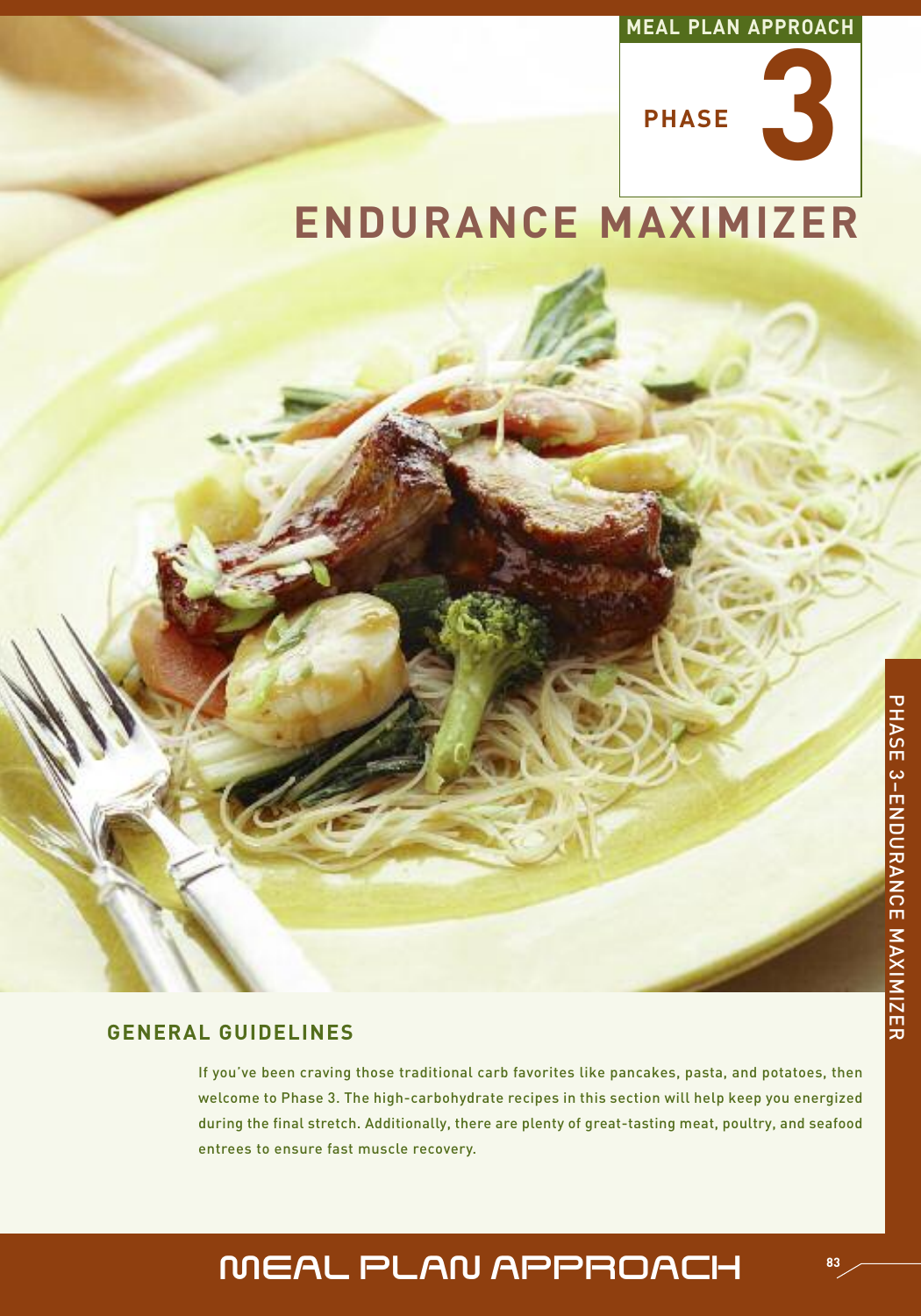MEAL PLAN APPROACH

# PHASE 3

# ENDURANCE MAXIMIZER

## GENERAL GUIDELINES

If you've been craving those traditional carb favorites like pancakes, pasta, and potatoes, then welcome to Phase 3. The high-carbohydrate recipes in this section will help keep you energized during the final stretch. Additionally, there are plenty of great-tasting meat, poultry, and seafood entrees to ensure fast muscle recovery.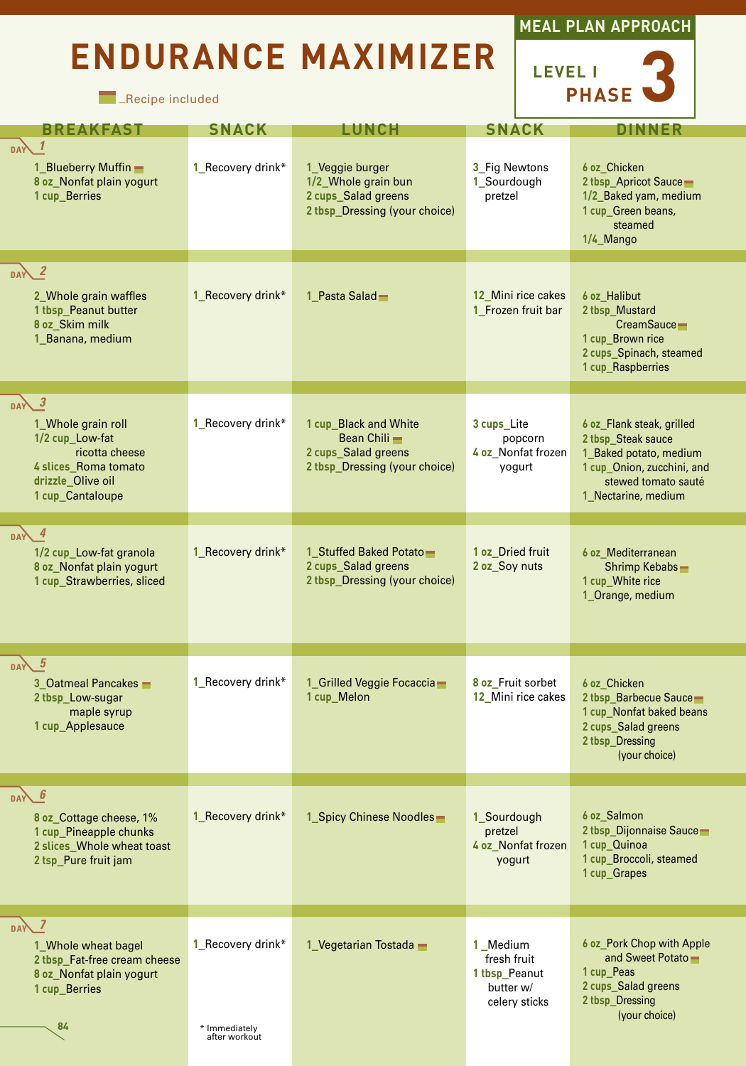# ENDURANCE MAXIMIZER

**MEAL PLAN APPROACH**
**LEVEL I PHASE 3**

▬_Recipe included

| DAY | BREAKFAST | SNACK | LUNCH | SNACK | DINNER |
|---|---|---|---|---|---|
| 1 | 1_Blueberry Muffin ▬<br>8 oz_Nonfat plain yogurt<br>1 cup_Berries | 1_Recovery drink* | 1_Veggie burger<br>1/2_Whole grain bun<br>2 cups_Salad greens<br>2 tbsp_Dressing (your choice) | 3_Fig Newtons<br>1_Sourdough pretzel | 6 oz_Chicken<br>2 tbsp_Apricot Sauce ▬<br>1/2_Baked yam, medium<br>1 cup_Green beans, steamed<br>1/4_Mango |
| 2 | 2_Whole grain waffles<br>1 tbsp_Peanut butter<br>8 oz_Skim milk<br>1_Banana, medium | 1_Recovery drink* | 1_Pasta Salad ▬ | 12_Mini rice cakes<br>1_Frozen fruit bar | 6 oz_Halibut<br>2 tbsp_Mustard CreamSauce ▬<br>1 cup_Brown rice<br>2 cups_Spinach, steamed<br>1 cup_Raspberries |
| 3 | 1_Whole grain roll<br>1/2 cup_Low-fat ricotta cheese<br>4 slices_Roma tomato<br>drizzle_Olive oil<br>1 cup_Cantaloupe | 1_Recovery drink* | 1 cup_Black and White Bean Chili ▬<br>2 cups_Salad greens<br>2 tbsp_Dressing (your choice) | 3 cups_Lite popcorn<br>4 oz_Nonfat frozen yogurt | 6 oz_Flank steak, grilled<br>2 tbsp_Steak sauce<br>1_Baked potato, medium<br>1 cup_Onion, zucchini, and stewed tomato sauté<br>1_Nectarine, medium |
| 4 | 1/2 cup_Low-fat granola<br>8 oz_Nonfat plain yogurt<br>1 cup_Strawberries, sliced | 1_Recovery drink* | 1_Stuffed Baked Potato ▬<br>2 cups_Salad greens<br>2 tbsp_Dressing (your choice) | 1 oz_Dried fruit<br>2 oz_Soy nuts | 6 oz_Mediterranean Shrimp Kebabs ▬<br>1 cup_White rice<br>1_Orange, medium |
| 5 | 3_Oatmeal Pancakes ▬<br>2 tbsp_Low-sugar maple syrup<br>1 cup_Applesauce | 1_Recovery drink* | 1_Grilled Veggie Focaccia ▬<br>1 cup_Melon | 8 oz_Fruit sorbet<br>12_Mini rice cakes | 6 oz_Chicken<br>2 tbsp_Barbecue Sauce ▬<br>1 cup_Nonfat baked beans<br>2 cups_Salad greens<br>2 tbsp_Dressing (your choice) |
| 6 | 8 oz_Cottage cheese, 1%<br>1 cup_Pineapple chunks<br>2 slices_Whole wheat toast<br>2 tsp_Pure fruit jam | 1_Recovery drink* | 1_Spicy Chinese Noodles ▬ | 1_Sourdough pretzel<br>4 oz_Nonfat frozen yogurt | 6 oz_Salmon<br>2 tbsp_Dijonnaise Sauce ▬<br>1 cup_Quinoa<br>1 cup_Broccoli, steamed<br>1 cup_Grapes |
| 7 | 1_Whole wheat bagel<br>2 tbsp_Fat-free cream cheese<br>8 oz_Nonfat plain yogurt<br>1 cup_Berries | 1_Recovery drink* | 1_Vegetarian Tostada ▬ | 1 _Medium fresh fruit<br>1 tbsp_Peanut butter w/ celery sticks | 6 oz_Pork Chop with Apple and Sweet Potato ▬<br>1 cup_Peas<br>2 cups_Salad greens<br>2 tbsp_Dressing (your choice) |

\* Immediately after workout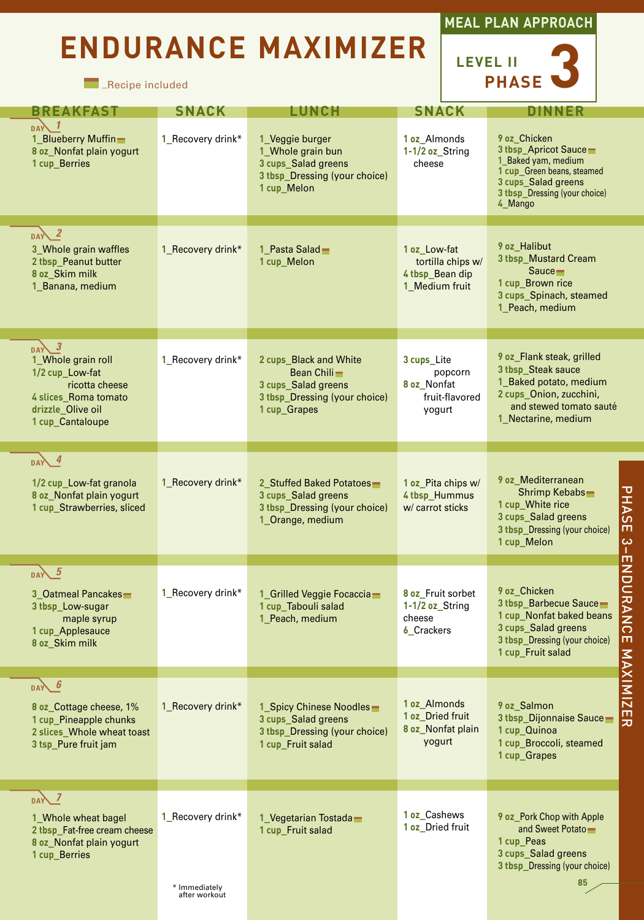# ENDURANCE MAXIMIZER

MEAL PLAN APPROACH — LEVEL II — PHASE 3

▬ _Recipe included

| DAY | BREAKFAST | SNACK | LUNCH | SNACK | DINNER |
|---|---|---|---|---|---|
| 1 | 1_Blueberry Muffin ▬<br>8 oz_Nonfat plain yogurt<br>1 cup_Berries | 1_Recovery drink* | 1_Veggie burger<br>1_Whole grain bun<br>3 cups_Salad greens<br>3 tbsp_Dressing (your choice)<br>1 cup_Melon | 1 oz_Almonds<br>1-1/2 oz_String cheese | 9 oz_Chicken<br>3 tbsp_Apricot Sauce ▬<br>1_Baked yam, medium<br>1 cup_Green beans, steamed<br>3 cups_Salad greens<br>3 tbsp_Dressing (your choice)<br>4_Mango |
| 2 | 3_Whole grain waffles<br>2 tbsp_Peanut butter<br>8 oz_Skim milk<br>1_Banana, medium | 1_Recovery drink* | 1_Pasta Salad ▬<br>1 cup_Melon | 1 oz_Low-fat tortilla chips w/<br>4 tbsp_Bean dip<br>1_Medium fruit | 9 oz_Halibut<br>3 tbsp_Mustard Cream Sauce ▬<br>1 cup_Brown rice<br>3 cups_Spinach, steamed<br>1_Peach, medium |
| 3 | 1_Whole grain roll<br>1/2 cup_Low-fat ricotta cheese<br>4 slices_Roma tomato<br>drizzle_Olive oil<br>1 cup_Cantaloupe | 1_Recovery drink* | 2 cups_Black and White Bean Chili ▬<br>3 cups_Salad greens<br>3 tbsp_Dressing (your choice)<br>1 cup_Grapes | 3 cups_Lite popcorn<br>8 oz_Nonfat fruit-flavored yogurt | 9 oz_Flank steak, grilled<br>3 tbsp_Steak sauce<br>1_Baked potato, medium<br>2 cups_Onion, zucchini, and stewed tomato sauté<br>1_Nectarine, medium |
| 4 | 1/2 cup_Low-fat granola<br>8 oz_Nonfat plain yogurt<br>1 cup_Strawberries, sliced | 1_Recovery drink* | 2_Stuffed Baked Potatoes ▬<br>3 cups_Salad greens<br>3 tbsp_Dressing (your choice)<br>1_Orange, medium | 1 oz_Pita chips w/<br>4 tbsp_Hummus w/ carrot sticks | 9 oz_Mediterranean Shrimp Kebabs ▬<br>1 cup_White rice<br>3 cups_Salad greens<br>3 tbsp_Dressing (your choice)<br>1 cup_Melon |
| 5 | 3_Oatmeal Pancakes ▬<br>3 tbsp_Low-sugar maple syrup<br>1 cup_Applesauce<br>8 oz_Skim milk | 1_Recovery drink* | 1_Grilled Veggie Focaccia ▬<br>1 cup_Tabouli salad<br>1_Peach, medium | 8 oz_Fruit sorbet<br>1-1/2 oz_String cheese<br>6_Crackers | 9 oz_Chicken<br>3 tbsp_Barbecue Sauce ▬<br>1 cup_Nonfat baked beans<br>3 cups_Salad greens<br>3 tbsp_Dressing (your choice)<br>1 cup_Fruit salad |
| 6 | 8 oz_Cottage cheese, 1%<br>1 cup_Pineapple chunks<br>2 slices_Whole wheat toast<br>3 tsp_Pure fruit jam | 1_Recovery drink* | 1_Spicy Chinese Noodles ▬<br>3 cups_Salad greens<br>3 tbsp_Dressing (your choice)<br>1 cup_Fruit salad | 1 oz_Almonds<br>1 oz_Dried fruit<br>8 oz_Nonfat plain yogurt | 9 oz_Salmon<br>3 tbsp_Dijonnaise Sauce ▬<br>1 cup_Quinoa<br>1 cup_Broccoli, steamed<br>1 cup_Grapes |
| 7 | 1_Whole wheat bagel<br>2 tbsp_Fat-free cream cheese<br>8 oz_Nonfat plain yogurt<br>1 cup_Berries | 1_Recovery drink* | 1_Vegetarian Tostada ▬<br>1 cup_Fruit salad | 1 oz_Cashews<br>1 oz_Dried fruit | 9 oz_Pork Chop with Apple and Sweet Potato ▬<br>1 cup_Peas<br>3 cups_Salad greens<br>3 tbsp_Dressing (your choice) |

\* Immediately after workout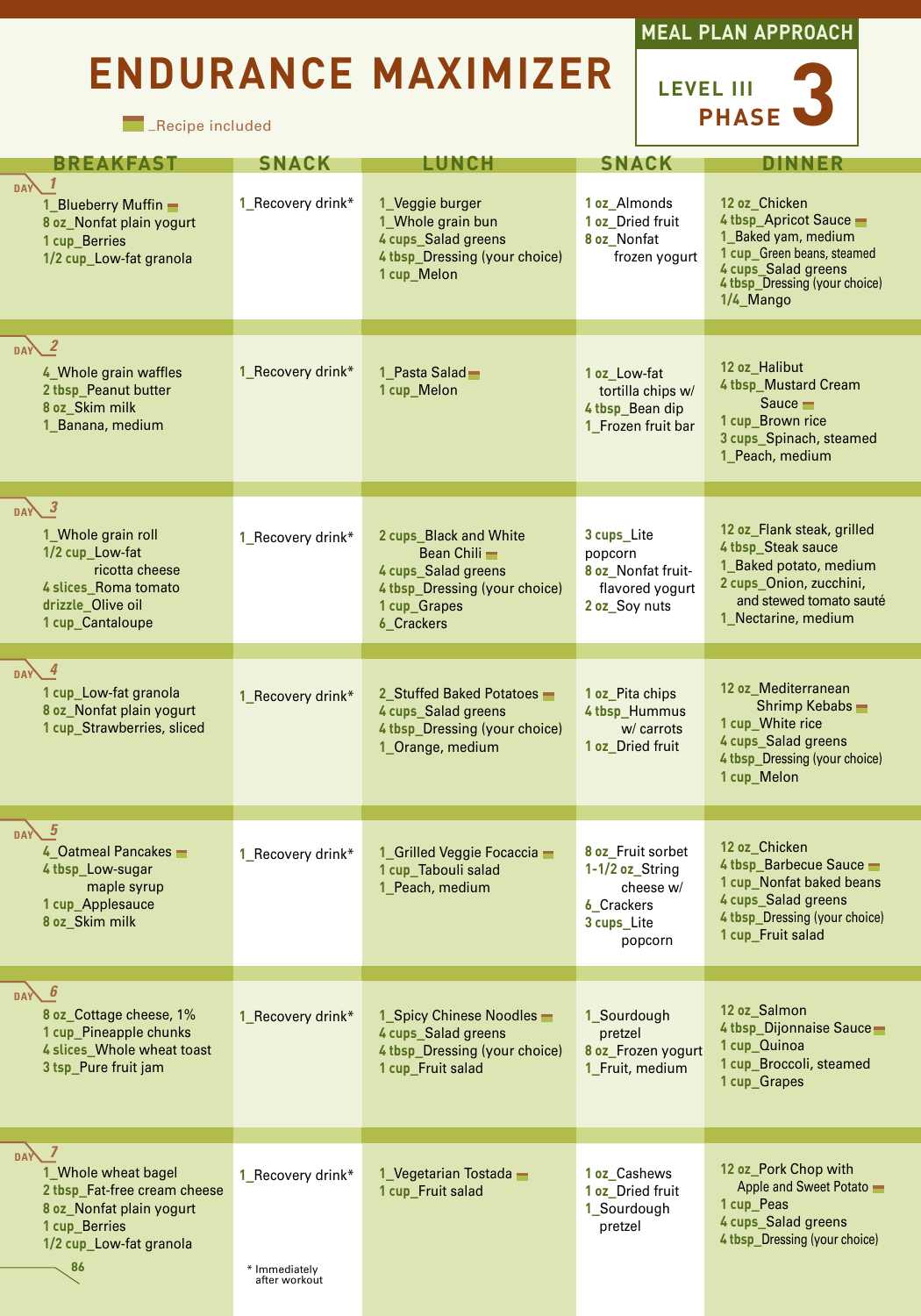# ENDURANCE MAXIMIZER

**MEAL PLAN APPROACH**
**LEVEL III PHASE 3**

▬ _Recipe included

| DAY | BREAKFAST | SNACK | LUNCH | SNACK | DINNER |
|---|---|---|---|---|---|
| 1 | 1_Blueberry Muffin ▬<br>8 oz_Nonfat plain yogurt<br>1 cup_Berries<br>1/2 cup_Low-fat granola | 1_Recovery drink* | 1_Veggie burger<br>1_Whole grain bun<br>4 cups_Salad greens<br>4 tbsp_Dressing (your choice)<br>1 cup_Melon | 1 oz_Almonds<br>1 oz_Dried fruit<br>8 oz_Nonfat frozen yogurt | 12 oz_Chicken<br>4 tbsp_Apricot Sauce ▬<br>1_Baked yam, medium<br>1 cup_Green beans, steamed<br>4 cups_Salad greens<br>4 tbsp_Dressing (your choice)<br>1/4_Mango |
| 2 | 4_Whole grain waffles<br>2 tbsp_Peanut butter<br>8 oz_Skim milk<br>1_Banana, medium | 1_Recovery drink* | 1_Pasta Salad ▬<br>1 cup_Melon | 1 oz_Low-fat tortilla chips w/<br>4 tbsp_Bean dip<br>1_Frozen fruit bar | 12 oz_Halibut<br>4 tbsp_Mustard Cream Sauce ▬<br>1 cup_Brown rice<br>3 cups_Spinach, steamed<br>1_Peach, medium |
| 3 | 1_Whole grain roll<br>1/2 cup_Low-fat ricotta cheese<br>4 slices_Roma tomato<br>drizzle_Olive oil<br>1 cup_Cantaloupe | 1_Recovery drink* | 2 cups_Black and White Bean Chili ▬<br>4 cups_Salad greens<br>4 tbsp_Dressing (your choice)<br>1 cup_Grapes<br>6_Crackers | 3 cups_Lite popcorn<br>8 oz_Nonfat fruit-flavored yogurt<br>2 oz_Soy nuts | 12 oz_Flank steak, grilled<br>4 tbsp_Steak sauce<br>1_Baked potato, medium<br>2 cups_Onion, zucchini, and stewed tomato sauté<br>1_Nectarine, medium |
| 4 | 1 cup_Low-fat granola<br>8 oz_Nonfat plain yogurt<br>1 cup_Strawberries, sliced | 1_Recovery drink* | 2_Stuffed Baked Potatoes ▬<br>4 cups_Salad greens<br>4 tbsp_Dressing (your choice)<br>1_Orange, medium | 1 oz_Pita chips<br>4 tbsp_Hummus w/ carrots<br>1 oz_Dried fruit | 12 oz_Mediterranean Shrimp Kebabs ▬<br>1 cup_White rice<br>4 cups_Salad greens<br>4 tbsp_Dressing (your choice)<br>1 cup_Melon |
| 5 | 4_Oatmeal Pancakes ▬<br>4 tbsp_Low-sugar maple syrup<br>1 cup_Applesauce<br>8 oz_Skim milk | 1_Recovery drink* | 1_Grilled Veggie Focaccia ▬<br>1 cup_Tabouli salad<br>1_Peach, medium | 8 oz_Fruit sorbet<br>1-1/2 oz_String cheese w/<br>6_Crackers<br>3 cups_Lite popcorn | 12 oz_Chicken<br>4 tbsp_Barbecue Sauce ▬<br>1 cup_Nonfat baked beans<br>4 cups_Salad greens<br>4 tbsp_Dressing (your choice)<br>1 cup_Fruit salad |
| 6 | 8 oz_Cottage cheese, 1%<br>1 cup_Pineapple chunks<br>4 slices_Whole wheat toast<br>3 tsp_Pure fruit jam | 1_Recovery drink* | 1_Spicy Chinese Noodles ▬<br>4 cups_Salad greens<br>4 tbsp_Dressing (your choice)<br>1 cup_Fruit salad | 1_Sourdough pretzel<br>8 oz_Frozen yogurt<br>1_Fruit, medium | 12 oz_Salmon<br>4 tbsp_Dijonnaise Sauce ▬<br>1 cup_Quinoa<br>1 cup_Broccoli, steamed<br>1 cup_Grapes |
| 7 | 1_Whole wheat bagel<br>2 tbsp_Fat-free cream cheese<br>8 oz_Nonfat plain yogurt<br>1 cup_Berries<br>1/2 cup_Low-fat granola | 1_Recovery drink* | 1_Vegetarian Tostada ▬<br>1 cup_Fruit salad | 1 oz_Cashews<br>1 oz_Dried fruit<br>1_Sourdough pretzel | 12 oz_Pork Chop with Apple and Sweet Potato ▬<br>1 cup_Peas<br>4 cups_Salad greens<br>4 tbsp_Dressing (your choice) |

* Immediately after workout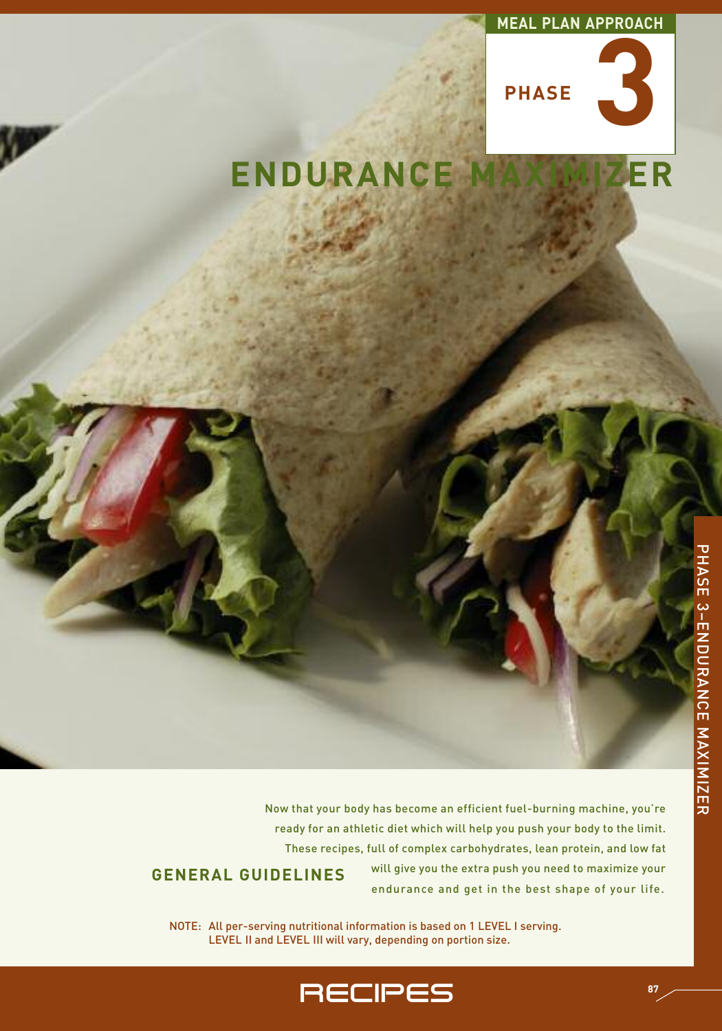MEAL PLAN APPROACH

# PHASE 3

# ENDURANCE MAXIMIZER

## GENERAL GUIDELINES

Now that your body has become an efficient fuel-burning machine, you're ready for an athletic diet which will help you push your body to the limit. These recipes, full of complex carbohydrates, lean protein, and low fat will give you the extra push you need to maximize your endurance and get in the best shape of your life.

NOTE: All per-serving nutritional information is based on 1 LEVEL I serving. LEVEL II and LEVEL III will vary, depending on portion size.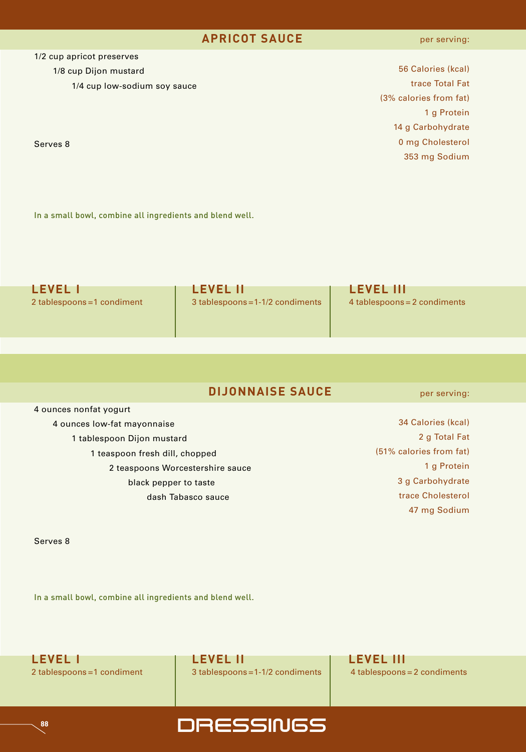## APRICOT SAUCE

1/2 cup apricot preserves
1/8 cup Dijon mustard
1/4 cup low-sodium soy sauce

Serves 8

**per serving:**

56 Calories (kcal)
trace Total Fat
(3% calories from fat)
1 g Protein
14 g Carbohydrate
0 mg Cholesterol
353 mg Sodium

In a small bowl, combine all ingredients and blend well.

| LEVEL I | LEVEL II | LEVEL III |
|---|---|---|
| 2 tablespoons = 1 condiment | 3 tablespoons = 1-1/2 condiments | 4 tablespoons = 2 condiments |

## DIJONNAISE SAUCE

4 ounces nonfat yogurt
4 ounces low-fat mayonnaise
1 tablespoon Dijon mustard
1 teaspoon fresh dill, chopped
2 teaspoons Worcestershire sauce
black pepper to taste
dash Tabasco sauce

Serves 8

**per serving:**

34 Calories (kcal)
2 g Total Fat
(51% calories from fat)
1 g Protein
3 g Carbohydrate
trace Cholesterol
47 mg Sodium

In a small bowl, combine all ingredients and blend well.

| LEVEL I | LEVEL II | LEVEL III |
|---|---|---|
| 2 tablespoons = 1 condiment | 3 tablespoons = 1-1/2 condiments | 4 tablespoons = 2 condiments |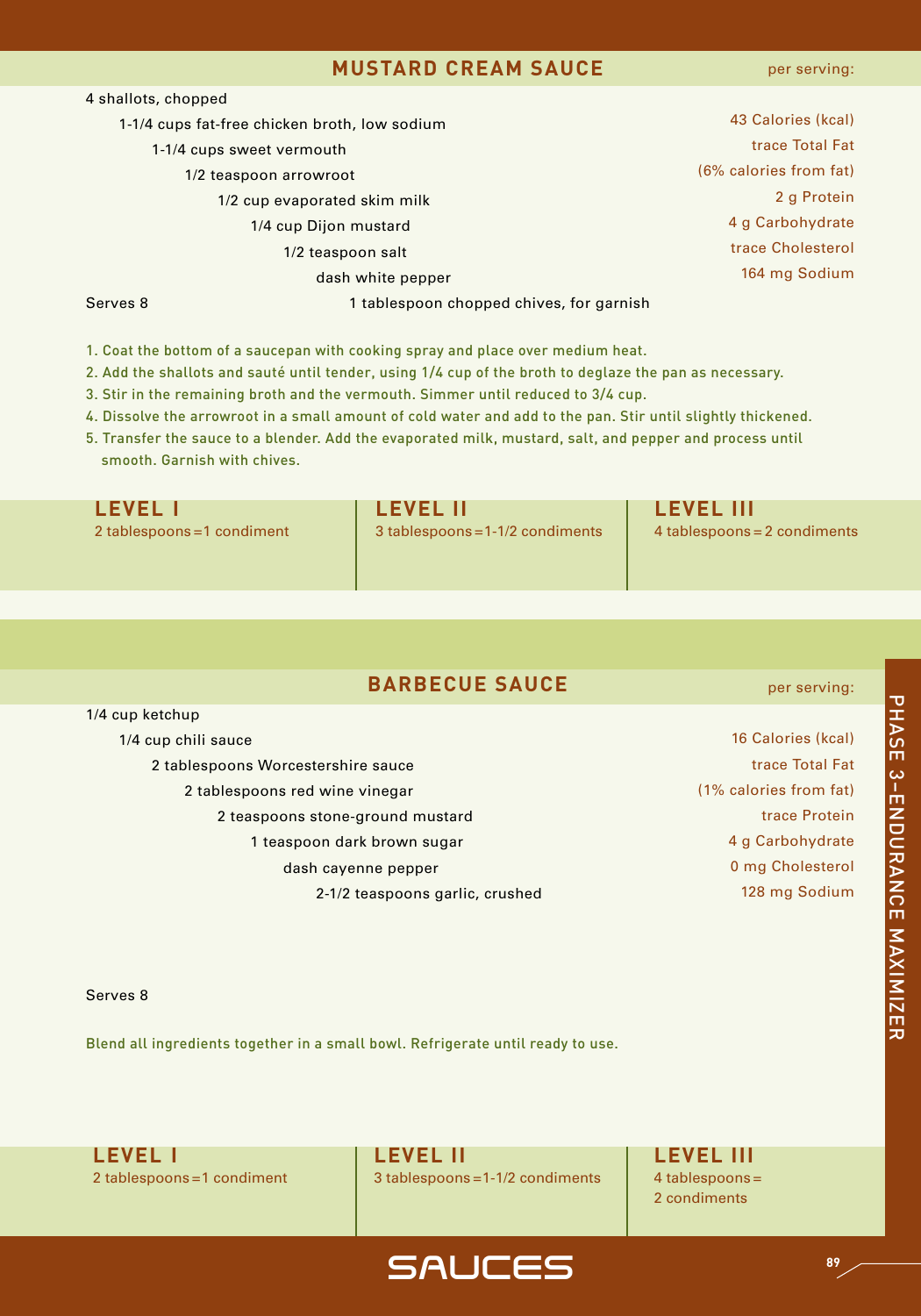## MUSTARD CREAM SAUCE

- 4 shallots, chopped
- 1-1/4 cups fat-free chicken broth, low sodium
- 1-1/4 cups sweet vermouth
- 1/2 teaspoon arrowroot
- 1/2 cup evaporated skim milk
- 1/4 cup Dijon mustard
- 1/2 teaspoon salt
- dash white pepper
- 1 tablespoon chopped chives, for garnish

Serves 8

**per serving:**

43 Calories (kcal)
trace Total Fat
(6% calories from fat)
2 g Protein
4 g Carbohydrate
trace Cholesterol
164 mg Sodium

1. Coat the bottom of a saucepan with cooking spray and place over medium heat.
2. Add the shallots and sauté until tender, using 1/4 cup of the broth to deglaze the pan as necessary.
3. Stir in the remaining broth and the vermouth. Simmer until reduced to 3/4 cup.
4. Dissolve the arrowroot in a small amount of cold water and add to the pan. Stir until slightly thickened.
5. Transfer the sauce to a blender. Add the evaporated milk, mustard, salt, and pepper and process until smooth. Garnish with chives.

| LEVEL I | LEVEL II | LEVEL III |
|---|---|---|
| 2 tablespoons = 1 condiment | 3 tablespoons = 1-1/2 condiments | 4 tablespoons = 2 condiments |

## BARBECUE SAUCE

- 1/4 cup ketchup
- 1/4 cup chili sauce
- 2 tablespoons Worcestershire sauce
- 2 tablespoons red wine vinegar
- 2 teaspoons stone-ground mustard
- 1 teaspoon dark brown sugar
- dash cayenne pepper
- 2-1/2 teaspoons garlic, crushed

Serves 8

**per serving:**

16 Calories (kcal)
trace Total Fat
(1% calories from fat)
trace Protein
4 g Carbohydrate
0 mg Cholesterol
128 mg Sodium

Blend all ingredients together in a small bowl. Refrigerate until ready to use.

| LEVEL I | LEVEL II | LEVEL III |
|---|---|---|
| 2 tablespoons = 1 condiment | 3 tablespoons = 1-1/2 condiments | 4 tablespoons = 2 condiments |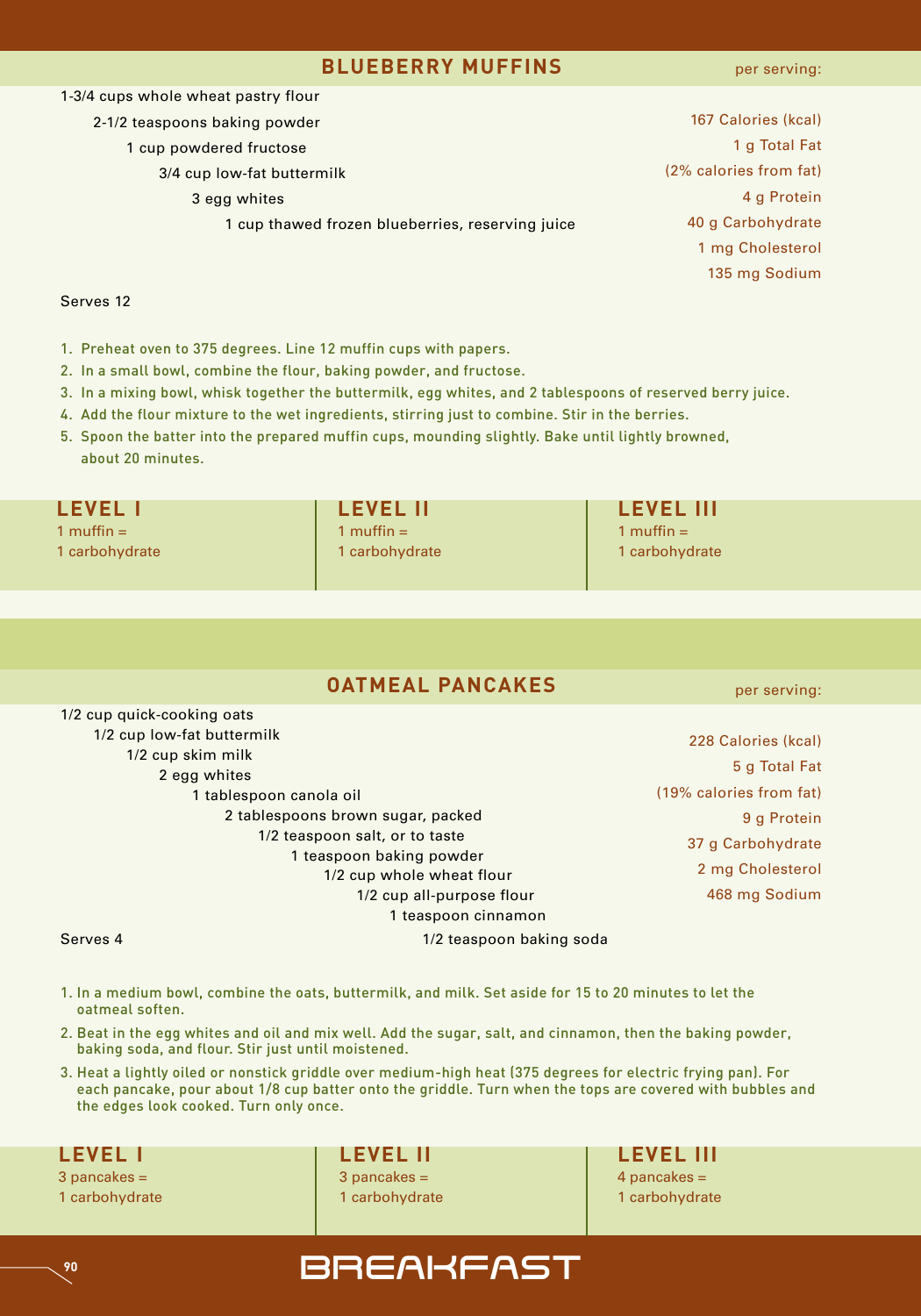## BLUEBERRY MUFFINS

- 1-3/4 cups whole wheat pastry flour
- 2-1/2 teaspoons baking powder
- 1 cup powdered fructose
- 3/4 cup low-fat buttermilk
- 3 egg whites
- 1 cup thawed frozen blueberries, reserving juice

Serves 12

**per serving:**

167 Calories (kcal)
1 g Total Fat
(2% calories from fat)
4 g Protein
40 g Carbohydrate
1 mg Cholesterol
135 mg Sodium

1. Preheat oven to 375 degrees. Line 12 muffin cups with papers.
2. In a small bowl, combine the flour, baking powder, and fructose.
3. In a mixing bowl, whisk together the buttermilk, egg whites, and 2 tablespoons of reserved berry juice.
4. Add the flour mixture to the wet ingredients, stirring just to combine. Stir in the berries.
5. Spoon the batter into the prepared muffin cups, mounding slightly. Bake until lightly browned, about 20 minutes.

| LEVEL I | LEVEL II | LEVEL III |
|---|---|---|
| 1 muffin = 1 carbohydrate | 1 muffin = 1 carbohydrate | 1 muffin = 1 carbohydrate |

## OATMEAL PANCAKES

- 1/2 cup quick-cooking oats
- 1/2 cup low-fat buttermilk
- 1/2 cup skim milk
- 2 egg whites
- 1 tablespoon canola oil
- 2 tablespoons brown sugar, packed
- 1/2 teaspoon salt, or to taste
- 1 teaspoon baking powder
- 1/2 cup whole wheat flour
- 1/2 cup all-purpose flour
- 1 teaspoon cinnamon
- 1/2 teaspoon baking soda

Serves 4

**per serving:**

228 Calories (kcal)
5 g Total Fat
(19% calories from fat)
9 g Protein
37 g Carbohydrate
2 mg Cholesterol
468 mg Sodium

1. In a medium bowl, combine the oats, buttermilk, and milk. Set aside for 15 to 20 minutes to let the oatmeal soften.
2. Beat in the egg whites and oil and mix well. Add the sugar, salt, and cinnamon, then the baking powder, baking soda, and flour. Stir just until moistened.
3. Heat a lightly oiled or nonstick griddle over medium-high heat (375 degrees for electric frying pan). For each pancake, pour about 1/8 cup batter onto the griddle. Turn when the tops are covered with bubbles and the edges look cooked. Turn only once.

| LEVEL I | LEVEL II | LEVEL III |
|---|---|---|
| 3 pancakes = 1 carbohydrate | 3 pancakes = 1 carbohydrate | 4 pancakes = 1 carbohydrate |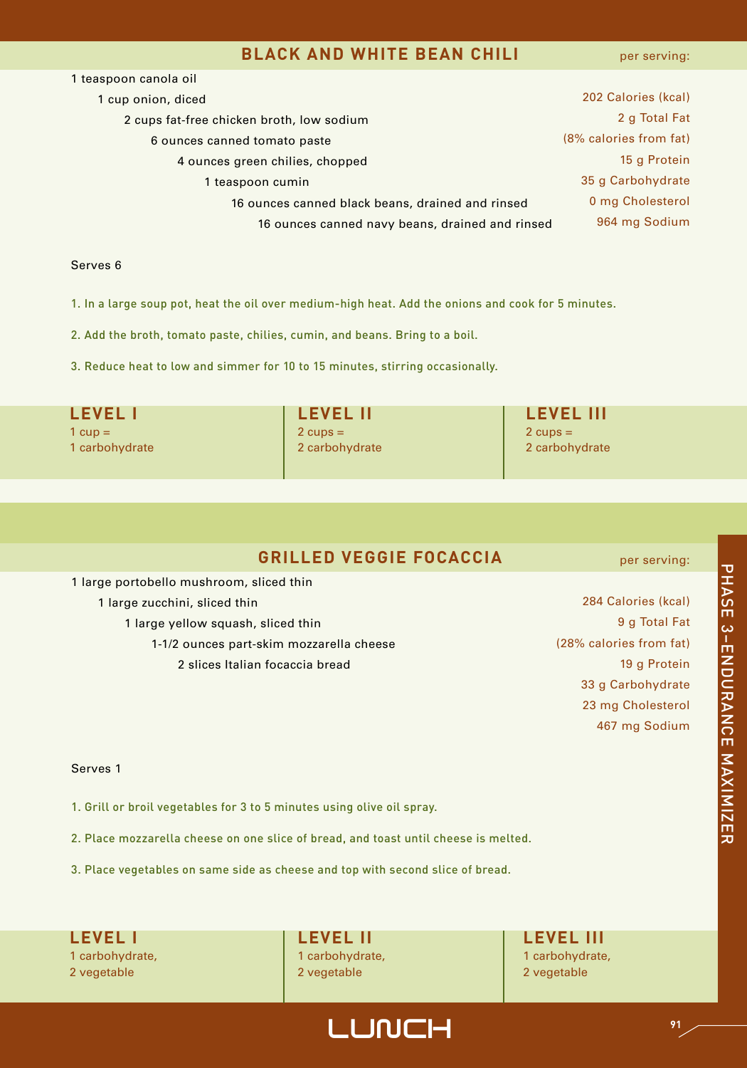## BLACK AND WHITE BEAN CHILI

- 1 teaspoon canola oil
- 1 cup onion, diced
- 2 cups fat-free chicken broth, low sodium
- 6 ounces canned tomato paste
- 4 ounces green chilies, chopped
- 1 teaspoon cumin
- 16 ounces canned black beans, drained and rinsed
- 16 ounces canned navy beans, drained and rinsed

per serving:

202 Calories (kcal)
2 g Total Fat
(8% calories from fat)
15 g Protein
35 g Carbohydrate
0 mg Cholesterol
964 mg Sodium

Serves 6

1. In a large soup pot, heat the oil over medium-high heat. Add the onions and cook for 5 minutes.
2. Add the broth, tomato paste, chilies, cumin, and beans. Bring to a boil.
3. Reduce heat to low and simmer for 10 to 15 minutes, stirring occasionally.

| LEVEL I | LEVEL II | LEVEL III |
|---|---|---|
| 1 cup = 1 carbohydrate | 2 cups = 2 carbohydrate | 2 cups = 2 carbohydrate |

## GRILLED VEGGIE FOCACCIA

- 1 large portobello mushroom, sliced thin
- 1 large zucchini, sliced thin
- 1 large yellow squash, sliced thin
- 1-1/2 ounces part-skim mozzarella cheese
- 2 slices Italian focaccia bread

per serving:

284 Calories (kcal)
9 g Total Fat
(28% calories from fat)
19 g Protein
33 g Carbohydrate
23 mg Cholesterol
467 mg Sodium

Serves 1

1. Grill or broil vegetables for 3 to 5 minutes using olive oil spray.
2. Place mozzarella cheese on one slice of bread, and toast until cheese is melted.
3. Place vegetables on same side as cheese and top with second slice of bread.

| LEVEL I | LEVEL II | LEVEL III |
|---|---|---|
| 1 carbohydrate, 2 vegetable | 1 carbohydrate, 2 vegetable | 1 carbohydrate, 2 vegetable |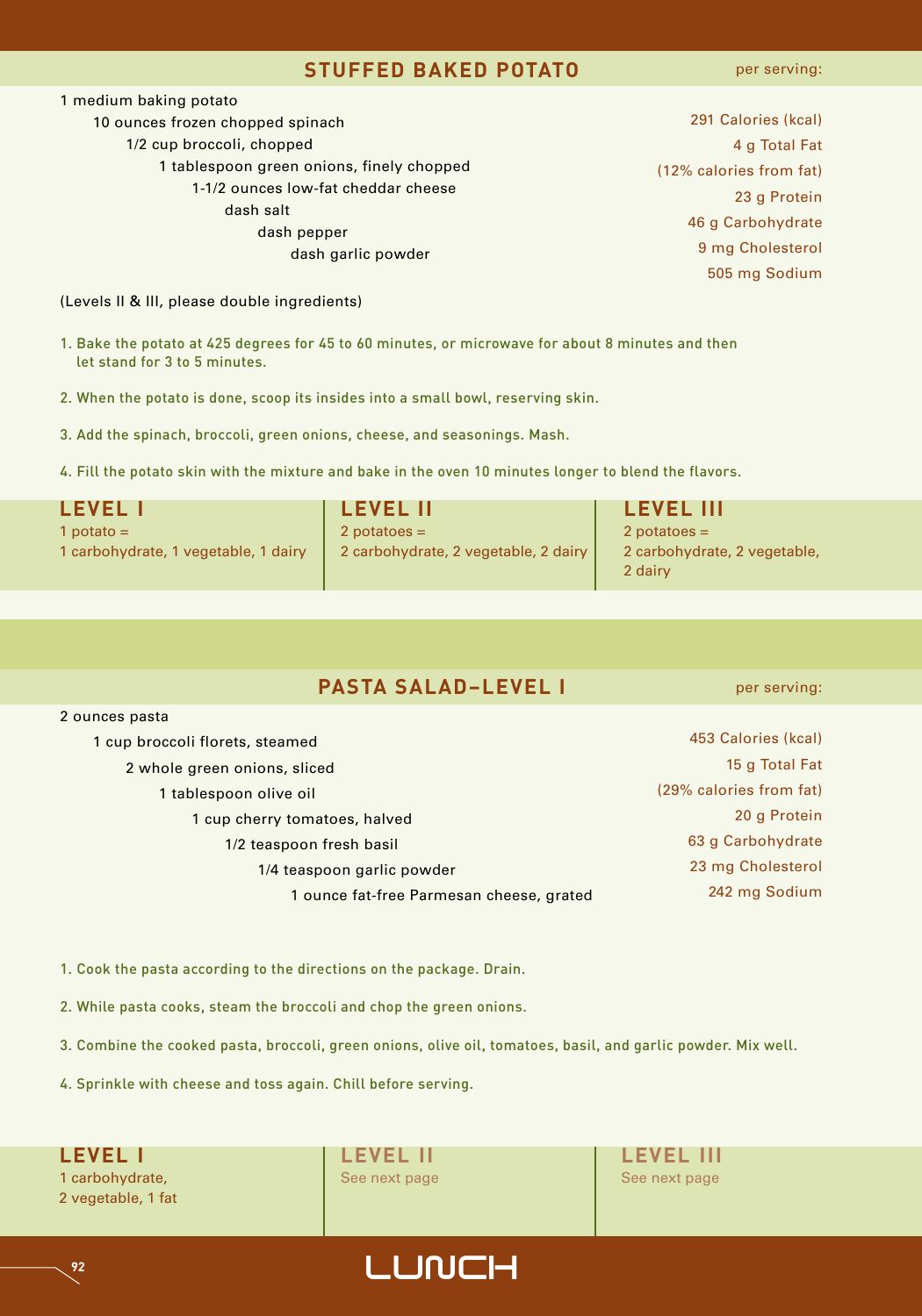## STUFFED BAKED POTATO

- 1 medium baking potato
- 10 ounces frozen chopped spinach
- 1/2 cup broccoli, chopped
- 1 tablespoon green onions, finely chopped
- 1-1/2 ounces low-fat cheddar cheese
- dash salt
- dash pepper
- dash garlic powder

**per serving:**

291 Calories (kcal)
4 g Total Fat
(12% calories from fat)
23 g Protein
46 g Carbohydrate
9 mg Cholesterol
505 mg Sodium

(Levels II & III, please double ingredients)

1. Bake the potato at 425 degrees for 45 to 60 minutes, or microwave for about 8 minutes and then let stand for 3 to 5 minutes.
2. When the potato is done, scoop its insides into a small bowl, reserving skin.
3. Add the spinach, broccoli, green onions, cheese, and seasonings. Mash.
4. Fill the potato skin with the mixture and bake in the oven 10 minutes longer to blend the flavors.

| LEVEL I | LEVEL II | LEVEL III |
|---|---|---|
| 1 potato = 1 carbohydrate, 1 vegetable, 1 dairy | 2 potatoes = 2 carbohydrate, 2 vegetable, 2 dairy | 2 potatoes = 2 carbohydrate, 2 vegetable, 2 dairy |

## PASTA SALAD–LEVEL I

- 2 ounces pasta
- 1 cup broccoli florets, steamed
- 2 whole green onions, sliced
- 1 tablespoon olive oil
- 1 cup cherry tomatoes, halved
- 1/2 teaspoon fresh basil
- 1/4 teaspoon garlic powder
- 1 ounce fat-free Parmesan cheese, grated

**per serving:**

453 Calories (kcal)
15 g Total Fat
(29% calories from fat)
20 g Protein
63 g Carbohydrate
23 mg Cholesterol
242 mg Sodium

1. Cook the pasta according to the directions on the package. Drain.
2. While pasta cooks, steam the broccoli and chop the green onions.
3. Combine the cooked pasta, broccoli, green onions, olive oil, tomatoes, basil, and garlic powder. Mix well.
4. Sprinkle with cheese and toss again. Chill before serving.

| LEVEL I | LEVEL II | LEVEL III |
|---|---|---|
| 1 carbohydrate, 2 vegetable, 1 fat | See next page | See next page |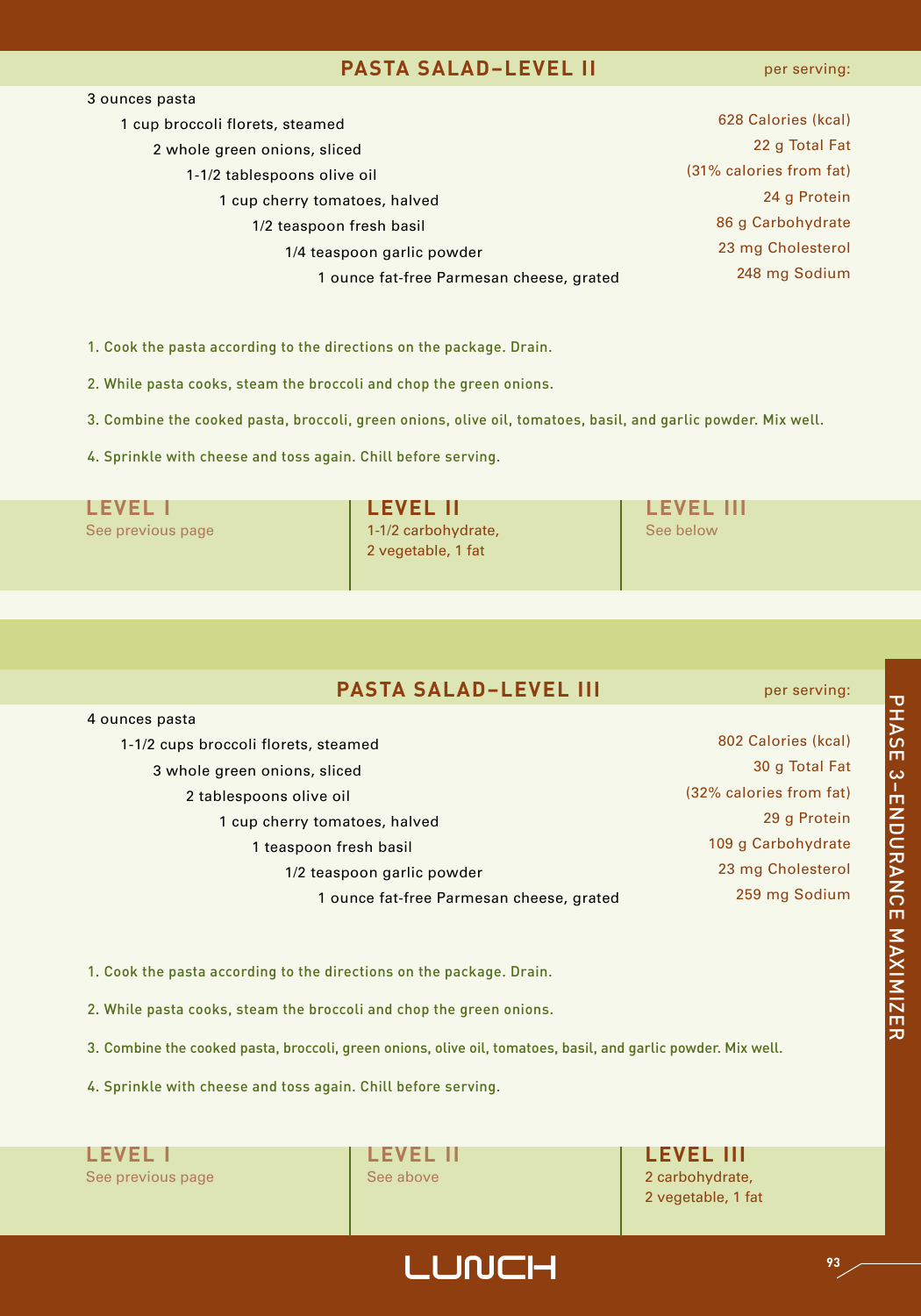## PASTA SALAD–LEVEL II

- 3 ounces pasta
- 1 cup broccoli florets, steamed
- 2 whole green onions, sliced
- 1-1/2 tablespoons olive oil
- 1 cup cherry tomatoes, halved
- 1/2 teaspoon fresh basil
- 1/4 teaspoon garlic powder
- 1 ounce fat-free Parmesan cheese, grated

**per serving:**

628 Calories (kcal)
22 g Total Fat
(31% calories from fat)
24 g Protein
86 g Carbohydrate
23 mg Cholesterol
248 mg Sodium

1. Cook the pasta according to the directions on the package. Drain.
2. While pasta cooks, steam the broccoli and chop the green onions.
3. Combine the cooked pasta, broccoli, green onions, olive oil, tomatoes, basil, and garlic powder. Mix well.
4. Sprinkle with cheese and toss again. Chill before serving.

| LEVEL I | LEVEL II | LEVEL III |
|---|---|---|
| See previous page | 1-1/2 carbohydrate, 2 vegetable, 1 fat | See below |

## PASTA SALAD–LEVEL III

- 4 ounces pasta
- 1-1/2 cups broccoli florets, steamed
- 3 whole green onions, sliced
- 2 tablespoons olive oil
- 1 cup cherry tomatoes, halved
- 1 teaspoon fresh basil
- 1/2 teaspoon garlic powder
- 1 ounce fat-free Parmesan cheese, grated

**per serving:**

802 Calories (kcal)
30 g Total Fat
(32% calories from fat)
29 g Protein
109 g Carbohydrate
23 mg Cholesterol
259 mg Sodium

1. Cook the pasta according to the directions on the package. Drain.
2. While pasta cooks, steam the broccoli and chop the green onions.
3. Combine the cooked pasta, broccoli, green onions, olive oil, tomatoes, basil, and garlic powder. Mix well.
4. Sprinkle with cheese and toss again. Chill before serving.

| LEVEL I | LEVEL II | LEVEL III |
|---|---|---|
| See previous page | See above | 2 carbohydrate, 2 vegetable, 1 fat |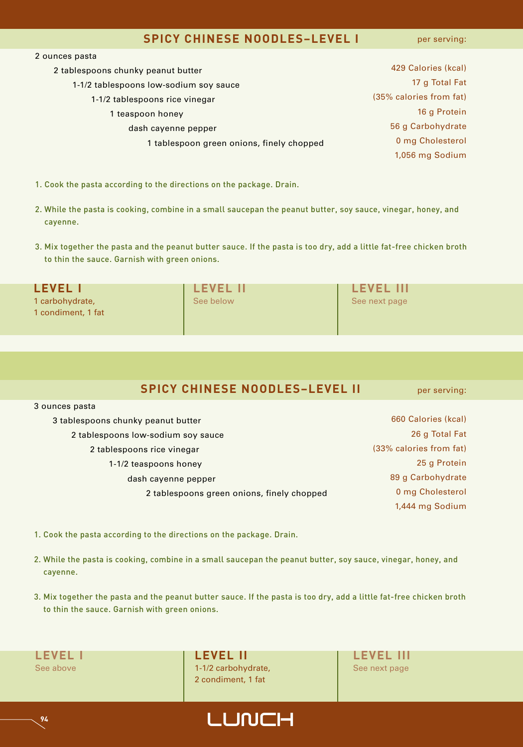## SPICY CHINESE NOODLES–LEVEL I

per serving:

- 2 ounces pasta
- 2 tablespoons chunky peanut butter
- 1-1/2 tablespoons low-sodium soy sauce
- 1-1/2 tablespoons rice vinegar
- 1 teaspoon honey
- dash cayenne pepper
- 1 tablespoon green onions, finely chopped

429 Calories (kcal)
17 g Total Fat
(35% calories from fat)
16 g Protein
56 g Carbohydrate
0 mg Cholesterol
1,056 mg Sodium

1. Cook the pasta according to the directions on the package. Drain.
2. While the pasta is cooking, combine in a small saucepan the peanut butter, soy sauce, vinegar, honey, and cayenne.
3. Mix together the pasta and the peanut butter sauce. If the pasta is too dry, add a little fat-free chicken broth to thin the sauce. Garnish with green onions.

| LEVEL I | LEVEL II | LEVEL III |
|---|---|---|
| 1 carbohydrate, 1 condiment, 1 fat | See below | See next page |

## SPICY CHINESE NOODLES–LEVEL II

per serving:

- 3 ounces pasta
- 3 tablespoons chunky peanut butter
- 2 tablespoons low-sodium soy sauce
- 2 tablespoons rice vinegar
- 1-1/2 teaspoons honey
- dash cayenne pepper
- 2 tablespoons green onions, finely chopped

660 Calories (kcal)
26 g Total Fat
(33% calories from fat)
25 g Protein
89 g Carbohydrate
0 mg Cholesterol
1,444 mg Sodium

1. Cook the pasta according to the directions on the package. Drain.
2. While the pasta is cooking, combine in a small saucepan the peanut butter, soy sauce, vinegar, honey, and cayenne.
3. Mix together the pasta and the peanut butter sauce. If the pasta is too dry, add a little fat-free chicken broth to thin the sauce. Garnish with green onions.

| LEVEL I | LEVEL II | LEVEL III |
|---|---|---|
| See above | 1-1/2 carbohydrate, 2 condiment, 1 fat | See next page |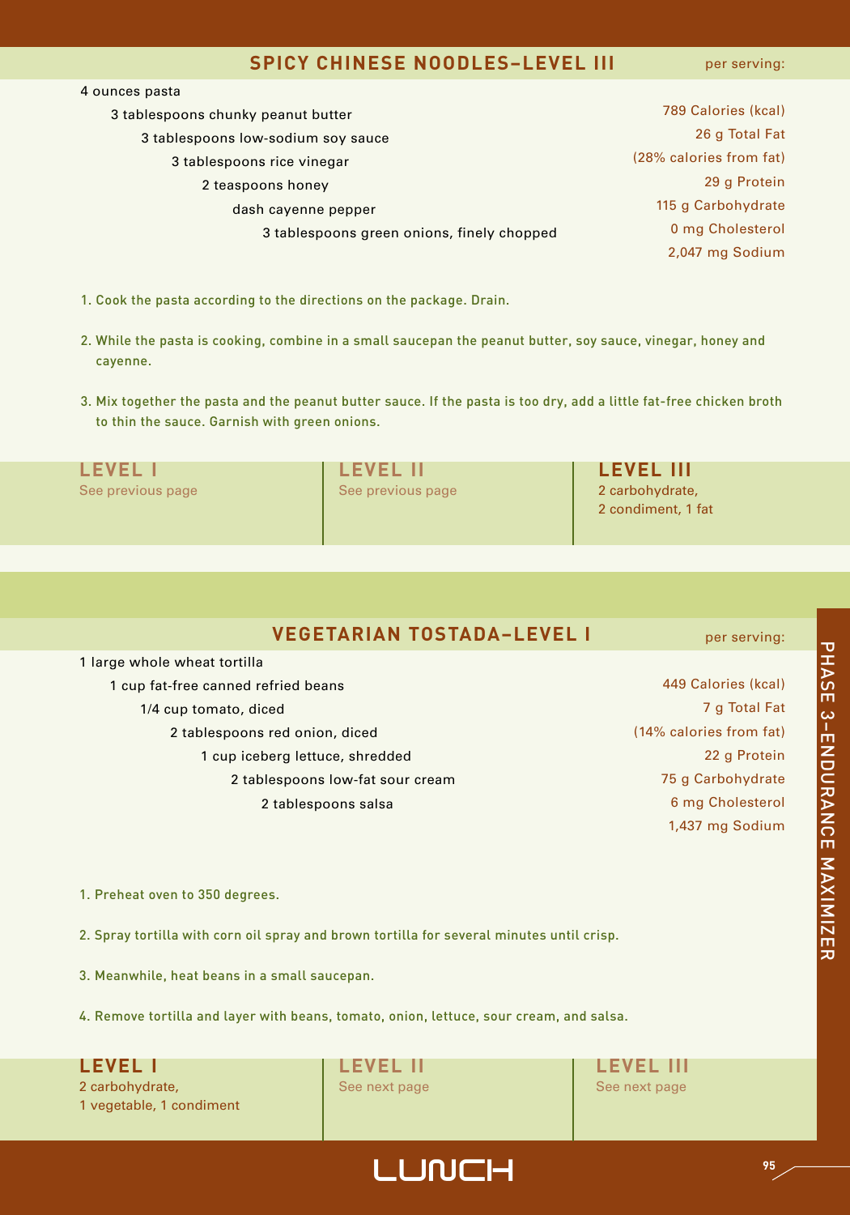## SPICY CHINESE NOODLES–LEVEL III

4 ounces pasta
3 tablespoons chunky peanut butter
3 tablespoons low-sodium soy sauce
3 tablespoons rice vinegar
2 teaspoons honey
dash cayenne pepper
3 tablespoons green onions, finely chopped

per serving:

789 Calories (kcal)
26 g Total Fat
(28% calories from fat)
29 g Protein
115 g Carbohydrate
0 mg Cholesterol
2,047 mg Sodium

1. Cook the pasta according to the directions on the package. Drain.
2. While the pasta is cooking, combine in a small saucepan the peanut butter, soy sauce, vinegar, honey and cayenne.
3. Mix together the pasta and the peanut butter sauce. If the pasta is too dry, add a little fat-free chicken broth to thin the sauce. Garnish with green onions.

| LEVEL I | LEVEL II | LEVEL III |
|---|---|---|
| See previous page | See previous page | 2 carbohydrate, 2 condiment, 1 fat |

## VEGETARIAN TOSTADA–LEVEL I

1 large whole wheat tortilla
1 cup fat-free canned refried beans
1/4 cup tomato, diced
2 tablespoons red onion, diced
1 cup iceberg lettuce, shredded
2 tablespoons low-fat sour cream
2 tablespoons salsa

per serving:

449 Calories (kcal)
7 g Total Fat
(14% calories from fat)
22 g Protein
75 g Carbohydrate
6 mg Cholesterol
1,437 mg Sodium

1. Preheat oven to 350 degrees.
2. Spray tortilla with corn oil spray and brown tortilla for several minutes until crisp.
3. Meanwhile, heat beans in a small saucepan.
4. Remove tortilla and layer with beans, tomato, onion, lettuce, sour cream, and salsa.

| LEVEL I | LEVEL II | LEVEL III |
|---|---|---|
| 2 carbohydrate, 1 vegetable, 1 condiment | See next page | See next page |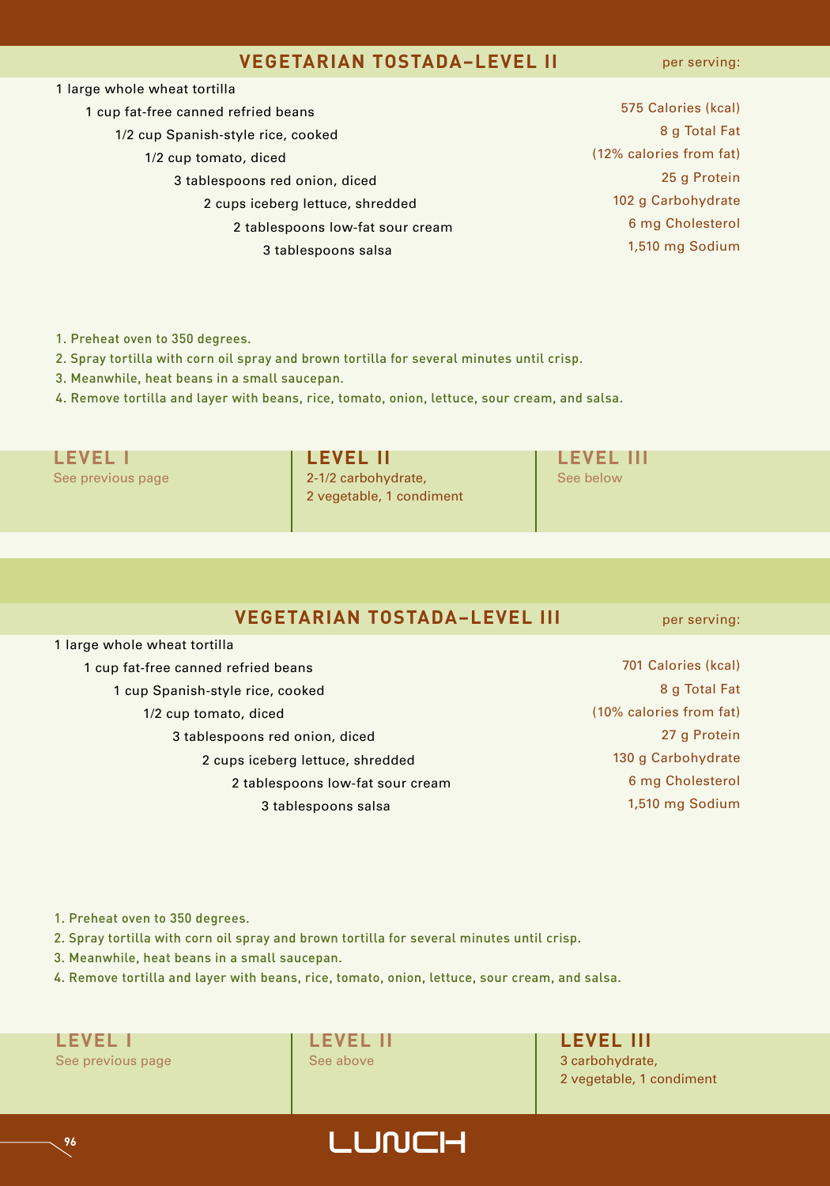## VEGETARIAN TOSTADA–LEVEL II

per serving:

- 1 large whole wheat tortilla
- 1 cup fat-free canned refried beans
- 1/2 cup Spanish-style rice, cooked
- 1/2 cup tomato, diced
- 3 tablespoons red onion, diced
- 2 cups iceberg lettuce, shredded
- 2 tablespoons low-fat sour cream
- 3 tablespoons salsa

575 Calories (kcal)
8 g Total Fat
(12% calories from fat)
25 g Protein
102 g Carbohydrate
6 mg Cholesterol
1,510 mg Sodium

1. Preheat oven to 350 degrees.
2. Spray tortilla with corn oil spray and brown tortilla for several minutes until crisp.
3. Meanwhile, heat beans in a small saucepan.
4. Remove tortilla and layer with beans, rice, tomato, onion, lettuce, sour cream, and salsa.

| LEVEL I | LEVEL II | LEVEL III |
|---|---|---|
| See previous page | 2-1/2 carbohydrate, 2 vegetable, 1 condiment | See below |

## VEGETARIAN TOSTADA–LEVEL III

per serving:

- 1 large whole wheat tortilla
- 1 cup fat-free canned refried beans
- 1 cup Spanish-style rice, cooked
- 1/2 cup tomato, diced
- 3 tablespoons red onion, diced
- 2 cups iceberg lettuce, shredded
- 2 tablespoons low-fat sour cream
- 3 tablespoons salsa

701 Calories (kcal)
8 g Total Fat
(10% calories from fat)
27 g Protein
130 g Carbohydrate
6 mg Cholesterol
1,510 mg Sodium

1. Preheat oven to 350 degrees.
2. Spray tortilla with corn oil spray and brown tortilla for several minutes until crisp.
3. Meanwhile, heat beans in a small saucepan.
4. Remove tortilla and layer with beans, rice, tomato, onion, lettuce, sour cream, and salsa.

| LEVEL I | LEVEL II | LEVEL III |
|---|---|---|
| See previous page | See above | 3 carbohydrate, 2 vegetable, 1 condiment |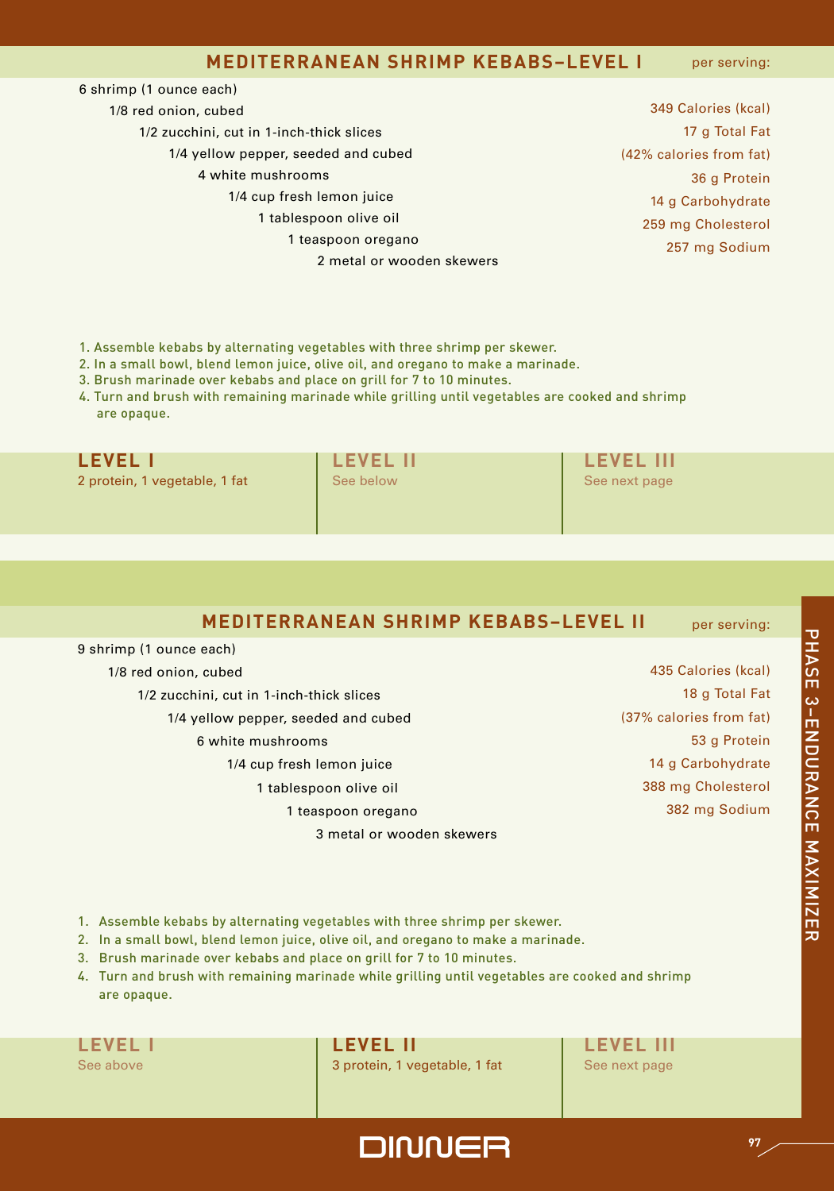## MEDITERRANEAN SHRIMP KEBABS–LEVEL I

6 shrimp (1 ounce each)
1/8 red onion, cubed
1/2 zucchini, cut in 1-inch-thick slices
1/4 yellow pepper, seeded and cubed
4 white mushrooms
1/4 cup fresh lemon juice
1 tablespoon olive oil
1 teaspoon oregano
2 metal or wooden skewers

per serving:

349 Calories (kcal)
17 g Total Fat
(42% calories from fat)
36 g Protein
14 g Carbohydrate
259 mg Cholesterol
257 mg Sodium

1. Assemble kebabs by alternating vegetables with three shrimp per skewer.
2. In a small bowl, blend lemon juice, olive oil, and oregano to make a marinade.
3. Brush marinade over kebabs and place on grill for 7 to 10 minutes.
4. Turn and brush with remaining marinade while grilling until vegetables are cooked and shrimp are opaque.

| LEVEL I | LEVEL II | LEVEL III |
|---|---|---|
| 2 protein, 1 vegetable, 1 fat | See below | See next page |

## MEDITERRANEAN SHRIMP KEBABS–LEVEL II

9 shrimp (1 ounce each)
1/8 red onion, cubed
1/2 zucchini, cut in 1-inch-thick slices
1/4 yellow pepper, seeded and cubed
6 white mushrooms
1/4 cup fresh lemon juice
1 tablespoon olive oil
1 teaspoon oregano
3 metal or wooden skewers

per serving:

435 Calories (kcal)
18 g Total Fat
(37% calories from fat)
53 g Protein
14 g Carbohydrate
388 mg Cholesterol
382 mg Sodium

1. Assemble kebabs by alternating vegetables with three shrimp per skewer.
2. In a small bowl, blend lemon juice, olive oil, and oregano to make a marinade.
3. Brush marinade over kebabs and place on grill for 7 to 10 minutes.
4. Turn and brush with remaining marinade while grilling until vegetables are cooked and shrimp are opaque.

| LEVEL I | LEVEL II | LEVEL III |
|---|---|---|
| See above | 3 protein, 1 vegetable, 1 fat | See next page |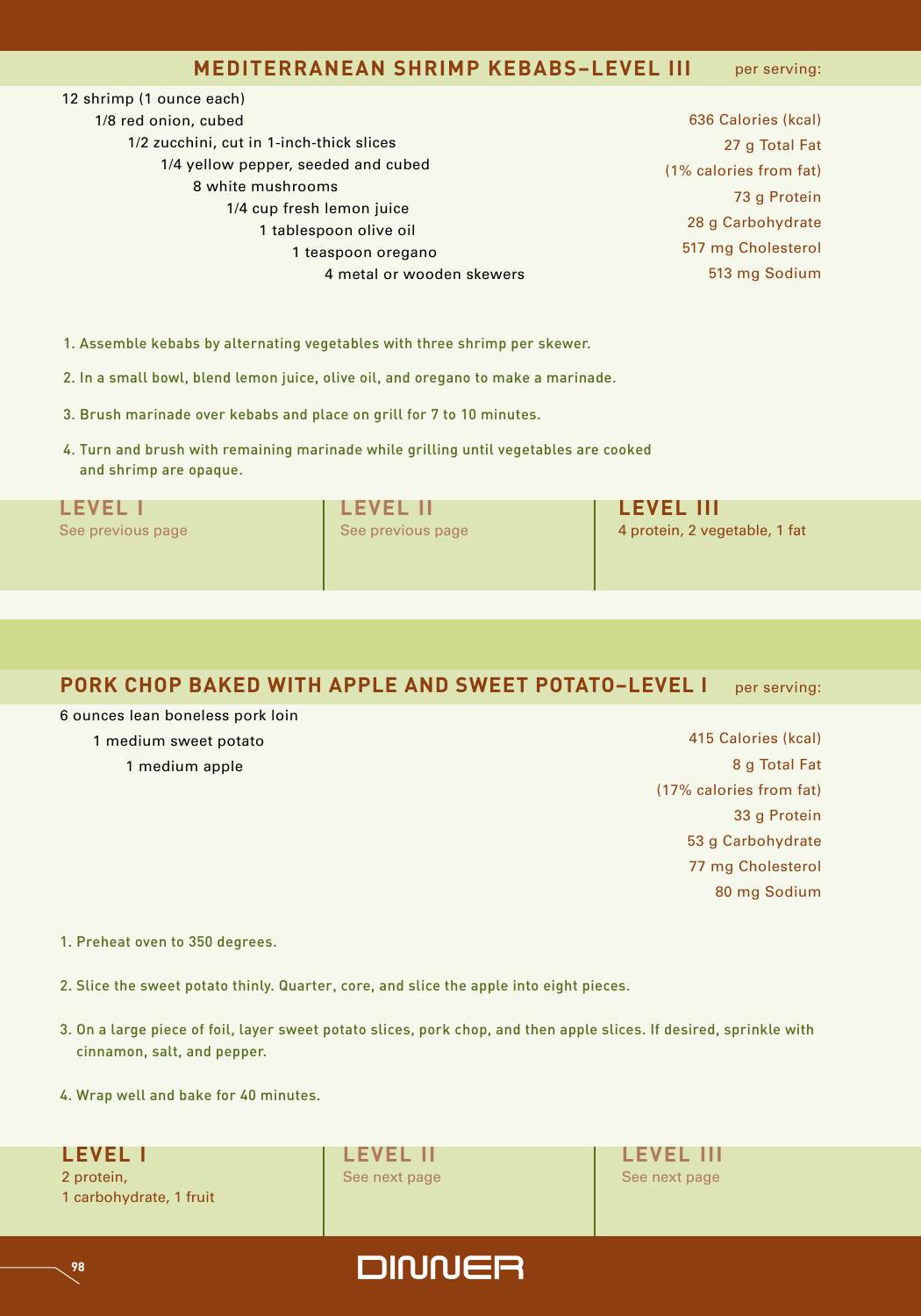## MEDITERRANEAN SHRIMP KEBABS–LEVEL III

per serving:

- 12 shrimp (1 ounce each)
- 1/8 red onion, cubed
- 1/2 zucchini, cut in 1-inch-thick slices
- 1/4 yellow pepper, seeded and cubed
- 8 white mushrooms
- 1/4 cup fresh lemon juice
- 1 tablespoon olive oil
- 1 teaspoon oregano
- 4 metal or wooden skewers

636 Calories (kcal)
27 g Total Fat
(1% calories from fat)
73 g Protein
28 g Carbohydrate
517 mg Cholesterol
513 mg Sodium

1. Assemble kebabs by alternating vegetables with three shrimp per skewer.
2. In a small bowl, blend lemon juice, olive oil, and oregano to make a marinade.
3. Brush marinade over kebabs and place on grill for 7 to 10 minutes.
4. Turn and brush with remaining marinade while grilling until vegetables are cooked and shrimp are opaque.

| LEVEL I | LEVEL II | LEVEL III |
|---|---|---|
| See previous page | See previous page | 4 protein, 2 vegetable, 1 fat |

## PORK CHOP BAKED WITH APPLE AND SWEET POTATO–LEVEL I

per serving:

- 6 ounces lean boneless pork loin
- 1 medium sweet potato
- 1 medium apple

415 Calories (kcal)
8 g Total Fat
(17% calories from fat)
33 g Protein
53 g Carbohydrate
77 mg Cholesterol
80 mg Sodium

1. Preheat oven to 350 degrees.
2. Slice the sweet potato thinly. Quarter, core, and slice the apple into eight pieces.
3. On a large piece of foil, layer sweet potato slices, pork chop, and then apple slices. If desired, sprinkle with cinnamon, salt, and pepper.
4. Wrap well and bake for 40 minutes.

| LEVEL I | LEVEL II | LEVEL III |
|---|---|---|
| 2 protein, 1 carbohydrate, 1 fruit | See next page | See next page |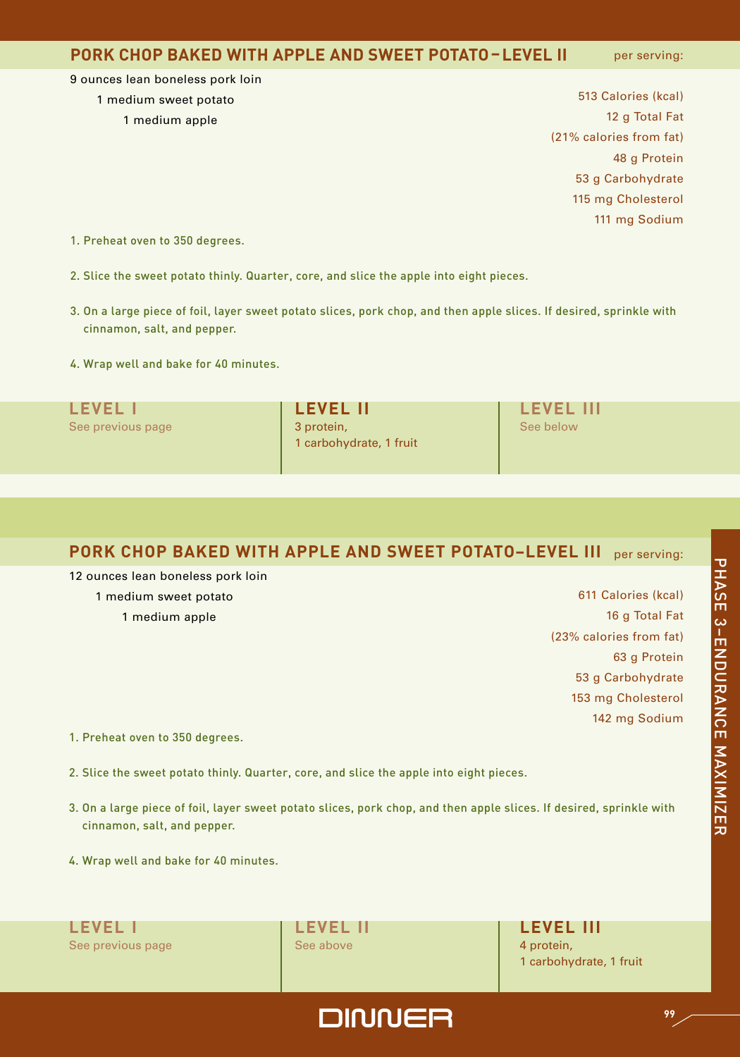## PORK CHOP BAKED WITH APPLE AND SWEET POTATO – LEVEL II

per serving:

9 ounces lean boneless pork loin
1 medium sweet potato
1 medium apple

513 Calories (kcal)
12 g Total Fat
(21% calories from fat)
48 g Protein
53 g Carbohydrate
115 mg Cholesterol
111 mg Sodium

1. Preheat oven to 350 degrees.
2. Slice the sweet potato thinly. Quarter, core, and slice the apple into eight pieces.
3. On a large piece of foil, layer sweet potato slices, pork chop, and then apple slices. If desired, sprinkle with cinnamon, salt, and pepper.
4. Wrap well and bake for 40 minutes.

| LEVEL I | LEVEL II | LEVEL III |
|---|---|---|
| See previous page | 3 protein, 1 carbohydrate, 1 fruit | See below |

## PORK CHOP BAKED WITH APPLE AND SWEET POTATO–LEVEL III

per serving:

12 ounces lean boneless pork loin
1 medium sweet potato
1 medium apple

611 Calories (kcal)
16 g Total Fat
(23% calories from fat)
63 g Protein
53 g Carbohydrate
153 mg Cholesterol
142 mg Sodium

1. Preheat oven to 350 degrees.
2. Slice the sweet potato thinly. Quarter, core, and slice the apple into eight pieces.
3. On a large piece of foil, layer sweet potato slices, pork chop, and then apple slices. If desired, sprinkle with cinnamon, salt, and pepper.
4. Wrap well and bake for 40 minutes.

| LEVEL I | LEVEL II | LEVEL III |
|---|---|---|
| See previous page | See above | 4 protein, 1 carbohydrate, 1 fruit |